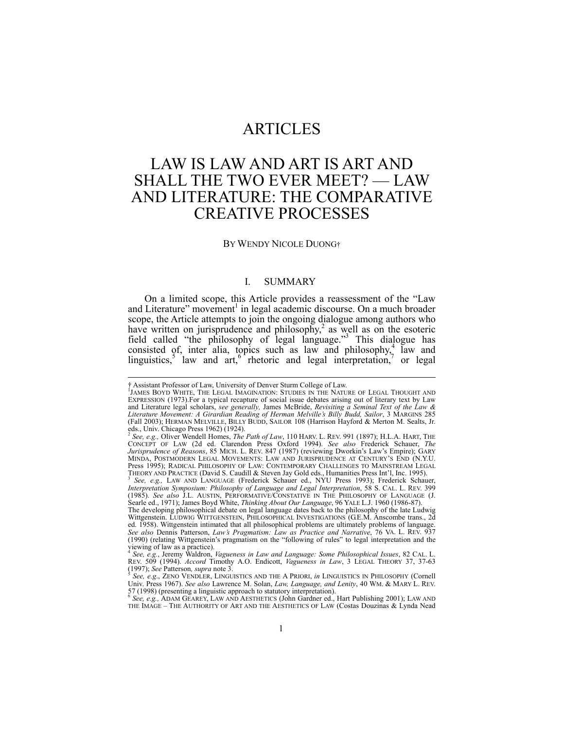# ARTICLES

# LAW IS LAW AND ART IS ART AND SHALL THE TWO EVER MEET? — LAW AND LITERATURE: THE COMPARATIVE CREATIVE PROCESSES

BY WENDY NICOLE DUONG†

## I. SUMMARY

On a limited scope, this Article provides a reassessment of the "Law and Literature" movement[1] in legal academic discourse. On a much broader scope, the Article attempts to join the ongoing dialogue among authors who have written on jurisprudence and philosophy,[2] as well as on the esoteric field called "the philosophy of legal language."[3] This dialogue has consisted of, inter alia, topics such as law and philosophy,[4] law and linguistics,[5] law and art,[6] rhetoric and legal interpretation,[7] or legal

---

† Assistant Professor of Law, University of Denver Sturm College of Law.

[1] JAMES BOYD WHITE, THE LEGAL IMAGINATION: STUDIES IN THE NATURE OF LEGAL THOUGHT AND EXPRESSION (1973).For a typical recapture of social issue debates arising out of literary text by Law and Literature legal scholars, *see generally,* James McBride, *Revisiting a Seminal Text of the Law & Literature Movement: A Girardian Reading of Herman Melville's Billy Budd, Sailor*, 3 MARGINS 285 (Fall 2003); HERMAN MELVILLE, BILLY BUDD, SAILOR 108 (Harrison Hayford & Merton M. Sealts, Jr. eds., Univ. Chicago Press 1962) (1924).

[2] *See, e.g.,* Oliver Wendell Holmes, *The Path of Law*, 110 HARV. L. REV. 991 (1897); H.L.A. HART, THE CONCEPT OF LAW (2d ed. Clarendon Press Oxford 1994). *See also* Frederick Schauer, *The Jurisprudence of Reasons*, 85 MICH. L. REV. 847 (1987) (reviewing Dworkin's Law's Empire); GARY MINDA, POSTMODERN LEGAL MOVEMENTS: LAW AND JURISPRUDENCE AT CENTURY'S END (N.Y.U. Press 1995); RADICAL PHILOSOPHY OF LAW: CONTEMPORARY CHALLENGES TO MAINSTREAM LEGAL THEORY AND PRACTICE (David S. Caudill & Steven Jay Gold eds., Humanities Press Int'l, Inc. 1995).

[3] *See, e.g.,* LAW AND LANGUAGE (Frederick Schauer ed., NYU Press 1993); Frederick Schauer, *Interpretation Symposium: Philosophy of Language and Legal Interpretation*, 58 S. CAL. L. REV. 399 (1985). *See also* J.L. AUSTIN, PERFORMATIVE/CONSTATIVE IN THE PHILOSOPHY OF LANGUAGE (J. Searle ed., 1971); James Boyd White, *Thinking About Our Language*, 96 YALE L.J. 1960 (1986-87). The developing philosophical debate on legal language dates back to the philosophy of the late Ludwig Wittgenstein. LUDWIG WITTGENSTEIN, PHILOSOPHICAL INVESTIGATIONS (G.E.M. Anscombe trans., 2d ed. 1958). Wittgenstein intimated that all philosophical problems are ultimately problems of language. *See also* Dennis Patterson, *Law's Pragmatism: Law as Practice and Narrative*, 76 VA. L. REV. 937 (1990) (relating Wittgenstein's pragmatism on the "following of rules" to legal interpretation and the viewing of law as a practice).

[4] *See, e.g.*, Jeremy Waldron, *Vagueness in Law and Language: Some Philosophical Issues*, 82 CAL. L. REV. 509 (1994). *Accord* Timothy A.O. Endicott, *Vagueness in Law*, 3 LEGAL THEORY 37, 37-63 (1997); *See* Patterson, *supra* note 3.

[5] *See, e.g.*, ZENO VENDLER, LINGUISTICS AND THE A PRIORI, *in* LINGUISTICS IN PHILOSOPHY (Cornell Univ. Press 1967). *See also* Lawrence M. Solan, *Law, Language, and Lenity*, 40 WM. & MARY L. REV. 57 (1998) (presenting a linguistic approach to statutory interpretation).

[6] *See, e.g.,* ADAM GEAREY, LAW AND AESTHETICS (John Gardner ed., Hart Publishing 2001); LAW AND THE IMAGE – THE AUTHORITY OF ART AND THE AESTHETICS OF LAW (Costas Douzinas & Lynda Nead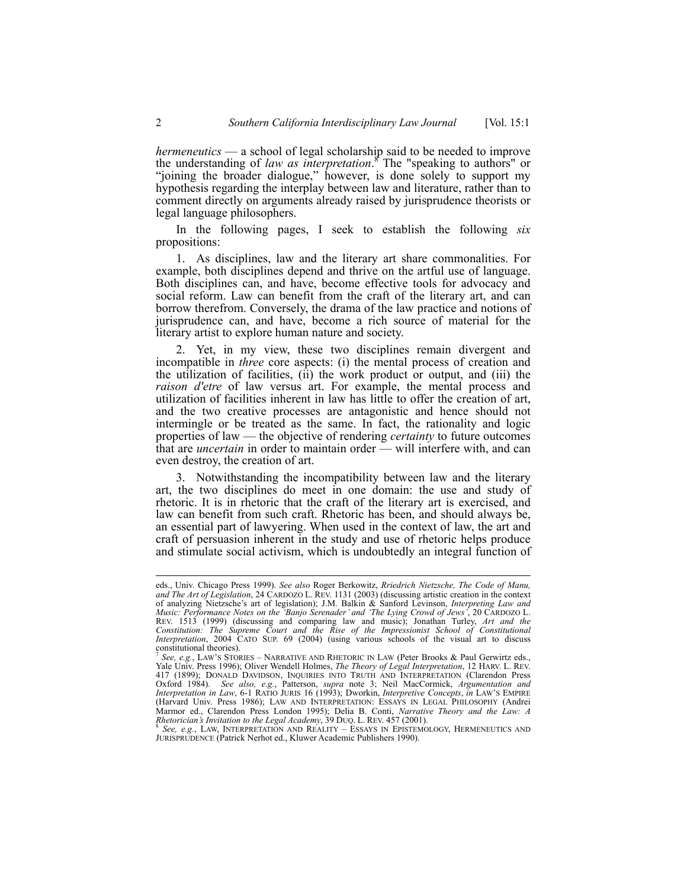*hermeneutics* — a school of legal scholarship said to be needed to improve the understanding of *law as interpretation*.[8] The "speaking to authors" or "joining the broader dialogue," however, is done solely to support my hypothesis regarding the interplay between law and literature, rather than to comment directly on arguments already raised by jurisprudence theorists or legal language philosophers.

In the following pages, I seek to establish the following *six* propositions:

1. As disciplines, law and the literary art share commonalities. For example, both disciplines depend and thrive on the artful use of language. Both disciplines can, and have, become effective tools for advocacy and social reform. Law can benefit from the craft of the literary art, and can borrow therefrom. Conversely, the drama of the law practice and notions of jurisprudence can, and have, become a rich source of material for the literary artist to explore human nature and society.

2. Yet, in my view, these two disciplines remain divergent and incompatible in *three* core aspects: (i) the mental process of creation and the utilization of facilities, (ii) the work product or output, and (iii) the *raison d'etre* of law versus art. For example, the mental process and utilization of facilities inherent in law has little to offer the creation of art, and the two creative processes are antagonistic and hence should not intermingle or be treated as the same. In fact, the rationality and logic properties of law — the objective of rendering *certainty* to future outcomes that are *uncertain* in order to maintain order — will interfere with, and can even destroy, the creation of art.

3. Notwithstanding the incompatibility between law and the literary art, the two disciplines do meet in one domain: the use and study of rhetoric. It is in rhetoric that the craft of the literary art is exercised, and law can benefit from such craft. Rhetoric has been, and should always be, an essential part of lawyering. When used in the context of law, the art and craft of persuasion inherent in the study and use of rhetoric helps produce and stimulate social activism, which is undoubtedly an integral function of

---

eds., Univ. Chicago Press 1999). *See also* Roger Berkowitz, *Rriedrich Nietzsche, The Code of Manu, and The Art of Legislation*, 24 CARDOZO L. REV. 1131 (2003) (discussing artistic creation in the context of analyzing Nietzsche's art of legislation); J.M. Balkin & Sanford Levinson, *Interpreting Law and Music: Performance Notes on the 'Banjo Serenader' and 'The Lying Crowd of Jews'*, 20 CARDOZO L. REV. 1513 (1999) (discussing and comparing law and music); Jonathan Turley, *Art and the Constitution: The Supreme Court and the Rise of the Impressionist School of Constitutional Interpretation*, 2004 CATO SUP. 69 (2004) (using various schools of the visual art to discuss constitutional theories).

[7] *See, e.g.*, LAW'S STORIES – NARRATIVE AND RHETORIC IN LAW (Peter Brooks & Paul Gerwirtz eds., Yale Univ. Press 1996); Oliver Wendell Holmes, *The Theory of Legal Interpretation*, 12 HARV. L. REV. 417 (1899); DONALD DAVIDSON, INQUIRIES INTO TRUTH AND INTERPRETATION (Clarendon Press Oxford 1984). *See also, e.g.*, Patterson, *supra* note 3; Neil MacCormick, *Argumentation and Interpretation in Law*, 6-1 RATIO JURIS 16 (1993); Dworkin, *Interpretive Concepts*, *in* LAW'S EMPIRE (Harvard Univ. Press 1986); LAW AND INTERPRETATION: ESSAYS IN LEGAL PHILOSOPHY (Andrei Marmor ed., Clarendon Press London 1995); Delia B. Conti, *Narrative Theory and the Law: A Rhetorician's Invitation to the Legal Academy*, 39 DUQ. L. REV. 457 (2001).

[8] *See, e.g.*, LAW, INTERPRETATION AND REALITY – ESSAYS IN EPISTEMOLOGY, HERMENEUTICS AND JURISPRUDENCE (Patrick Nerhot ed., Kluwer Academic Publishers 1990).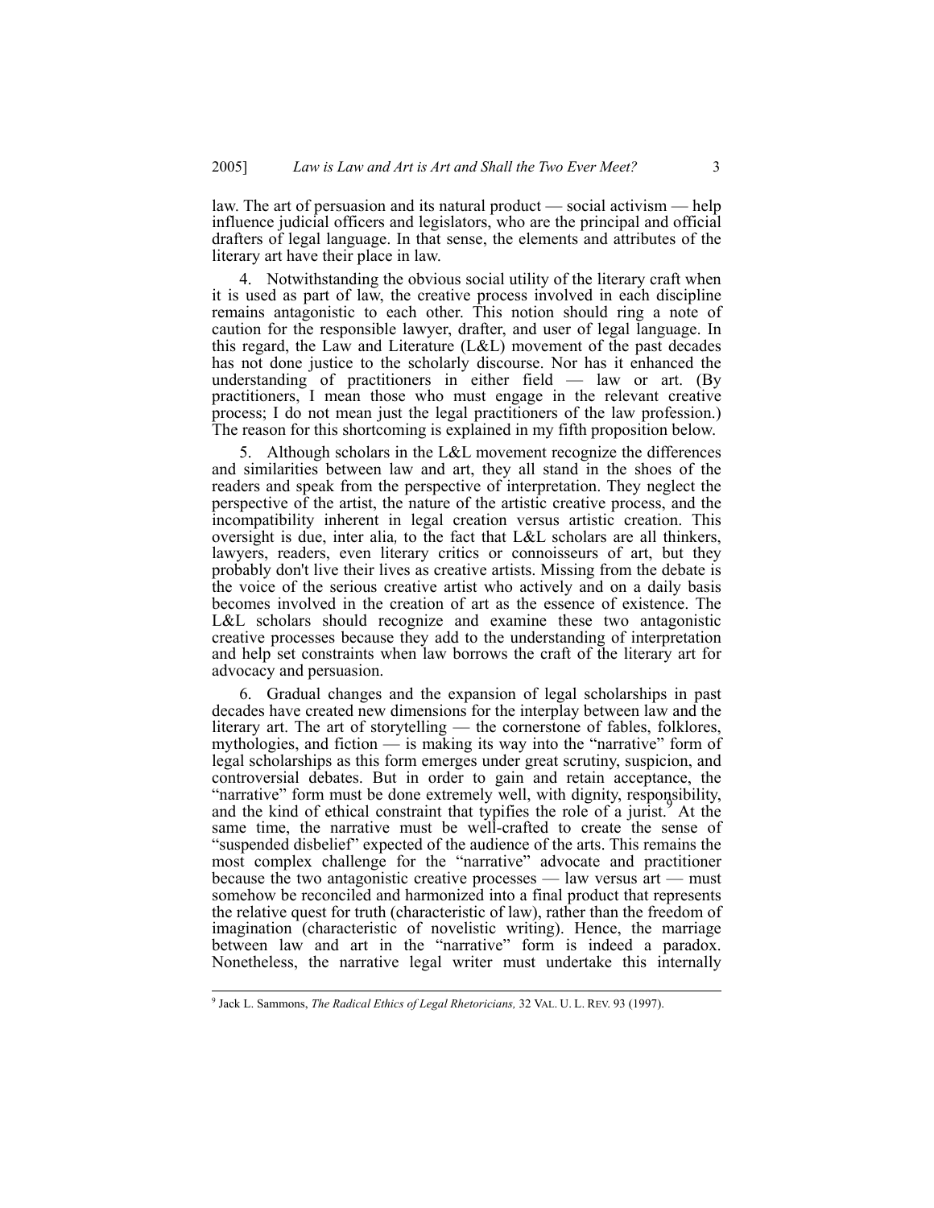law. The art of persuasion and its natural product — social activism — help influence judicial officers and legislators, who are the principal and official drafters of legal language. In that sense, the elements and attributes of the literary art have their place in law.

4. Notwithstanding the obvious social utility of the literary craft when it is used as part of law, the creative process involved in each discipline remains antagonistic to each other. This notion should ring a note of caution for the responsible lawyer, drafter, and user of legal language. In this regard, the Law and Literature (L&L) movement of the past decades has not done justice to the scholarly discourse. Nor has it enhanced the understanding of practitioners in either field — law or art. (By practitioners, I mean those who must engage in the relevant creative process; I do not mean just the legal practitioners of the law profession.) The reason for this shortcoming is explained in my fifth proposition below.

5. Although scholars in the L&L movement recognize the differences and similarities between law and art, they all stand in the shoes of the readers and speak from the perspective of interpretation. They neglect the perspective of the artist, the nature of the artistic creative process, and the incompatibility inherent in legal creation versus artistic creation. This oversight is due, *inter alia*, to the fact that L&L scholars are all thinkers, lawyers, readers, even literary critics or connoisseurs of art, but they probably don't live their lives as creative artists. Missing from the debate is the voice of the serious creative artist who actively and on a daily basis becomes involved in the creation of art as the essence of existence. The L&L scholars should recognize and examine these two antagonistic creative processes because they add to the understanding of interpretation and help set constraints when law borrows the craft of the literary art for advocacy and persuasion.

6. Gradual changes and the expansion of legal scholarships in past decades have created new dimensions for the interplay between law and the literary art. The art of storytelling — the cornerstone of fables, folklores, mythologies, and fiction — is making its way into the "narrative" form of legal scholarships as this form emerges under great scrutiny, suspicion, and controversial debates. But in order to gain and retain acceptance, the "narrative" form must be done extremely well, with dignity, responsibility, and the kind of ethical constraint that typifies the role of a jurist.[9] At the same time, the narrative must be well-crafted to create the sense of "suspended disbelief" expected of the audience of the arts. This remains the most complex challenge for the "narrative" advocate and practitioner because the two antagonistic creative processes — law versus art — must somehow be reconciled and harmonized into a final product that represents the relative quest for truth (characteristic of law), rather than the freedom of imagination (characteristic of novelistic writing). Hence, the marriage between law and art in the "narrative" form is indeed a paradox. Nonetheless, the narrative legal writer must undertake this internally

---

[9] Jack L. Sammons, *The Radical Ethics of Legal Rhetoricians,* 32 VAL. U. L. REV. 93 (1997).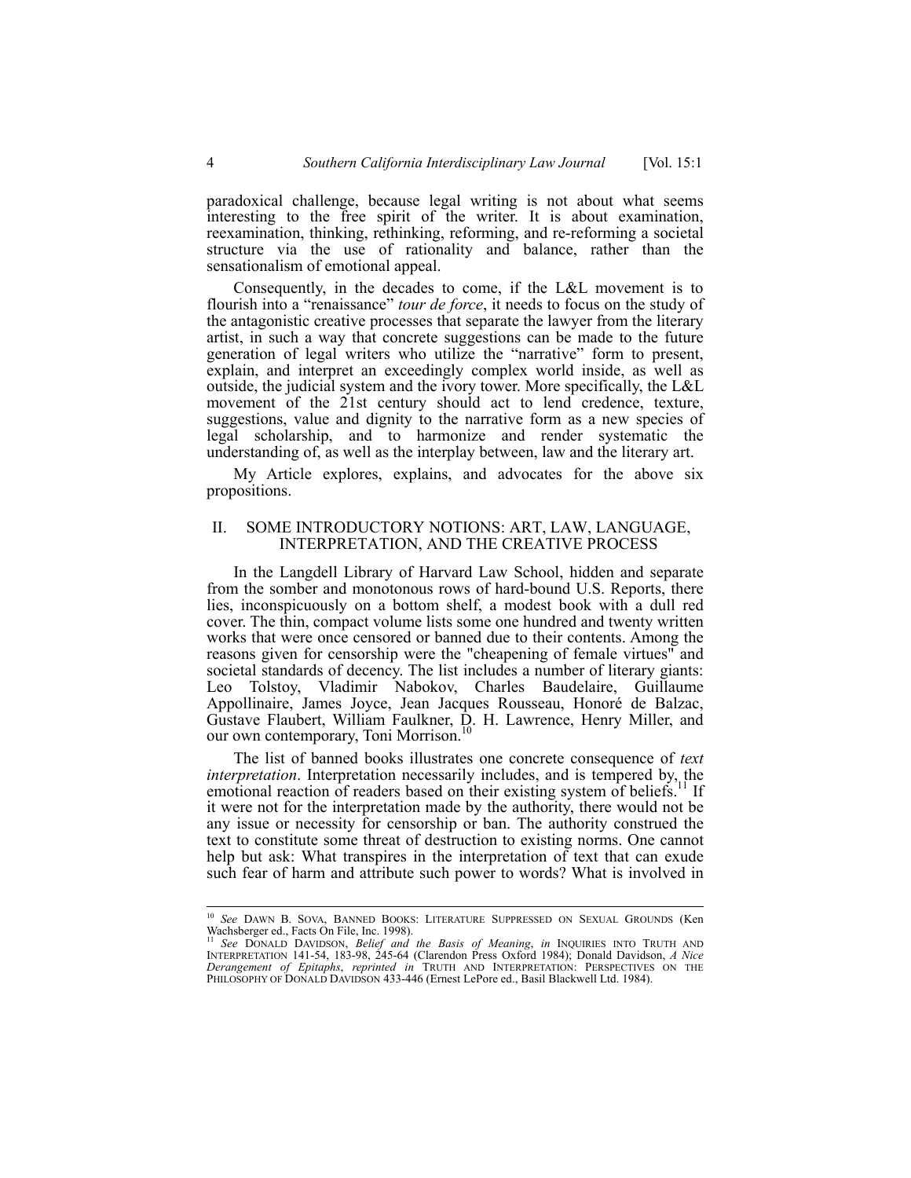paradoxical challenge, because legal writing is not about what seems interesting to the free spirit of the writer. It is about examination, reexamination, thinking, rethinking, reforming, and re-reforming a societal structure via the use of rationality and balance, rather than the sensationalism of emotional appeal.

Consequently, in the decades to come, if the L&L movement is to flourish into a "renaissance" *tour de force*, it needs to focus on the study of the antagonistic creative processes that separate the lawyer from the literary artist, in such a way that concrete suggestions can be made to the future generation of legal writers who utilize the "narrative" form to present, explain, and interpret an exceedingly complex world inside, as well as outside, the judicial system and the ivory tower. More specifically, the L&L movement of the 21st century should act to lend credence, texture, suggestions, value and dignity to the narrative form as a new species of legal scholarship, and to harmonize and render systematic the understanding of, as well as the interplay between, law and the literary art.

My Article explores, explains, and advocates for the above six propositions.

## II. SOME INTRODUCTORY NOTIONS: ART, LAW, LANGUAGE, INTERPRETATION, AND THE CREATIVE PROCESS

In the Langdell Library of Harvard Law School, hidden and separate from the somber and monotonous rows of hard-bound U.S. Reports, there lies, inconspicuously on a bottom shelf, a modest book with a dull red cover. The thin, compact volume lists some one hundred and twenty written works that were once censored or banned due to their contents. Among the reasons given for censorship were the "cheapening of female virtues" and societal standards of decency. The list includes a number of literary giants: Leo Tolstoy, Vladimir Nabokov, Charles Baudelaire, Guillaume Appollinaire, James Joyce, Jean Jacques Rousseau, Honoré de Balzac, Gustave Flaubert, William Faulkner, D. H. Lawrence, Henry Miller, and our own contemporary, Toni Morrison.[10]

The list of banned books illustrates one concrete consequence of *text interpretation*. Interpretation necessarily includes, and is tempered by, the emotional reaction of readers based on their existing system of beliefs.[11] If it were not for the interpretation made by the authority, there would not be any issue or necessity for censorship or ban. The authority construed the text to constitute some threat of destruction to existing norms. One cannot help but ask: What transpires in the interpretation of text that can exude such fear of harm and attribute such power to words? What is involved in

---

[10] *See* DAWN B. SOVA, BANNED BOOKS: LITERATURE SUPPRESSED ON SEXUAL GROUNDS (Ken Wachsberger ed., Facts On File, Inc. 1998).

[11] *See* DONALD DAVIDSON, *Belief and the Basis of Meaning*, *in* INQUIRIES INTO TRUTH AND INTERPRETATION 141-54, 183-98, 245-64 (Clarendon Press Oxford 1984); Donald Davidson, *A Nice Derangement of Epitaphs*, *reprinted in* TRUTH AND INTERPRETATION: PERSPECTIVES ON THE PHILOSOPHY OF DONALD DAVIDSON 433-446 (Ernest LePore ed., Basil Blackwell Ltd. 1984).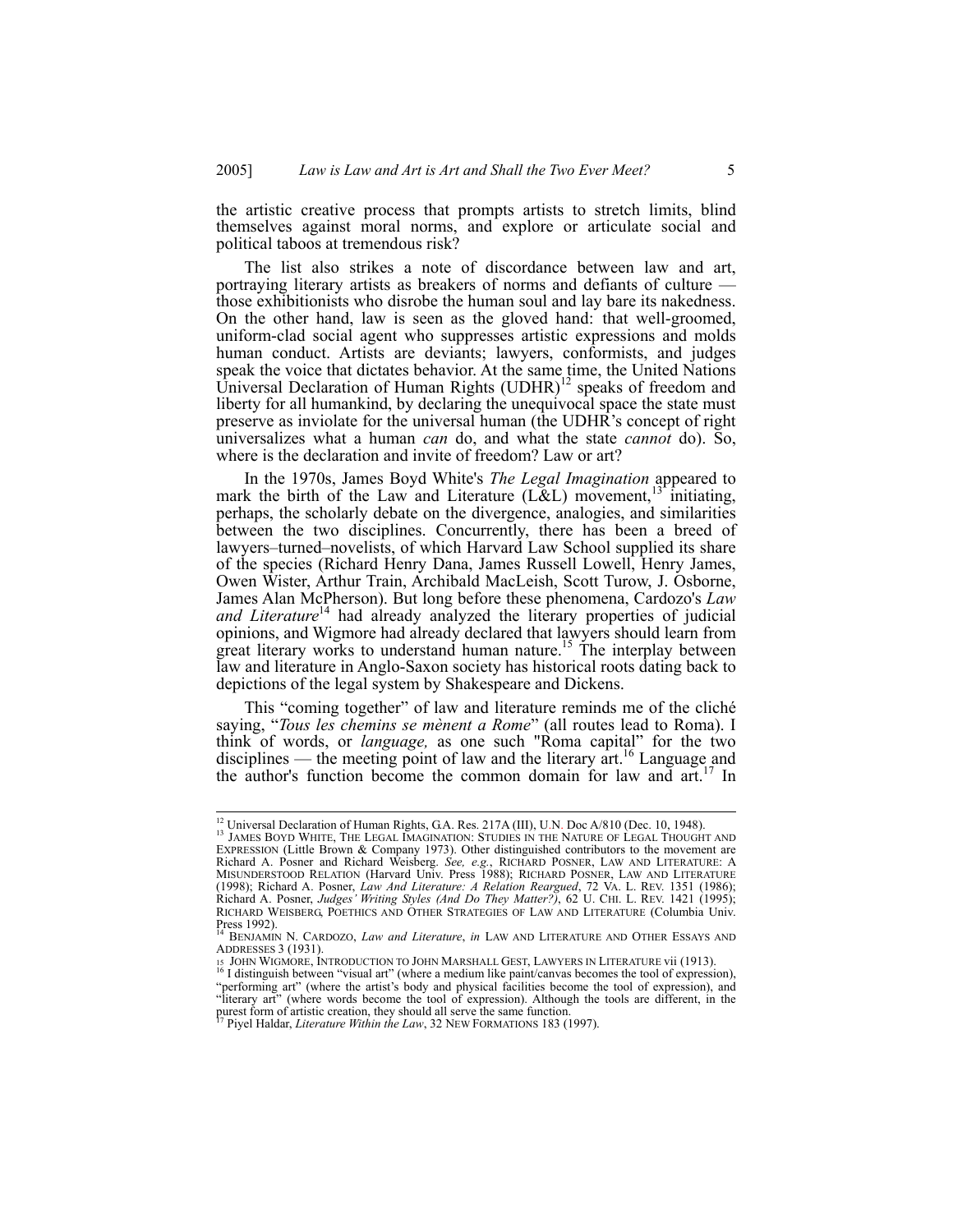the artistic creative process that prompts artists to stretch limits, blind themselves against moral norms, and explore or articulate social and political taboos at tremendous risk?

The list also strikes a note of discordance between law and art, portraying literary artists as breakers of norms and defiants of culture — those exhibitionists who disrobe the human soul and lay bare its nakedness. On the other hand, law is seen as the gloved hand: that well-groomed, uniform-clad social agent who suppresses artistic expressions and molds human conduct. Artists are deviants; lawyers, conformists, and judges speak the voice that dictates behavior. At the same time, the United Nations Universal Declaration of Human Rights (UDHR)[12] speaks of freedom and liberty for all humankind, by declaring the unequivocal space the state must preserve as inviolate for the universal human (the UDHR's concept of right universalizes what a human *can* do, and what the state *cannot* do). So, where is the declaration and invite of freedom? Law or art?

In the 1970s, James Boyd White's *The Legal Imagination* appeared to mark the birth of the Law and Literature (L&L) movement,[13] initiating, perhaps, the scholarly debate on the divergence, analogies, and similarities between the two disciplines. Concurrently, there has been a breed of lawyers–turned–novelists, of which Harvard Law School supplied its share of the species (Richard Henry Dana, James Russell Lowell, Henry James, Owen Wister, Arthur Train, Archibald MacLeish, Scott Turow, J. Osborne, James Alan McPherson). But long before these phenomena, Cardozo's *Law and Literature*[14] had already analyzed the literary properties of judicial opinions, and Wigmore had already declared that lawyers should learn from great literary works to understand human nature.[15] The interplay between law and literature in Anglo-Saxon society has historical roots dating back to depictions of the legal system by Shakespeare and Dickens.

This "coming together" of law and literature reminds me of the cliché saying, "*Tous les chemins se mènent a Rome*" (all routes lead to Roma). I think of words, or *language,* as one such "Roma capital" for the two disciplines — the meeting point of law and the literary art.[16] Language and the author's function become the common domain for law and art.[17] In

---

[12] Universal Declaration of Human Rights, G.A. Res. 217A (III), U.N. Doc A/810 (Dec. 10, 1948).

[13] JAMES BOYD WHITE, THE LEGAL IMAGINATION: STUDIES IN THE NATURE OF LEGAL THOUGHT AND EXPRESSION (Little Brown & Company 1973). Other distinguished contributors to the movement are Richard A. Posner and Richard Weisberg. *See, e.g.*, RICHARD POSNER, LAW AND LITERATURE: A MISUNDERSTOOD RELATION (Harvard Univ. Press 1988); RICHARD POSNER, LAW AND LITERATURE (1998); Richard A. Posner, *Law And Literature: A Relation Reargued*, 72 VA. L. REV. 1351 (1986); Richard A. Posner, *Judges' Writing Styles (And Do They Matter?)*, 62 U. CHI. L. REV. 1421 (1995); RICHARD WEISBERG, POETHICS AND OTHER STRATEGIES OF LAW AND LITERATURE (Columbia Univ. Press 1992).

[14] BENJAMIN N. CARDOZO, *Law and Literature*, *in* LAW AND LITERATURE AND OTHER ESSAYS AND ADDRESSES 3 (1931).

[15] JOHN WIGMORE, INTRODUCTION TO JOHN MARSHALL GEST, LAWYERS IN LITERATURE vii (1913).

[16] I distinguish between "visual art" (where a medium like paint/canvas becomes the tool of expression), "performing art" (where the artist's body and physical facilities become the tool of expression), and "literary art" (where words become the tool of expression). Although the tools are different, in the purest form of artistic creation, they should all serve the same function.

[17] Piyel Haldar, *Literature Within the Law*, 32 NEW FORMATIONS 183 (1997).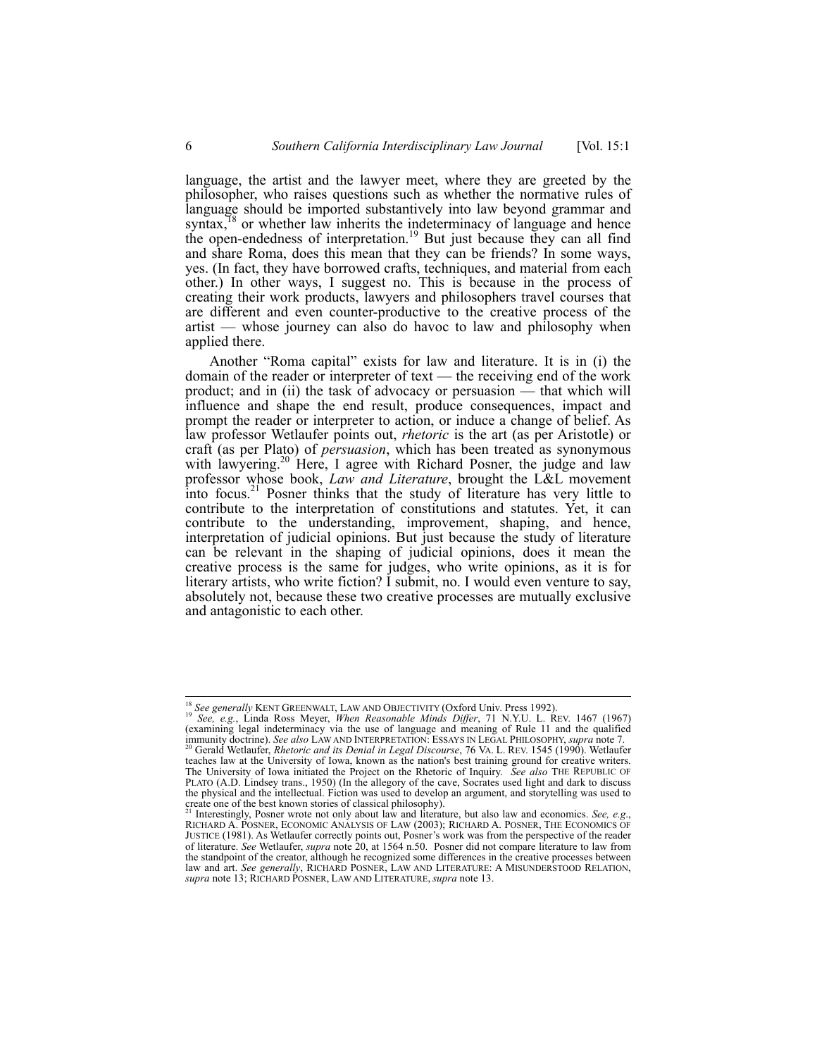language, the artist and the lawyer meet, where they are greeted by the philosopher, who raises questions such as whether the normative rules of language should be imported substantively into law beyond grammar and syntax,[18] or whether law inherits the indeterminacy of language and hence the open-endedness of interpretation.[19] But just because they can all find and share Roma, does this mean that they can be friends? In some ways, yes. (In fact, they have borrowed crafts, techniques, and material from each other.) In other ways, I suggest no. This is because in the process of creating their work products, lawyers and philosophers travel courses that are different and even counter-productive to the creative process of the artist — whose journey can also do havoc to law and philosophy when applied there.

Another "Roma capital" exists for law and literature. It is in (i) the domain of the reader or interpreter of text — the receiving end of the work product; and in (ii) the task of advocacy or persuasion — that which will influence and shape the end result, produce consequences, impact and prompt the reader or interpreter to action, or induce a change of belief. As law professor Wetlaufer points out, *rhetoric* is the art (as per Aristotle) or craft (as per Plato) of *persuasion*, which has been treated as synonymous with lawyering.[20] Here, I agree with Richard Posner, the judge and law professor whose book, *Law and Literature*, brought the L&L movement into focus.[21] Posner thinks that the study of literature has very little to contribute to the interpretation of constitutions and statutes. Yet, it can contribute to the understanding, improvement, shaping, and hence, interpretation of judicial opinions. But just because the study of literature can be relevant in the shaping of judicial opinions, does it mean the creative process is the same for judges, who write opinions, as it is for literary artists, who write fiction? I submit, no. I would even venture to say, absolutely not, because these two creative processes are mutually exclusive and antagonistic to each other.

---

[18] *See generally* KENT GREENWALT, LAW AND OBJECTIVITY (Oxford Univ. Press 1992).

[19] *See, e.g.*, Linda Ross Meyer, *When Reasonable Minds Differ*, 71 N.Y.U. L. REV. 1467 (1967) (examining legal indeterminacy via the use of language and meaning of Rule 11 and the qualified immunity doctrine). *See also* LAW AND INTERPRETATION: ESSAYS IN LEGAL PHILOSOPHY, *supra* note 7.

[20] Gerald Wetlaufer, *Rhetoric and its Denial in Legal Discourse*, 76 VA. L. REV. 1545 (1990). Wetlaufer teaches law at the University of Iowa, known as the nation's best training ground for creative writers. The University of Iowa initiated the Project on the Rhetoric of Inquiry. *See also* THE REPUBLIC OF PLATO (A.D. Lindsey trans., 1950) (In the allegory of the cave, Socrates used light and dark to discuss the physical and the intellectual. Fiction was used to develop an argument, and storytelling was used to create one of the best known stories of classical philosophy).

[21] Interestingly, Posner wrote not only about law and literature, but also law and economics. *See, e.g.*, RICHARD A. POSNER, ECONOMIC ANALYSIS OF LAW (2003); RICHARD A. POSNER, THE ECONOMICS OF JUSTICE (1981). As Wetlaufer correctly points out, Posner's work was from the perspective of the reader of literature. *See* Wetlaufer, *supra* note 20, at 1564 n.50. Posner did not compare literature to law from the standpoint of the creator, although he recognized some differences in the creative processes between law and art. *See generally*, RICHARD POSNER, LAW AND LITERATURE: A MISUNDERSTOOD RELATION, *supra* note 13; RICHARD POSNER, LAW AND LITERATURE, *supra* note 13.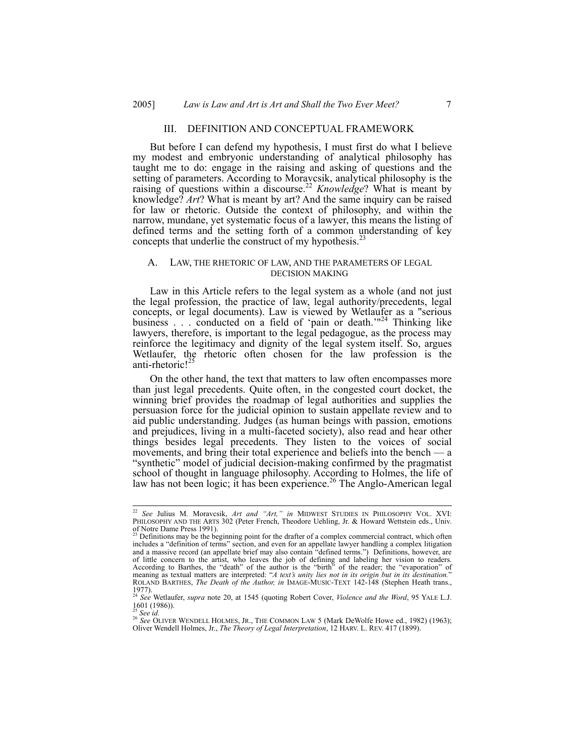## III. DEFINITION AND CONCEPTUAL FRAMEWORK

But before I can defend my hypothesis, I must first do what I believe my modest and embryonic understanding of analytical philosophy has taught me to do: engage in the raising and asking of questions and the setting of parameters. According to Moravcsik, analytical philosophy is the raising of questions within a discourse.[22] *Knowledge*? What is meant by knowledge? *Art*? What is meant by art? And the same inquiry can be raised for law or rhetoric. Outside the context of philosophy, and within the narrow, mundane, yet systematic focus of a lawyer, this means the listing of defined terms and the setting forth of a common understanding of key concepts that underlie the construct of my hypothesis.[23]

### A. LAW, THE RHETORIC OF LAW, AND THE PARAMETERS OF LEGAL DECISION MAKING

Law in this Article refers to the legal system as a whole (and not just the legal profession, the practice of law, legal authority/precedents, legal concepts, or legal documents). Law is viewed by Wetlaufer as a "serious business . . . conducted on a field of 'pain or death.'"[24] Thinking like lawyers, therefore, is important to the legal pedagogue, as the process may reinforce the legitimacy and dignity of the legal system itself. So, argues Wetlaufer, the rhetoric often chosen for the law profession is the anti-rhetoric![25]

On the other hand, the text that matters to law often encompasses more than just legal precedents. Quite often, in the congested court docket, the winning brief provides the roadmap of legal authorities and supplies the persuasion force for the judicial opinion to sustain appellate review and to aid public understanding. Judges (as human beings with passion, emotions and prejudices, living in a multi-faceted society), also read and hear other things besides legal precedents. They listen to the voices of social movements, and bring their total experience and beliefs into the bench — a "synthetic" model of judicial decision-making confirmed by the pragmatist school of thought in language philosophy. According to Holmes, the life of law has not been logic; it has been experience.[26] The Anglo-American legal

---

[22] *See* Julius M. Moravcsik, *Art and "Art," in* MIDWEST STUDIES IN PHILOSOPHY VOL. XVI: PHILOSOPHY AND THE ARTS 302 (Peter French, Theodore Uehling, Jr. & Howard Wettstein eds., Univ. of Notre Dame Press 1991).

[23] Definitions may be the beginning point for the drafter of a complex commercial contract, which often includes a "definition of terms" section, and even for an appellate lawyer handling a complex litigation and a massive record (an appellate brief may also contain "defined terms.") Definitions, however, are of little concern to the artist, who leaves the job of defining and labeling her vision to readers. According to Barthes, the "death" of the author is the "birth" of the reader; the "evaporation" of meaning as textual matters are interpreted: "*A text's unity lies not in its origin but in its destination.*" ROLAND BARTHES, *The Death of the Author, in* IMAGE-MUSIC-TEXT 142-148 (Stephen Heath trans., 1977).

[24] *See* Wetlaufer, *supra* note 20, at 1545 (quoting Robert Cover, *Violence and the Word*, 95 YALE L.J. 1601 (1986)).

[25] *See id.*

[26] *See* OLIVER WENDELL HOLMES, JR., THE COMMON LAW 5 (Mark DeWolfe Howe ed., 1982) (1963); Oliver Wendell Holmes, Jr., *The Theory of Legal Interpretation*, 12 HARV. L. REV. 417 (1899).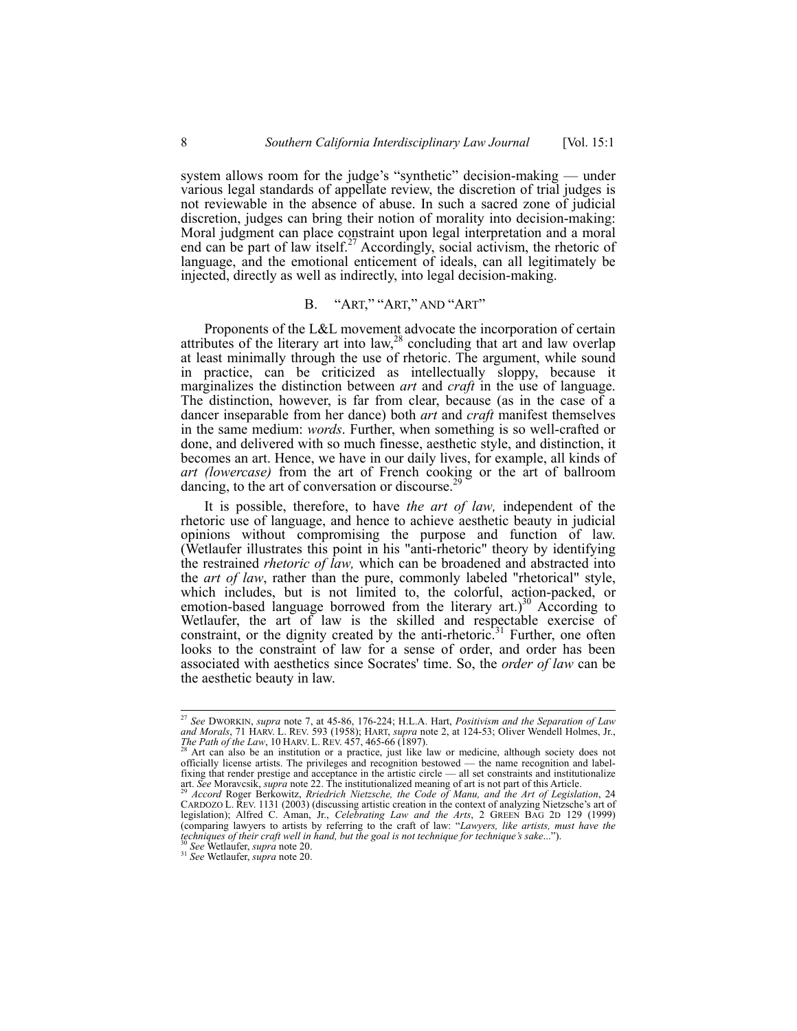system allows room for the judge's "synthetic" decision-making — under various legal standards of appellate review, the discretion of trial judges is not reviewable in the absence of abuse. In such a sacred zone of judicial discretion, judges can bring their notion of morality into decision-making: Moral judgment can place constraint upon legal interpretation and a moral end can be part of law itself.[27] Accordingly, social activism, the rhetoric of language, and the emotional enticement of ideals, can all legitimately be injected, directly as well as indirectly, into legal decision-making.

### B. "ART," "ART," AND "ART"

Proponents of the L&L movement advocate the incorporation of certain attributes of the literary art into law,[28] concluding that art and law overlap at least minimally through the use of rhetoric. The argument, while sound in practice, can be criticized as intellectually sloppy, because it marginalizes the distinction between *art* and *craft* in the use of language. The distinction, however, is far from clear, because (as in the case of a dancer inseparable from her dance) both *art* and *craft* manifest themselves in the same medium: *words*. Further, when something is so well-crafted or done, and delivered with so much finesse, aesthetic style, and distinction, it becomes an art. Hence, we have in our daily lives, for example, all kinds of *art (lowercase)* from the art of French cooking or the art of ballroom dancing, to the art of conversation or discourse.[29]

It is possible, therefore, to have *the art of law,* independent of the rhetoric use of language, and hence to achieve aesthetic beauty in judicial opinions without compromising the purpose and function of law. (Wetlaufer illustrates this point in his "anti-rhetoric" theory by identifying the restrained *rhetoric of law,* which can be broadened and abstracted into the *art of law*, rather than the pure, commonly labeled "rhetorical" style, which includes, but is not limited to, the colorful, action-packed, or emotion-based language borrowed from the literary art.)[30] According to Wetlaufer, the art of law is the skilled and respectable exercise of constraint, or the dignity created by the anti-rhetoric.[31] Further, one often looks to the constraint of law for a sense of order, and order has been associated with aesthetics since Socrates' time. So, the *order of law* can be the aesthetic beauty in law.

---

[27] *See* DWORKIN, *supra* note 7, at 45-86, 176-224; H.L.A. Hart, *Positivism and the Separation of Law and Morals*, 71 HARV. L. REV. 593 (1958); HART, *supra* note 2, at 124-53; Oliver Wendell Holmes, Jr., *The Path of the Law*, 10 HARV. L. REV. 457, 465-66 (1897).

[28] Art can also be an institution or a practice, just like law or medicine, although society does not officially license artists. The privileges and recognition bestowed — the name recognition and label-fixing that render prestige and acceptance in the artistic circle — all set constraints and institutionalize art. *See* Moravcsik, *supra* note 22. The institutionalized meaning of art is not part of this Article.

[29] *Accord* Roger Berkowitz, *Rriedrich Nietzsche, the Code of Manu, and the Art of Legislation*, 24 CARDOZO L. REV. 1131 (2003) (discussing artistic creation in the context of analyzing Nietzsche's art of legislation); Alfred C. Aman, Jr., *Celebrating Law and the Arts*, 2 GREEN BAG 2D 129 (1999) (comparing lawyers to artists by referring to the craft of law: "*Lawyers, like artists, must have the techniques of their craft well in hand, but the goal is not technique for technique's sake*...").

[30] *See* Wetlaufer, *supra* note 20.

[31] *See* Wetlaufer, *supra* note 20.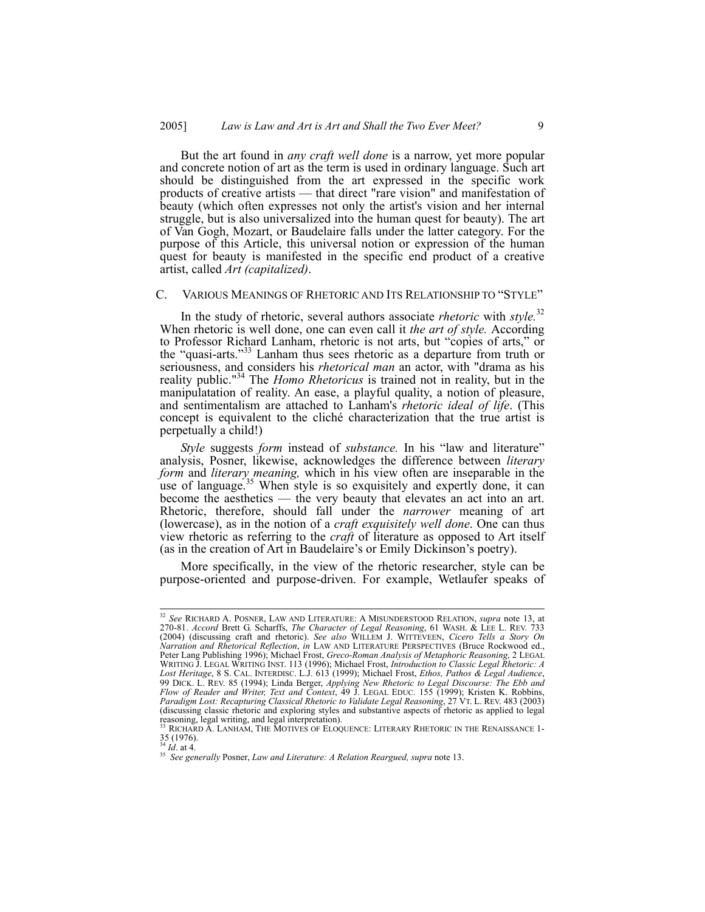But the art found in *any craft well done* is a narrow, yet more popular and concrete notion of art as the term is used in ordinary language. Such art should be distinguished from the art expressed in the specific work products of creative artists — that direct "rare vision" and manifestation of beauty (which often expresses not only the artist's vision and her internal struggle, but is also universalized into the human quest for beauty). The art of Van Gogh, Mozart, or Baudelaire falls under the latter category. For the purpose of this Article, this universal notion or expression of the human quest for beauty is manifested in the specific end product of a creative artist, called *Art (capitalized)*.

## C. VARIOUS MEANINGS OF RHETORIC AND ITS RELATIONSHIP TO "STYLE"

In the study of rhetoric, several authors associate *rhetoric* with *style.*[32] When rhetoric is well done, one can even call it *the art of style.* According to Professor Richard Lanham, rhetoric is not arts, but "copies of arts," or the "quasi-arts."[33] Lanham thus sees rhetoric as a departure from truth or seriousness, and considers his *rhetorical man* an actor, with "drama as his reality public."[34] The *Homo Rhetoricus* is trained not in reality, but in the manipulatation of reality. An ease, a playful quality, a notion of pleasure, and sentimentalism are attached to Lanham's *rhetoric ideal of life*. (This concept is equivalent to the cliché characterization that the true artist is perpetually a child!)

*Style* suggests *form* instead of *substance.* In his "law and literature" analysis, Posner, likewise, acknowledges the difference between *literary form* and *literary meaning,* which in his view often are inseparable in the use of language.[35] When style is so exquisitely and expertly done, it can become the aesthetics — the very beauty that elevates an act into an art. Rhetoric, therefore, should fall under the *narrower* meaning of art (lowercase), as in the notion of a *craft exquisitely well done*. One can thus view rhetoric as referring to the *craft* of literature as opposed to Art itself (as in the creation of Art in Baudelaire's or Emily Dickinson's poetry).

More specifically, in the view of the rhetoric researcher, style can be purpose-oriented and purpose-driven. For example, Wetlaufer speaks of

---

[32] *See* RICHARD A. POSNER, LAW AND LITERATURE: A MISUNDERSTOOD RELATION, *supra* note 13, at 270-81. *Accord* Brett G. Scharffs, *The Character of Legal Reasoning*, 61 WASH. & LEE L. REV. 733 (2004) (discussing craft and rhetoric). *See also* WILLEM J. WITTEVEEN, *Cicero Tells a Story On Narration and Rhetorical Reflection*, *in* LAW AND LITERATURE PERSPECTIVES (Bruce Rockwood ed., Peter Lang Publishing 1996); Michael Frost, *Greco-Roman Analysis of Metaphoric Reasoning*, 2 LEGAL WRITING J. LEGAL WRITING INST. 113 (1996); Michael Frost, *Introduction to Classic Legal Rhetoric: A Lost Heritage*, 8 S. CAL. INTERDISC. L.J. 613 (1999); Michael Frost, *Ethos, Pathos & Legal Audience*, 99 DICK. L. REV. 85 (1994); Linda Berger, *Applying New Rhetoric to Legal Discourse: The Ebb and Flow of Reader and Writer, Text and Context*, 49 J. LEGAL EDUC. 155 (1999); Kristen K. Robbins, *Paradigm Lost: Recapturing Classical Rhetoric to Validate Legal Reasoning*, 27 VT. L. REV. 483 (2003) (discussing classic rhetoric and exploring styles and substantive aspects of rhetoric as applied to legal reasoning, legal writing, and legal interpretation).

[33] RICHARD A. LANHAM, THE MOTIVES OF ELOQUENCE: LITERARY RHETORIC IN THE RENAISSANCE 1-35 (1976).

[34] *Id*. at 4.

[35] *See generally* Posner, *Law and Literature: A Relation Reargued, supra* note 13.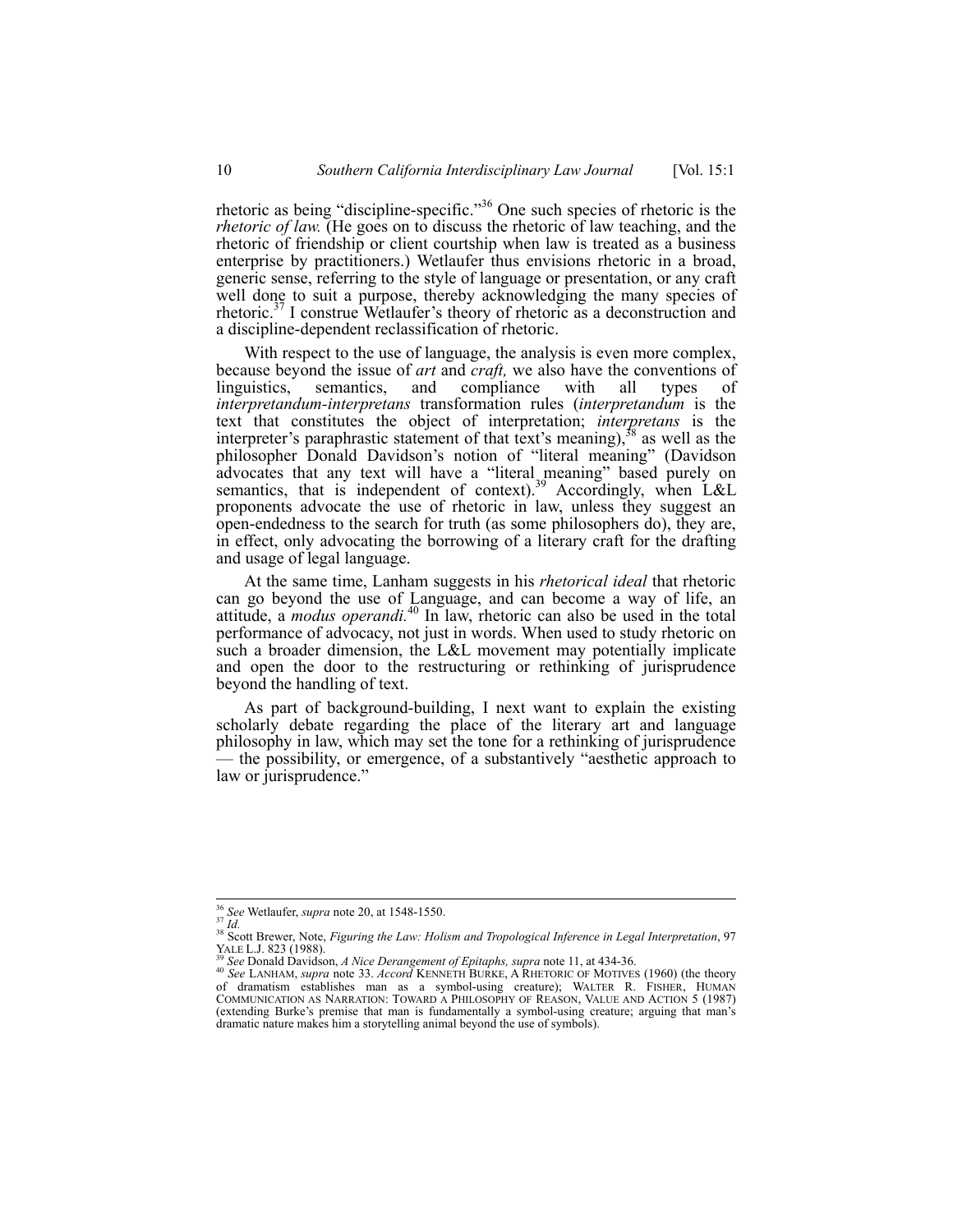rhetoric as being "discipline-specific."[36] One such species of rhetoric is the *rhetoric of law.* (He goes on to discuss the rhetoric of law teaching, and the rhetoric of friendship or client courtship when law is treated as a business enterprise by practitioners.) Wetlaufer thus envisions rhetoric in a broad, generic sense, referring to the style of language or presentation, or any craft well done to suit a purpose, thereby acknowledging the many species of rhetoric.[37] I construe Wetlaufer's theory of rhetoric as a deconstruction and a discipline-dependent reclassification of rhetoric.

With respect to the use of language, the analysis is even more complex, because beyond the issue of *art* and *craft,* we also have the conventions of linguistics, semantics, and compliance with all types of *interpretandum-interpretans* transformation rules (*interpretandum* is the text that constitutes the object of interpretation; *interpretans* is the interpreter's paraphrastic statement of that text's meaning),[38] as well as the philosopher Donald Davidson's notion of "literal meaning" (Davidson advocates that any text will have a "literal meaning" based purely on semantics, that is independent of context).[39] Accordingly, when L&L proponents advocate the use of rhetoric in law, unless they suggest an open-endedness to the search for truth (as some philosophers do), they are, in effect, only advocating the borrowing of a literary craft for the drafting and usage of legal language.

At the same time, Lanham suggests in his *rhetorical ideal* that rhetoric can go beyond the use of Language, and can become a way of life, an attitude, a *modus operandi.*[40] In law, rhetoric can also be used in the total performance of advocacy, not just in words. When used to study rhetoric on such a broader dimension, the L&L movement may potentially implicate and open the door to the restructuring or rethinking of jurisprudence beyond the handling of text.

As part of background-building, I next want to explain the existing scholarly debate regarding the place of the literary art and language philosophy in law, which may set the tone for a rethinking of jurisprudence — the possibility, or emergence, of a substantively "aesthetic approach to law or jurisprudence."

---

[36] *See* Wetlaufer, *supra* note 20, at 1548-1550.

[37] *Id.*

[38] Scott Brewer, Note, *Figuring the Law: Holism and Tropological Inference in Legal Interpretation*, 97 YALE L.J. 823 (1988).

[39] *See* Donald Davidson, *A Nice Derangement of Epitaphs, supra* note 11, at 434-36.

[40] *See* LANHAM, *supra* note 33. *Accord* KENNETH BURKE, A RHETORIC OF MOTIVES (1960) (the theory of dramatism establishes man as a symbol-using creature); WALTER R. FISHER, HUMAN COMMUNICATION AS NARRATION: TOWARD A PHILOSOPHY OF REASON, VALUE AND ACTION 5 (1987) (extending Burke's premise that man is fundamentally a symbol-using creature; arguing that man's dramatic nature makes him a storytelling animal beyond the use of symbols).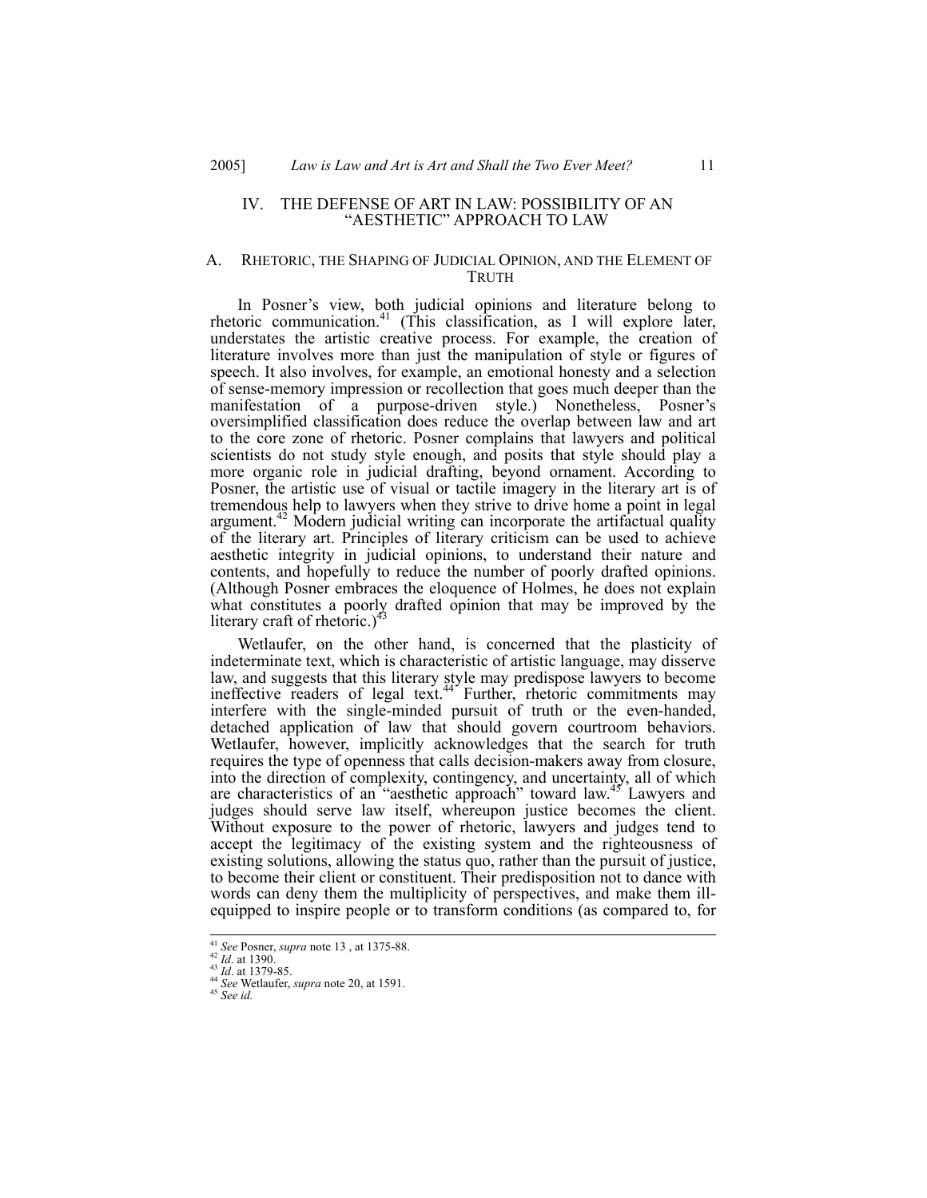## IV. THE DEFENSE OF ART IN LAW: POSSIBILITY OF AN "AESTHETIC" APPROACH TO LAW

### A. RHETORIC, THE SHAPING OF JUDICIAL OPINION, AND THE ELEMENT OF TRUTH

In Posner's view, both judicial opinions and literature belong to rhetoric communication.[41] (This classification, as I will explore later, understates the artistic creative process. For example, the creation of literature involves more than just the manipulation of style or figures of speech. It also involves, for example, an emotional honesty and a selection of sense-memory impression or recollection that goes much deeper than the manifestation of a purpose-driven style.) Nonetheless, Posner's oversimplified classification does reduce the overlap between law and art to the core zone of rhetoric. Posner complains that lawyers and political scientists do not study style enough, and posits that style should play a more organic role in judicial drafting, beyond ornament. According to Posner, the artistic use of visual or tactile imagery in the literary art is of tremendous help to lawyers when they strive to drive home a point in legal argument.[42] Modern judicial writing can incorporate the artifactual quality of the literary art. Principles of literary criticism can be used to achieve aesthetic integrity in judicial opinions, to understand their nature and contents, and hopefully to reduce the number of poorly drafted opinions. (Although Posner embraces the eloquence of Holmes, he does not explain what constitutes a poorly drafted opinion that may be improved by the literary craft of rhetoric.)[43]

Wetlaufer, on the other hand, is concerned that the plasticity of indeterminate text, which is characteristic of artistic language, may disserve law, and suggests that this literary style may predispose lawyers to become ineffective readers of legal text.[44] Further, rhetoric commitments may interfere with the single-minded pursuit of truth or the even-handed, detached application of law that should govern courtroom behaviors. Wetlaufer, however, implicitly acknowledges that the search for truth requires the type of openness that calls decision-makers away from closure, into the direction of complexity, contingency, and uncertainty, all of which are characteristics of an "aesthetic approach" toward law.[45] Lawyers and judges should serve law itself, whereupon justice becomes the client. Without exposure to the power of rhetoric, lawyers and judges tend to accept the legitimacy of the existing system and the righteousness of existing solutions, allowing the status quo, rather than the pursuit of justice, to become their client or constituent. Their predisposition not to dance with words can deny them the multiplicity of perspectives, and make them ill-equipped to inspire people or to transform conditions (as compared to, for

---

[41] *See* Posner, *supra* note 13 , at 1375-88.
[42] *Id*. at 1390.
[43] *Id*. at 1379-85.
[44] *See* Wetlaufer, *supra* note 20, at 1591.
[45] *See id.*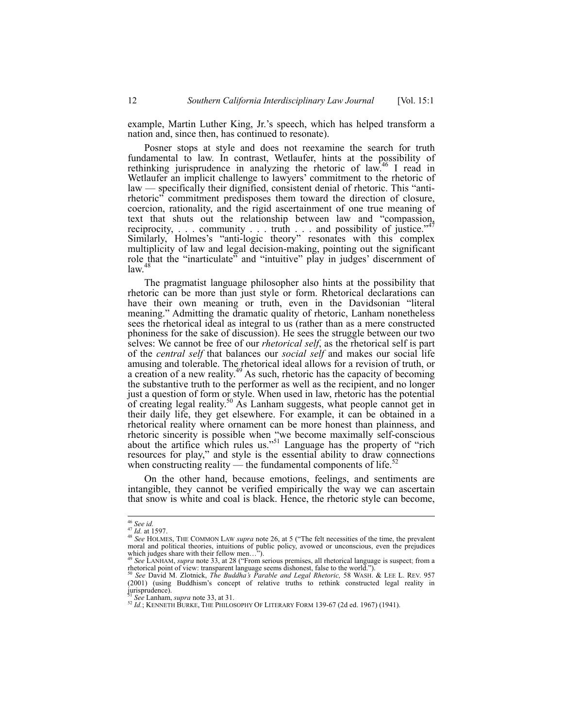example, Martin Luther King, Jr.'s speech, which has helped transform a nation and, since then, has continued to resonate).

Posner stops at style and does not reexamine the search for truth fundamental to law. In contrast, Wetlaufer, hints at the possibility of rethinking jurisprudence in analyzing the rhetoric of law.[46] I read in Wetlaufer an implicit challenge to lawyers' commitment to the rhetoric of law — specifically their dignified, consistent denial of rhetoric. This "anti-rhetoric" commitment predisposes them toward the direction of closure, coercion, rationality, and the rigid ascertainment of one true meaning of text that shuts out the relationship between law and "compassion, reciprocity, . . . community . . . truth . . . and possibility of justice."[47] Similarly, Holmes's "anti-logic theory" resonates with this complex multiplicity of law and legal decision-making, pointing out the significant role that the "inarticulate" and "intuitive" play in judges' discernment of law.[48]

The pragmatist language philosopher also hints at the possibility that rhetoric can be more than just style or form. Rhetorical declarations can have their own meaning or truth, even in the Davidsonian "literal meaning." Admitting the dramatic quality of rhetoric, Lanham nonetheless sees the rhetorical ideal as integral to us (rather than as a mere constructed phoniness for the sake of discussion). He sees the struggle between our two selves: We cannot be free of our *rhetorical self*, as the rhetorical self is part of the *central self* that balances our *social self* and makes our social life amusing and tolerable. The rhetorical ideal allows for a revision of truth, or a creation of a new reality.[49] As such, rhetoric has the capacity of becoming the substantive truth to the performer as well as the recipient, and no longer just a question of form or style. When used in law, rhetoric has the potential of creating legal reality.[50] As Lanham suggests, what people cannot get in their daily life, they get elsewhere. For example, it can be obtained in a rhetorical reality where ornament can be more honest than plainness, and rhetoric sincerity is possible when "we become maximally self-conscious about the artifice which rules us."[51] Language has the property of "rich resources for play," and style is the essential ability to draw connections when constructing reality — the fundamental components of life.[52]

On the other hand, because emotions, feelings, and sentiments are intangible, they cannot be verified empirically the way we can ascertain that snow is white and coal is black. Hence, the rhetoric style can become,

---

[46] *See id.*

[47] *Id.* at 1597.

[48] *See* HOLMES, THE COMMON LAW *supra* note 26, at 5 ("The felt necessities of the time, the prevalent moral and political theories, intuitions of public policy, avowed or unconscious, even the prejudices which judges share with their fellow men…").

[49] *See* LANHAM, *supra* note 33, at 28 ("From serious premises, all rhetorical language is suspect; from a rhetorical point of view: transparent language seems dishonest, false to the world.").

[50] *See* David M. Zlotnick, *The Buddha's Parable and Legal Rhetoric,* 58 WASH. & LEE L. REV. 957 (2001) (using Buddhism's concept of relative truths to rethink constructed legal reality in jurisprudence).

[51] *See* Lanham, *supra* note 33, at 31.

[52] *Id.*; KENNETH BURKE, THE PHILOSOPHY OF LITERARY FORM 139-67 (2d ed. 1967) (1941).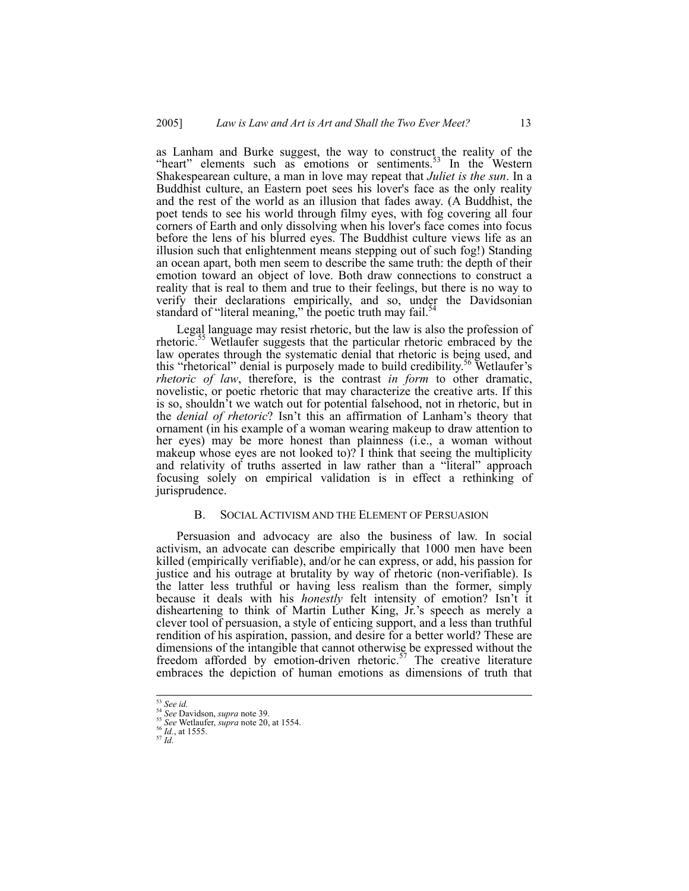as Lanham and Burke suggest, the way to construct the reality of the "heart" elements such as emotions or sentiments.[53] In the Western Shakespearean culture, a man in love may repeat that *Juliet is the sun*. In a Buddhist culture, an Eastern poet sees his lover's face as the only reality and the rest of the world as an illusion that fades away. (A Buddhist, the poet tends to see his world through filmy eyes, with fog covering all four corners of Earth and only dissolving when his lover's face comes into focus before the lens of his blurred eyes. The Buddhist culture views life as an illusion such that enlightenment means stepping out of such fog!) Standing an ocean apart, both men seem to describe the same truth: the depth of their emotion toward an object of love. Both draw connections to construct a reality that is real to them and true to their feelings, but there is no way to verify their declarations empirically, and so, under the Davidsonian standard of "literal meaning," the poetic truth may fail.[54]

Legal language may resist rhetoric, but the law is also the profession of rhetoric.[55] Wetlaufer suggests that the particular rhetoric embraced by the law operates through the systematic denial that rhetoric is being used, and this "rhetorical" denial is purposely made to build credibility.[56] Wetlaufer's *rhetoric of law*, therefore, is the contrast *in form* to other dramatic, novelistic, or poetic rhetoric that may characterize the creative arts. If this is so, shouldn't we watch out for potential falsehood, not in rhetoric, but in the *denial of rhetoric*? Isn't this an affirmation of Lanham's theory that ornament (in his example of a woman wearing makeup to draw attention to her eyes) may be more honest than plainness (i.e., a woman without makeup whose eyes are not looked to)? I think that seeing the multiplicity and relativity of truths asserted in law rather than a "literal" approach focusing solely on empirical validation is in effect a rethinking of jurisprudence.

### B. Social Activism and the Element of Persuasion

Persuasion and advocacy are also the business of law. In social activism, an advocate can describe empirically that 1000 men have been killed (empirically verifiable), and/or he can express, or add, his passion for justice and his outrage at brutality by way of rhetoric (non-verifiable). Is the latter less truthful or having less realism than the former, simply because it deals with his *honestly* felt intensity of emotion? Isn't it disheartening to think of Martin Luther King, Jr.'s speech as merely a clever tool of persuasion, a style of enticing support, and a less than truthful rendition of his aspiration, passion, and desire for a better world? These are dimensions of the intangible that cannot otherwise be expressed without the freedom afforded by emotion-driven rhetoric.[57] The creative literature embraces the depiction of human emotions as dimensions of truth that

---

[53] *See id.*
[54] *See* Davidson, *supra* note 39.
[55] *See* Wetlaufer, *supra* note 20, at 1554.
[56] *Id.*, at 1555.
[57] *Id.*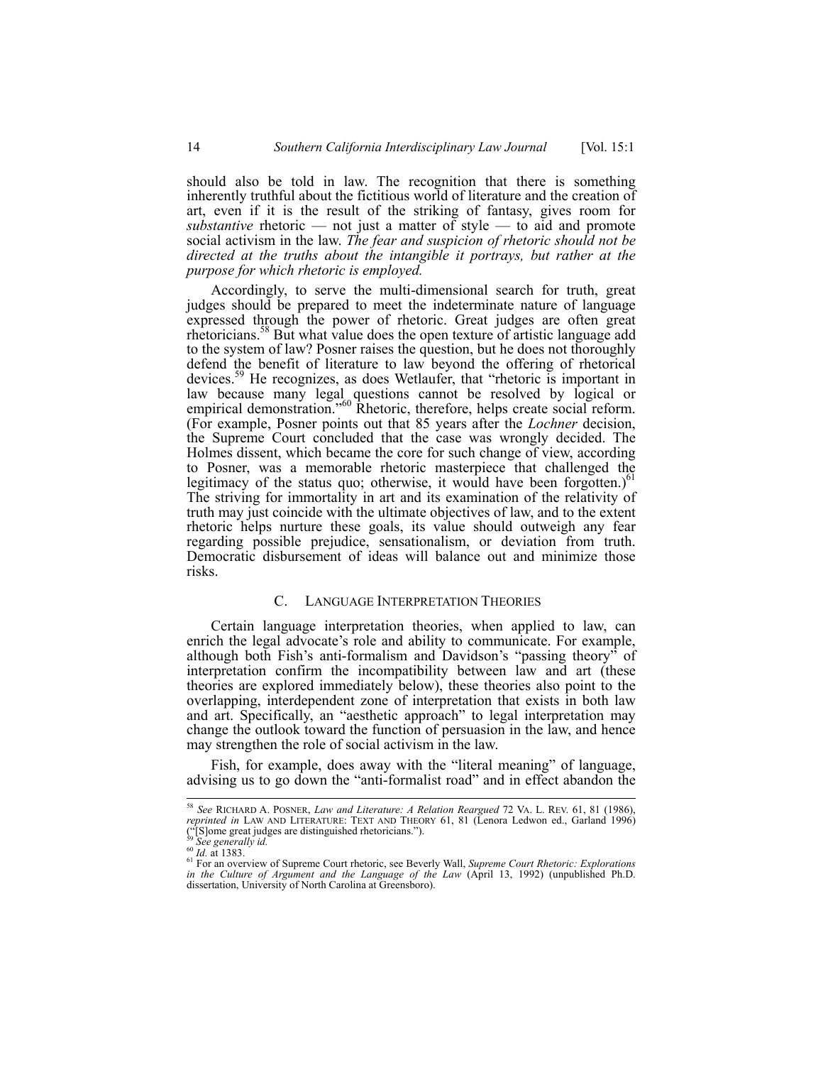should also be told in law. The recognition that there is something inherently truthful about the fictitious world of literature and the creation of art, even if it is the result of the striking of fantasy, gives room for *substantive* rhetoric — not just a matter of style — to aid and promote social activism in the law. *The fear and suspicion of rhetoric should not be directed at the truths about the intangible it portrays, but rather at the purpose for which rhetoric is employed.*

Accordingly, to serve the multi-dimensional search for truth, great judges should be prepared to meet the indeterminate nature of language expressed through the power of rhetoric. Great judges are often great rhetoricians.[58] But what value does the open texture of artistic language add to the system of law? Posner raises the question, but he does not thoroughly defend the benefit of literature to law beyond the offering of rhetorical devices.[59] He recognizes, as does Wetlaufer, that "rhetoric is important in law because many legal questions cannot be resolved by logical or empirical demonstration."[60] Rhetoric, therefore, helps create social reform. (For example, Posner points out that 85 years after the *Lochner* decision, the Supreme Court concluded that the case was wrongly decided. The Holmes dissent, which became the core for such change of view, according to Posner, was a memorable rhetoric masterpiece that challenged the legitimacy of the status quo; otherwise, it would have been forgotten.)[61] The striving for immortality in art and its examination of the relativity of truth may just coincide with the ultimate objectives of law, and to the extent rhetoric helps nurture these goals, its value should outweigh any fear regarding possible prejudice, sensationalism, or deviation from truth. Democratic disbursement of ideas will balance out and minimize those risks.

### C. Language Interpretation Theories

Certain language interpretation theories, when applied to law, can enrich the legal advocate's role and ability to communicate. For example, although both Fish's anti-formalism and Davidson's "passing theory" of interpretation confirm the incompatibility between law and art (these theories are explored immediately below), these theories also point to the overlapping, interdependent zone of interpretation that exists in both law and art. Specifically, an "aesthetic approach" to legal interpretation may change the outlook toward the function of persuasion in the law, and hence may strengthen the role of social activism in the law.

Fish, for example, does away with the "literal meaning" of language, advising us to go down the "anti-formalist road" and in effect abandon the

---

[58] *See* Richard A. Posner, *Law and Literature: A Relation Reargued* 72 Va. L. Rev. 61, 81 (1986), *reprinted in* Law and Literature: Text and Theory 61, 81 (Lenora Ledwon ed., Garland 1996) ("[S]ome great judges are distinguished rhetoricians.").

[59] *See generally id.*

[60] *Id.* at 1383.

[61] For an overview of Supreme Court rhetoric, see Beverly Wall, *Supreme Court Rhetoric: Explorations in the Culture of Argument and the Language of the Law* (April 13, 1992) (unpublished Ph.D. dissertation, University of North Carolina at Greensboro).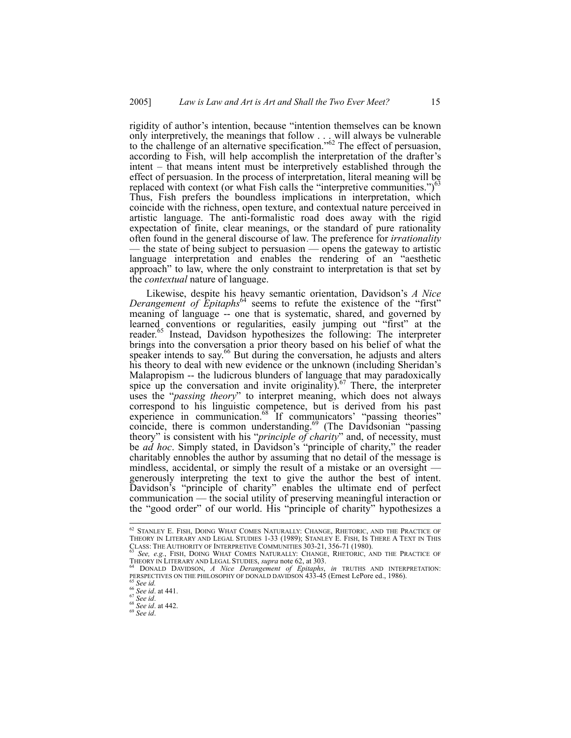rigidity of author's intention, because "intention themselves can be known only interpretively, the meanings that follow . . . will always be vulnerable to the challenge of an alternative specification."[62] The effect of persuasion, according to Fish, will help accomplish the interpretation of the drafter's intent – that means intent must be interpretively established through the effect of persuasion. In the process of interpretation, literal meaning will be replaced with context (or what Fish calls the "interpretive communities.")[63] Thus, Fish prefers the boundless implications in interpretation, which coincide with the richness, open texture, and contextual nature perceived in artistic language. The anti-formalistic road does away with the rigid expectation of finite, clear meanings, or the standard of pure rationality often found in the general discourse of law. The preference for *irrationality* — the state of being subject to persuasion — opens the gateway to artistic language interpretation and enables the rendering of an "aesthetic approach" to law, where the only constraint to interpretation is that set by the *contextual* nature of language.

Likewise, despite his heavy semantic orientation, Davidson's *A Nice Derangement of Epitaphs*[64] seems to refute the existence of the "first" meaning of language -- one that is systematic, shared, and governed by learned conventions or regularities, easily jumping out "first" at the reader.[65] Instead, Davidson hypothesizes the following: The interpreter brings into the conversation a prior theory based on his belief of what the speaker intends to say.[66] But during the conversation, he adjusts and alters his theory to deal with new evidence or the unknown (including Sheridan's Malapropism -- the ludicrous blunders of language that may paradoxically spice up the conversation and invite originality).[67] There, the interpreter uses the "*passing theory*" to interpret meaning, which does not always correspond to his linguistic competence, but is derived from his past experience in communication.[68] If communicators' "passing theories" coincide, there is common understanding.[69] (The Davidsonian "passing theory" is consistent with his "*principle of charity*" and, of necessity, must be *ad hoc*. Simply stated, in Davidson's "principle of charity," the reader charitably ennobles the author by assuming that no detail of the message is mindless, accidental, or simply the result of a mistake or an oversight — generously interpreting the text to give the author the best of intent. Davidson's "principle of charity" enables the ultimate end of perfect communication — the social utility of preserving meaningful interaction or the "good order" of our world. His "principle of charity" hypothesizes a

---

[62] STANLEY E. FISH, DOING WHAT COMES NATURALLY: CHANGE, RHETORIC, AND THE PRACTICE OF THEORY IN LITERARY AND LEGAL STUDIES 1-33 (1989); STANLEY E. FISH, IS THERE A TEXT IN THIS CLASS: THE AUTHORITY OF INTERPRETIVE COMMUNITIES 303-21, 356-71 (1980).

[63] *See, e.g.*, FISH, DOING WHAT COMES NATURALLY: CHANGE, RHETORIC, AND THE PRACTICE OF THEORY IN LITERARY AND LEGAL STUDIES, *supra* note 62, at 303.

[64] DONALD DAVIDSON, *A Nice Derangement of Epitaphs*, *in* TRUTHS AND INTERPRETATION: PERSPECTIVES ON THE PHILOSOPHY OF DONALD DAVIDSON 433-45 (Ernest LePore ed., 1986).

[65] *See id.*

[66] *See id*. at 441.

[67] *See id*.

[68] *See id*. at 442.

[69] *See id*.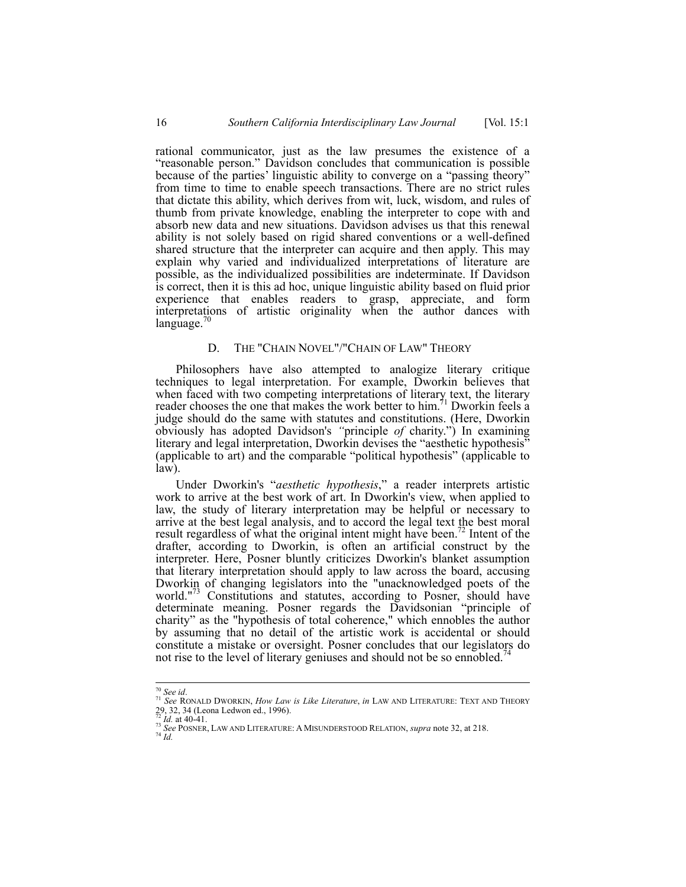rational communicator, just as the law presumes the existence of a "reasonable person." Davidson concludes that communication is possible because of the parties' linguistic ability to converge on a "passing theory" from time to time to enable speech transactions. There are no strict rules that dictate this ability, which derives from wit, luck, wisdom, and rules of thumb from private knowledge, enabling the interpreter to cope with and absorb new data and new situations. Davidson advises us that this renewal ability is not solely based on rigid shared conventions or a well-defined shared structure that the interpreter can acquire and then apply. This may explain why varied and individualized interpretations of literature are possible, as the individualized possibilities are indeterminate. If Davidson is correct, then it is this ad hoc, unique linguistic ability based on fluid prior experience that enables readers to grasp, appreciate, and form interpretations of artistic originality when the author dances with language.[70]

### D. THE "CHAIN NOVEL"/"CHAIN OF LAW" THEORY

Philosophers have also attempted to analogize literary critique techniques to legal interpretation. For example, Dworkin believes that when faced with two competing interpretations of literary text, the literary reader chooses the one that makes the work better to him.[71] Dworkin feels a judge should do the same with statutes and constitutions. (Here, Dworkin obviously has adopted Davidson's *"*principle *of* charity.") In examining literary and legal interpretation, Dworkin devises the "aesthetic hypothesis" (applicable to art) and the comparable "political hypothesis" (applicable to law).

Under Dworkin's "*aesthetic hypothesis*," a reader interprets artistic work to arrive at the best work of art. In Dworkin's view, when applied to law, the study of literary interpretation may be helpful or necessary to arrive at the best legal analysis, and to accord the legal text the best moral result regardless of what the original intent might have been.[72] Intent of the drafter, according to Dworkin, is often an artificial construct by the interpreter. Here, Posner bluntly criticizes Dworkin's blanket assumption that literary interpretation should apply to law across the board, accusing Dworkin of changing legislators into the "unacknowledged poets of the world."[73] Constitutions and statutes, according to Posner, should have determinate meaning. Posner regards the Davidsonian "principle of charity" as the "hypothesis of total coherence," which ennobles the author by assuming that no detail of the artistic work is accidental or should constitute a mistake or oversight. Posner concludes that our legislators do not rise to the level of literary geniuses and should not be so ennobled.[74]

---

[70] *See id*.

[71] *See* RONALD DWORKIN, *How Law is Like Literature*, *in* LAW AND LITERATURE: TEXT AND THEORY 29, 32, 34 (Leona Ledwon ed., 1996).

[72] *Id.* at 40-41.

[73] *See* POSNER, LAW AND LITERATURE: A MISUNDERSTOOD RELATION, *supra* note 32, at 218.

[74] *Id.*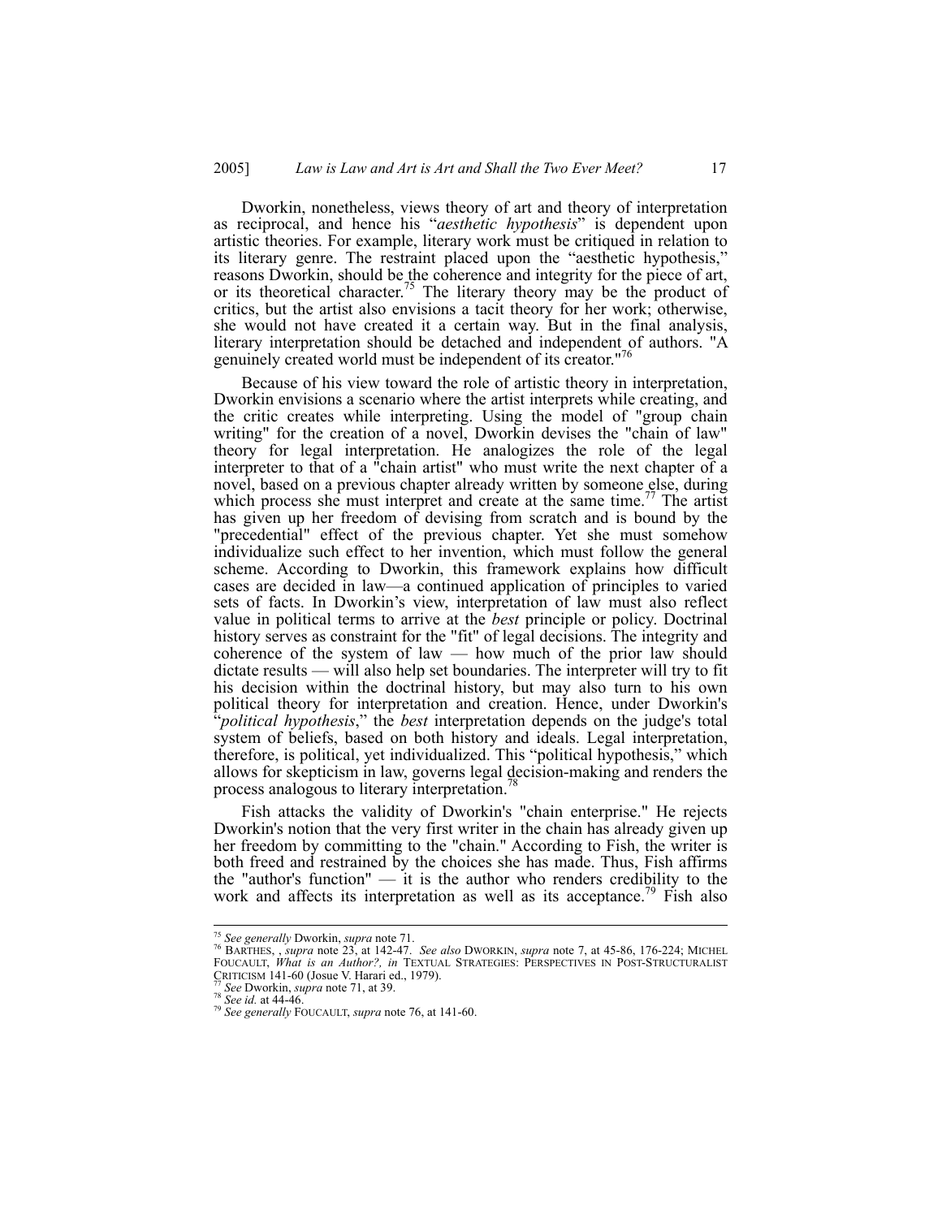Dworkin, nonetheless, views theory of art and theory of interpretation as reciprocal, and hence his "*aesthetic hypothesis*" is dependent upon artistic theories. For example, literary work must be critiqued in relation to its literary genre. The restraint placed upon the "aesthetic hypothesis," reasons Dworkin, should be the coherence and integrity for the piece of art, or its theoretical character.[75] The literary theory may be the product of critics, but the artist also envisions a tacit theory for her work; otherwise, she would not have created it a certain way. But in the final analysis, literary interpretation should be detached and independent of authors. "A genuinely created world must be independent of its creator."[76]

Because of his view toward the role of artistic theory in interpretation, Dworkin envisions a scenario where the artist interprets while creating, and the critic creates while interpreting. Using the model of "group chain writing" for the creation of a novel, Dworkin devises the "chain of law" theory for legal interpretation. He analogizes the role of the legal interpreter to that of a "chain artist" who must write the next chapter of a novel, based on a previous chapter already written by someone else, during which process she must interpret and create at the same time.[77] The artist has given up her freedom of devising from scratch and is bound by the "precedential" effect of the previous chapter. Yet she must somehow individualize such effect to her invention, which must follow the general scheme. According to Dworkin, this framework explains how difficult cases are decided in law—a continued application of principles to varied sets of facts. In Dworkin's view, interpretation of law must also reflect value in political terms to arrive at the *best* principle or policy. Doctrinal history serves as constraint for the "fit" of legal decisions. The integrity and coherence of the system of law — how much of the prior law should dictate results — will also help set boundaries. The interpreter will try to fit his decision within the doctrinal history, but may also turn to his own political theory for interpretation and creation. Hence, under Dworkin's "*political hypothesis*," the *best* interpretation depends on the judge's total system of beliefs, based on both history and ideals. Legal interpretation, therefore, is political, yet individualized. This "political hypothesis," which allows for skepticism in law, governs legal decision-making and renders the process analogous to literary interpretation.[78]

Fish attacks the validity of Dworkin's "chain enterprise." He rejects Dworkin's notion that the very first writer in the chain has already given up her freedom by committing to the "chain." According to Fish, the writer is both freed and restrained by the choices she has made. Thus, Fish affirms the "author's function" — it is the author who renders credibility to the work and affects its interpretation as well as its acceptance.[79] Fish also

---

[75] *See generally* Dworkin, *supra* note 71.

[76] BARTHES, , *supra* note 23, at 142-47. *See also* DWORKIN, *supra* note 7, at 45-86, 176-224; MICHEL FOUCAULT, *What is an Author?, in* TEXTUAL STRATEGIES: PERSPECTIVES IN POST-STRUCTURALIST CRITICISM 141-60 (Josue V. Harari ed., 1979).

[77] *See* Dworkin, *supra* note 71, at 39.

[78] *See id.* at 44-46.

[79] *See generally* FOUCAULT, *supra* note 76, at 141-60.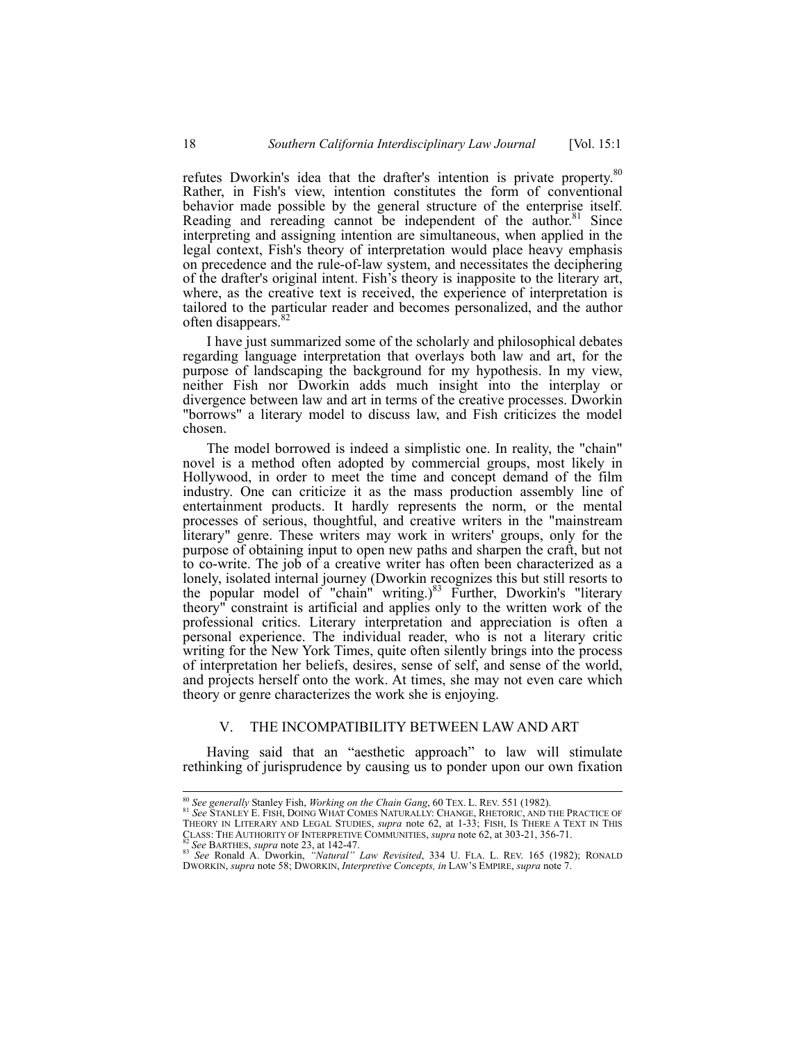refutes Dworkin's idea that the drafter's intention is private property.[80] Rather, in Fish's view, intention constitutes the form of conventional behavior made possible by the general structure of the enterprise itself. Reading and rereading cannot be independent of the author.[81] Since interpreting and assigning intention are simultaneous, when applied in the legal context, Fish's theory of interpretation would place heavy emphasis on precedence and the rule-of-law system, and necessitates the deciphering of the drafter's original intent. Fish's theory is inapposite to the literary art, where, as the creative text is received, the experience of interpretation is tailored to the particular reader and becomes personalized, and the author often disappears.[82]

I have just summarized some of the scholarly and philosophical debates regarding language interpretation that overlays both law and art, for the purpose of landscaping the background for my hypothesis. In my view, neither Fish nor Dworkin adds much insight into the interplay or divergence between law and art in terms of the creative processes. Dworkin "borrows" a literary model to discuss law, and Fish criticizes the model chosen.

The model borrowed is indeed a simplistic one. In reality, the "chain" novel is a method often adopted by commercial groups, most likely in Hollywood, in order to meet the time and concept demand of the film industry. One can criticize it as the mass production assembly line of entertainment products. It hardly represents the norm, or the mental processes of serious, thoughtful, and creative writers in the "mainstream literary" genre. These writers may work in writers' groups, only for the purpose of obtaining input to open new paths and sharpen the craft, but not to co-write. The job of a creative writer has often been characterized as a lonely, isolated internal journey (Dworkin recognizes this but still resorts to the popular model of "chain" writing.)[83] Further, Dworkin's "literary theory" constraint is artificial and applies only to the written work of the professional critics. Literary interpretation and appreciation is often a personal experience. The individual reader, who is not a literary critic writing for the New York Times, quite often silently brings into the process of interpretation her beliefs, desires, sense of self, and sense of the world, and projects herself onto the work. At times, she may not even care which theory or genre characterizes the work she is enjoying.

## V. THE INCOMPATIBILITY BETWEEN LAW AND ART

Having said that an "aesthetic approach" to law will stimulate rethinking of jurisprudence by causing us to ponder upon our own fixation

---

[80] *See generally* Stanley Fish, *Working on the Chain Gang*, 60 TEX. L. REV. 551 (1982).

[81] *See* STANLEY E. FISH, DOING WHAT COMES NATURALLY: CHANGE, RHETORIC, AND THE PRACTICE OF THEORY IN LITERARY AND LEGAL STUDIES, *supra* note 62, at 1-33; FISH, IS THERE A TEXT IN THIS CLASS: THE AUTHORITY OF INTERPRETIVE COMMUNITIES, *supra* note 62, at 303-21, 356-71.

[82] *See* BARTHES, *supra* note 23, at 142-47.

[83] *See* Ronald A. Dworkin, *"Natural" Law Revisited*, 334 U. FLA. L. REV. 165 (1982); RONALD DWORKIN, *supra* note 58; DWORKIN, *Interpretive Concepts, in* LAW'S EMPIRE, *supra* note 7.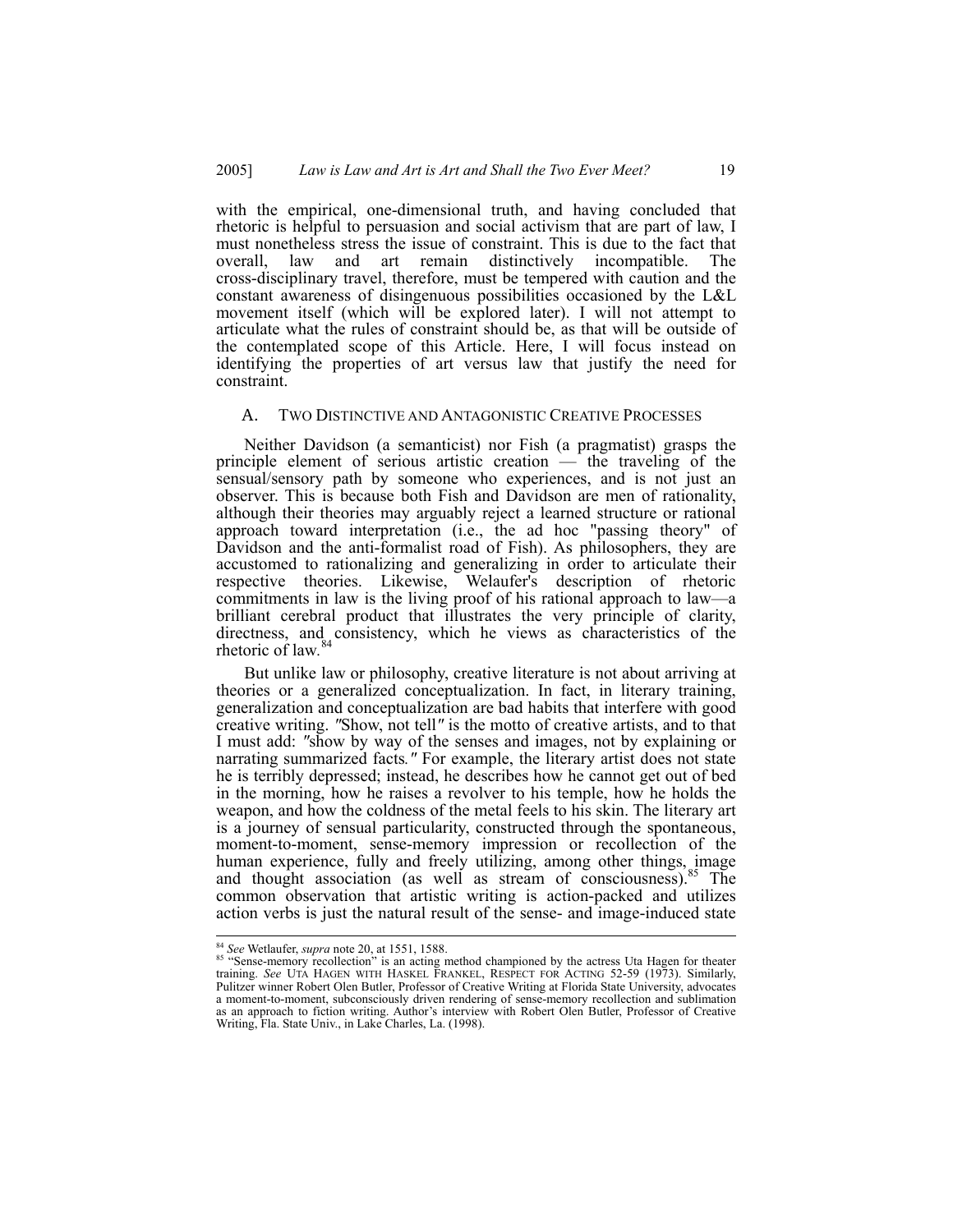with the empirical, one-dimensional truth, and having concluded that rhetoric is helpful to persuasion and social activism that are part of law, I must nonetheless stress the issue of constraint. This is due to the fact that overall, law and art remain distinctively incompatible. The cross-disciplinary travel, therefore, must be tempered with caution and the constant awareness of disingenuous possibilities occasioned by the L&L movement itself (which will be explored later). I will not attempt to articulate what the rules of constraint should be, as that will be outside of the contemplated scope of this Article. Here, I will focus instead on identifying the properties of art versus law that justify the need for constraint.

### A. Two Distinctive and Antagonistic Creative Processes

Neither Davidson (a semanticist) nor Fish (a pragmatist) grasps the principle element of serious artistic creation — the traveling of the sensual/sensory path by someone who experiences, and is not just an observer. This is because both Fish and Davidson are men of rationality, although their theories may arguably reject a learned structure or rational approach toward interpretation (i.e., the ad hoc "passing theory" of Davidson and the anti-formalist road of Fish). As philosophers, they are accustomed to rationalizing and generalizing in order to articulate their respective theories. Likewise, Welaufer's description of rhetoric commitments in law is the living proof of his rational approach to law—a brilliant cerebral product that illustrates the very principle of clarity, directness, and consistency, which he views as characteristics of the rhetoric of law.[84]

But unlike law or philosophy, creative literature is not about arriving at theories or a generalized conceptualization. In fact, in literary training, generalization and conceptualization are bad habits that interfere with good creative writing. "Show, not tell" is the motto of creative artists, and to that I must add: "show by way of the senses and images, not by explaining or narrating summarized facts." For example, the literary artist does not state he is terribly depressed; instead, he describes how he cannot get out of bed in the morning, how he raises a revolver to his temple, how he holds the weapon, and how the coldness of the metal feels to his skin. The literary art is a journey of sensual particularity, constructed through the spontaneous, moment-to-moment, sense-memory impression or recollection of the human experience, fully and freely utilizing, among other things, image and thought association (as well as stream of consciousness).[85] The common observation that artistic writing is action-packed and utilizes action verbs is just the natural result of the sense- and image-induced state

---

[84] *See* Wetlaufer, *supra* note 20, at 1551, 1588.

[85] "Sense-memory recollection" is an acting method championed by the actress Uta Hagen for theater training. *See* Uta Hagen with Haskel Frankel, Respect for Acting 52-59 (1973). Similarly, Pulitzer winner Robert Olen Butler, Professor of Creative Writing at Florida State University, advocates a moment-to-moment, subconsciously driven rendering of sense-memory recollection and sublimation as an approach to fiction writing. Author's interview with Robert Olen Butler, Professor of Creative Writing, Fla. State Univ., in Lake Charles, La. (1998).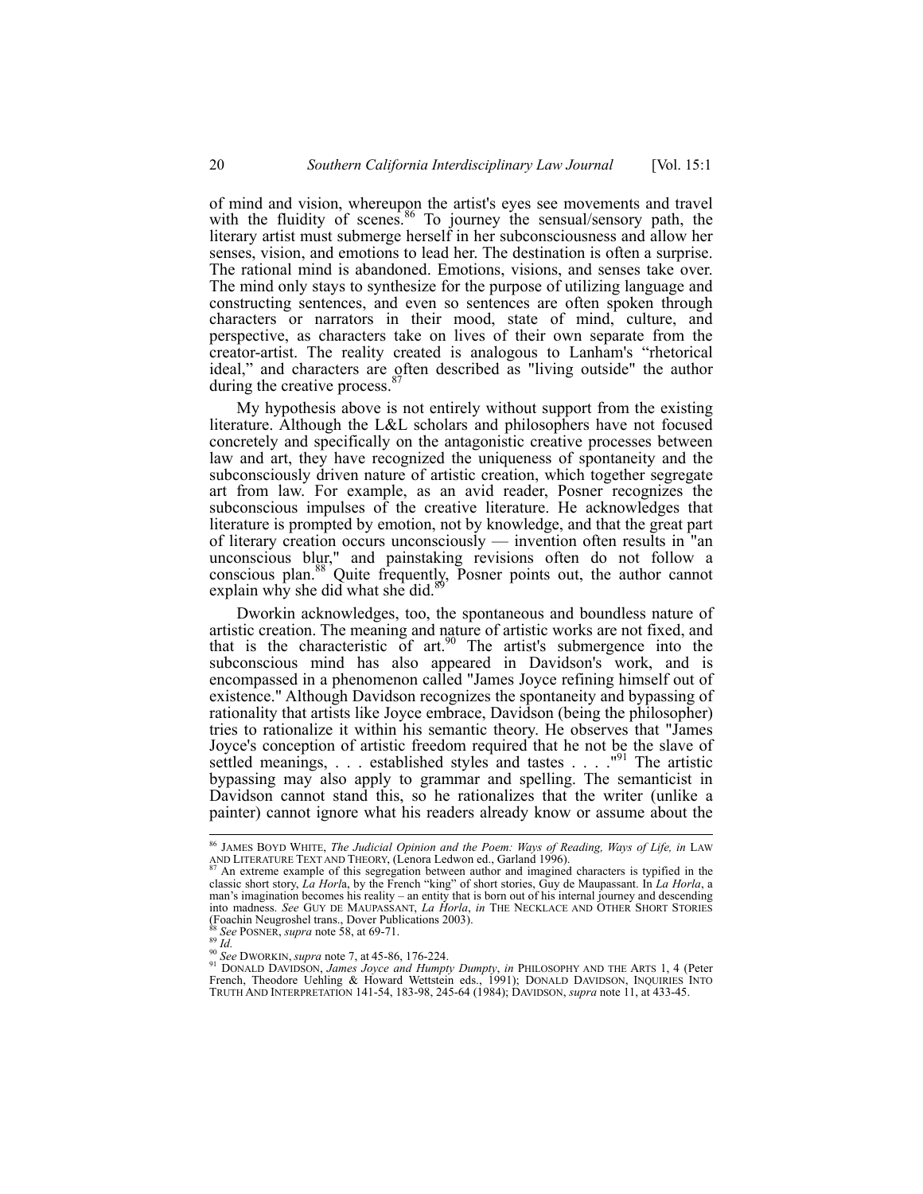of mind and vision, whereupon the artist's eyes see movements and travel with the fluidity of scenes.[86] To journey the sensual/sensory path, the literary artist must submerge herself in her subconsciousness and allow her senses, vision, and emotions to lead her. The destination is often a surprise. The rational mind is abandoned. Emotions, visions, and senses take over. The mind only stays to synthesize for the purpose of utilizing language and constructing sentences, and even so sentences are often spoken through characters or narrators in their mood, state of mind, culture, and perspective, as characters take on lives of their own separate from the creator-artist. The reality created is analogous to Lanham's "rhetorical ideal," and characters are often described as "living outside" the author during the creative process.[87]

My hypothesis above is not entirely without support from the existing literature. Although the L&L scholars and philosophers have not focused concretely and specifically on the antagonistic creative processes between law and art, they have recognized the uniqueness of spontaneity and the subconsciously driven nature of artistic creation, which together segregate art from law. For example, as an avid reader, Posner recognizes the subconscious impulses of the creative literature. He acknowledges that literature is prompted by emotion, not by knowledge, and that the great part of literary creation occurs unconsciously — invention often results in "an unconscious blur," and painstaking revisions often do not follow a conscious plan.[88] Quite frequently, Posner points out, the author cannot explain why she did what she did.[89]

Dworkin acknowledges, too, the spontaneous and boundless nature of artistic creation. The meaning and nature of artistic works are not fixed, and that is the characteristic of art.[90] The artist's submergence into the subconscious mind has also appeared in Davidson's work, and is encompassed in a phenomenon called "James Joyce refining himself out of existence." Although Davidson recognizes the spontaneity and bypassing of rationality that artists like Joyce embrace, Davidson (being the philosopher) tries to rationalize it within his semantic theory. He observes that "James Joyce's conception of artistic freedom required that he not be the slave of settled meanings, . . . established styles and tastes . . . ."[91] The artistic bypassing may also apply to grammar and spelling. The semanticist in Davidson cannot stand this, so he rationalizes that the writer (unlike a painter) cannot ignore what his readers already know or assume about the

---

[86] JAMES BOYD WHITE, *The Judicial Opinion and the Poem: Ways of Reading, Ways of Life, in* LAW AND LITERATURE TEXT AND THEORY, (Lenora Ledwon ed., Garland 1996).

[87] An extreme example of this segregation between author and imagined characters is typified in the classic short story, *La Horl*a, by the French "king" of short stories, Guy de Maupassant. In *La Horla*, a man's imagination becomes his reality – an entity that is born out of his internal journey and descending into madness. *See* GUY DE MAUPASSANT, *La Horla*, *in* THE NECKLACE AND OTHER SHORT STORIES (Foachin Neugroshel trans., Dover Publications 2003).

[88] *See* POSNER, *supra* note 58, at 69-71.

[89] *Id.*

[90] *See* DWORKIN, *supra* note 7, at 45-86, 176-224.

[91] DONALD DAVIDSON, *James Joyce and Humpty Dumpty*, *in* PHILOSOPHY AND THE ARTS 1, 4 (Peter French, Theodore Uehling & Howard Wettstein eds., 1991); DONALD DAVIDSON, INQUIRIES INTO TRUTH AND INTERPRETATION 141-54, 183-98, 245-64 (1984); DAVIDSON, *supra* note 11, at 433-45.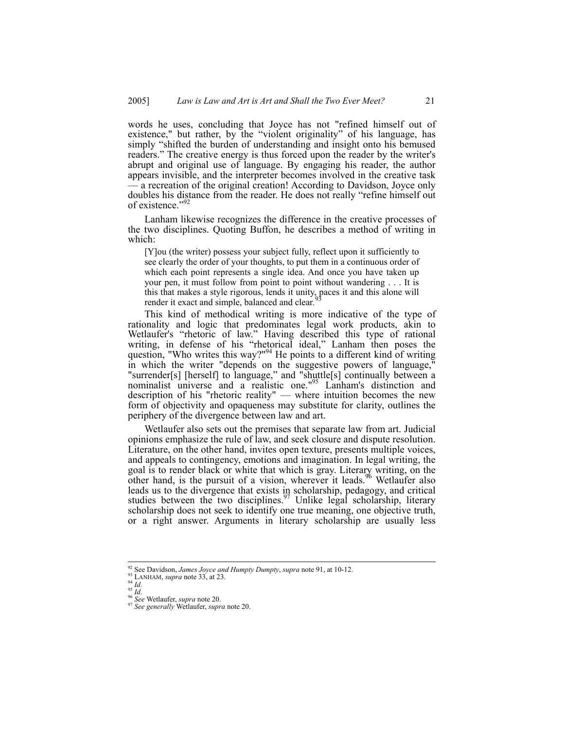words he uses, concluding that Joyce has not "refined himself out of existence," but rather, by the "violent originality" of his language, has simply "shifted the burden of understanding and insight onto his bemused readers." The creative energy is thus forced upon the reader by the writer's abrupt and original use of language. By engaging his reader, the author appears invisible, and the interpreter becomes involved in the creative task — a recreation of the original creation! According to Davidson, Joyce only doubles his distance from the reader. He does not really "refine himself out of existence."[92]

Lanham likewise recognizes the difference in the creative processes of the two disciplines. Quoting Buffon, he describes a method of writing in which:

> [Y]ou (the writer) possess your subject fully, reflect upon it sufficiently to see clearly the order of your thoughts, to put them in a continuous order of which each point represents a single idea. And once you have taken up your pen, it must follow from point to point without wandering . . . It is this that makes a style rigorous, lends it unity, paces it and this alone will render it exact and simple, balanced and clear.[93]

This kind of methodical writing is more indicative of the type of rationality and logic that predominates legal work products, akin to Wetlaufer's "rhetoric of law." Having described this type of rational writing, in defense of his "rhetorical ideal," Lanham then poses the question, "Who writes this way?"[94] He points to a different kind of writing in which the writer "depends on the suggestive powers of language," "surrender[s] [herself] to language," and "shuttle[s] continually between a nominalist universe and a realistic one."[95] Lanham's distinction and description of his "rhetoric reality" — where intuition becomes the new form of objectivity and opaqueness may substitute for clarity, outlines the periphery of the divergence between law and art.

Wetlaufer also sets out the premises that separate law from art. Judicial opinions emphasize the rule of law, and seek closure and dispute resolution. Literature, on the other hand, invites open texture, presents multiple voices, and appeals to contingency, emotions and imagination. In legal writing, the goal is to render black or white that which is gray. Literary writing, on the other hand, is the pursuit of a vision, wherever it leads.[96] Wetlaufer also leads us to the divergence that exists in scholarship, pedagogy, and critical studies between the two disciplines.[97] Unlike legal scholarship, literary scholarship does not seek to identify one true meaning, one objective truth, or a right answer. Arguments in literary scholarship are usually less

---

[92] See Davidson, *James Joyce and Humpty Dumpty*, *supra* note 91, at 10-12.

[93] LANHAM, *supra* note 33, at 23.

[94] *Id.*

[95] *Id.*

[96] *See* Wetlaufer, *supra* note 20.

[97] *See generally* Wetlaufer, *supra* note 20.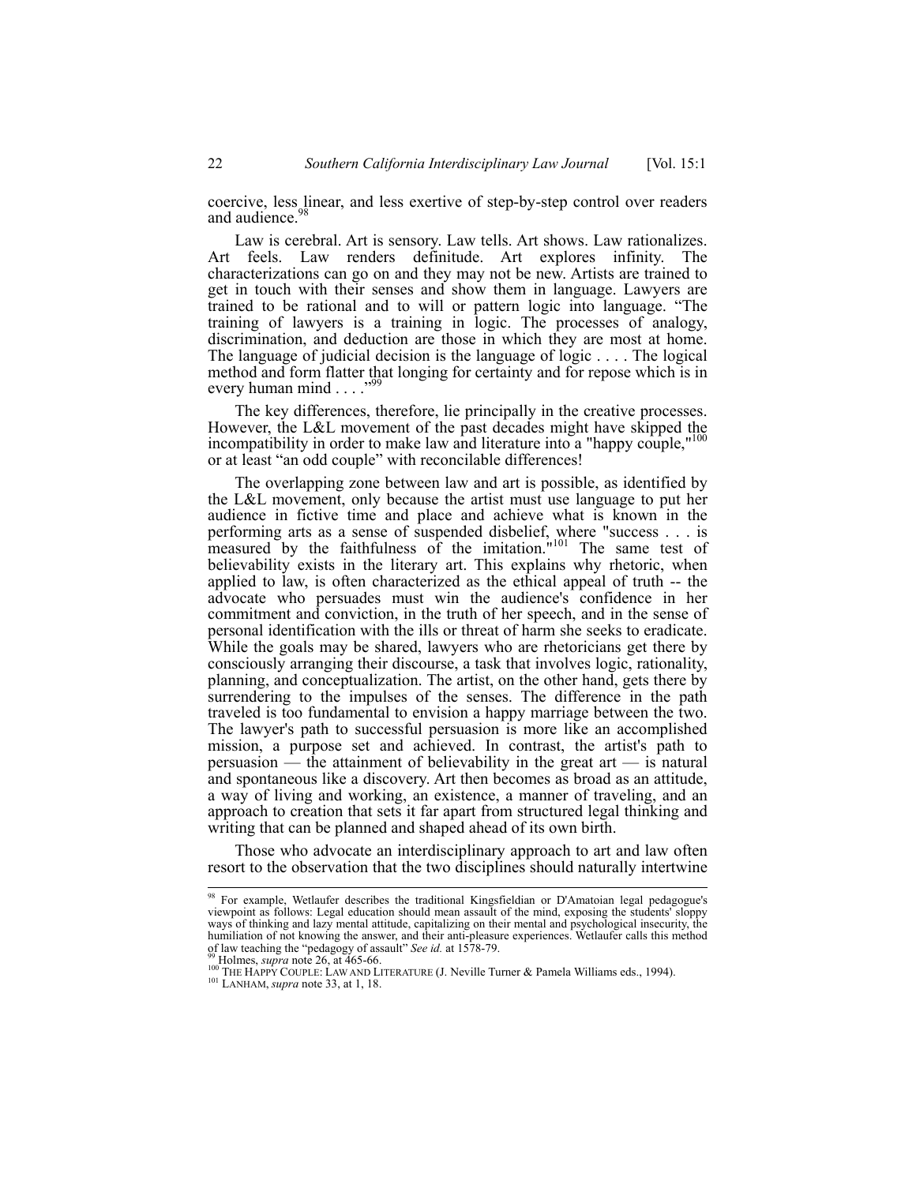coercive, less linear, and less exertive of step-by-step control over readers and audience.[98]

Law is cerebral. Art is sensory. Law tells. Art shows. Law rationalizes. Art feels. Law renders definitude. Art explores infinity. The characterizations can go on and they may not be new. Artists are trained to get in touch with their senses and show them in language. Lawyers are trained to be rational and to will or pattern logic into language. "The training of lawyers is a training in logic. The processes of analogy, discrimination, and deduction are those in which they are most at home. The language of judicial decision is the language of logic . . . . The logical method and form flatter that longing for certainty and for repose which is in every human mind . . . ."[99]

The key differences, therefore, lie principally in the creative processes. However, the L&L movement of the past decades might have skipped the incompatibility in order to make law and literature into a "happy couple,"[100] or at least "an odd couple" with reconcilable differences!

The overlapping zone between law and art is possible, as identified by the L&L movement, only because the artist must use language to put her audience in fictive time and place and achieve what is known in the performing arts as a sense of suspended disbelief, where "success . . . is measured by the faithfulness of the imitation."[101] The same test of believability exists in the literary art. This explains why rhetoric, when applied to law, is often characterized as the ethical appeal of truth -- the advocate who persuades must win the audience's confidence in her commitment and conviction, in the truth of her speech, and in the sense of personal identification with the ills or threat of harm she seeks to eradicate. While the goals may be shared, lawyers who are rhetoricians get there by consciously arranging their discourse, a task that involves logic, rationality, planning, and conceptualization. The artist, on the other hand, gets there by surrendering to the impulses of the senses. The difference in the path traveled is too fundamental to envision a happy marriage between the two. The lawyer's path to successful persuasion is more like an accomplished mission, a purpose set and achieved. In contrast, the artist's path to persuasion — the attainment of believability in the great art — is natural and spontaneous like a discovery. Art then becomes as broad as an attitude, a way of living and working, an existence, a manner of traveling, and an approach to creation that sets it far apart from structured legal thinking and writing that can be planned and shaped ahead of its own birth.

Those who advocate an interdisciplinary approach to art and law often resort to the observation that the two disciplines should naturally intertwine

---

[98] For example, Wetlaufer describes the traditional Kingsfieldian or D'Amatoian legal pedagogue's viewpoint as follows: Legal education should mean assault of the mind, exposing the students' sloppy ways of thinking and lazy mental attitude, capitalizing on their mental and psychological insecurity, the humiliation of not knowing the answer, and their anti-pleasure experiences. Wetlaufer calls this method of law teaching the "pedagogy of assault" *See id.* at 1578-79.

[99] Holmes, *supra* note 26, at 465-66.

[100] THE HAPPY COUPLE: LAW AND LITERATURE (J. Neville Turner & Pamela Williams eds., 1994).

[101] LANHAM, *supra* note 33, at 1, 18.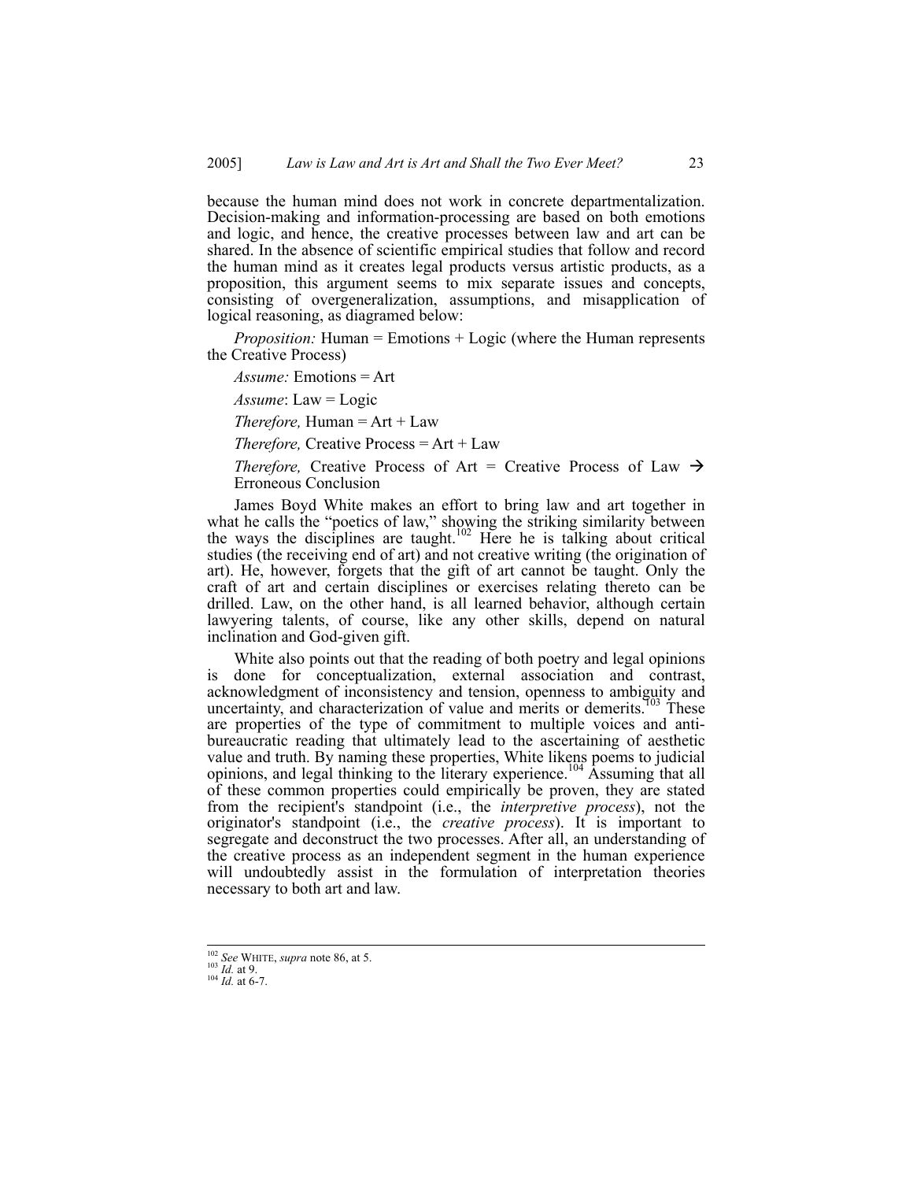because the human mind does not work in concrete departmentalization. Decision-making and information-processing are based on both emotions and logic, and hence, the creative processes between law and art can be shared. In the absence of scientific empirical studies that follow and record the human mind as it creates legal products versus artistic products, as a proposition, this argument seems to mix separate issues and concepts, consisting of overgeneralization, assumptions, and misapplication of logical reasoning, as diagramed below:

*Proposition:* Human = Emotions + Logic (where the Human represents the Creative Process)

*Assume:* Emotions = Art

*Assume*: Law = Logic

*Therefore,* Human = Art + Law

*Therefore,* Creative Process = Art + Law

*Therefore,* Creative Process of Art = Creative Process of Law → Erroneous Conclusion

James Boyd White makes an effort to bring law and art together in what he calls the "poetics of law," showing the striking similarity between the ways the disciplines are taught.[102] Here he is talking about critical studies (the receiving end of art) and not creative writing (the origination of art). He, however, forgets that the gift of art cannot be taught. Only the craft of art and certain disciplines or exercises relating thereto can be drilled. Law, on the other hand, is all learned behavior, although certain lawyering talents, of course, like any other skills, depend on natural inclination and God-given gift.

White also points out that the reading of both poetry and legal opinions is done for conceptualization, external association and contrast, acknowledgment of inconsistency and tension, openness to ambiguity and uncertainty, and characterization of value and merits or demerits.[103] These are properties of the type of commitment to multiple voices and anti-bureaucratic reading that ultimately lead to the ascertaining of aesthetic value and truth. By naming these properties, White likens poems to judicial opinions, and legal thinking to the literary experience.[104] Assuming that all of these common properties could empirically be proven, they are stated from the recipient's standpoint (i.e., the *interpretive process*), not the originator's standpoint (i.e., the *creative process*). It is important to segregate and deconstruct the two processes. After all, an understanding of the creative process as an independent segment in the human experience will undoubtedly assist in the formulation of interpretation theories necessary to both art and law.

---

[102] *See* WHITE, *supra* note 86, at 5.
[103] *Id.* at 9.
[104] *Id.* at 6-7.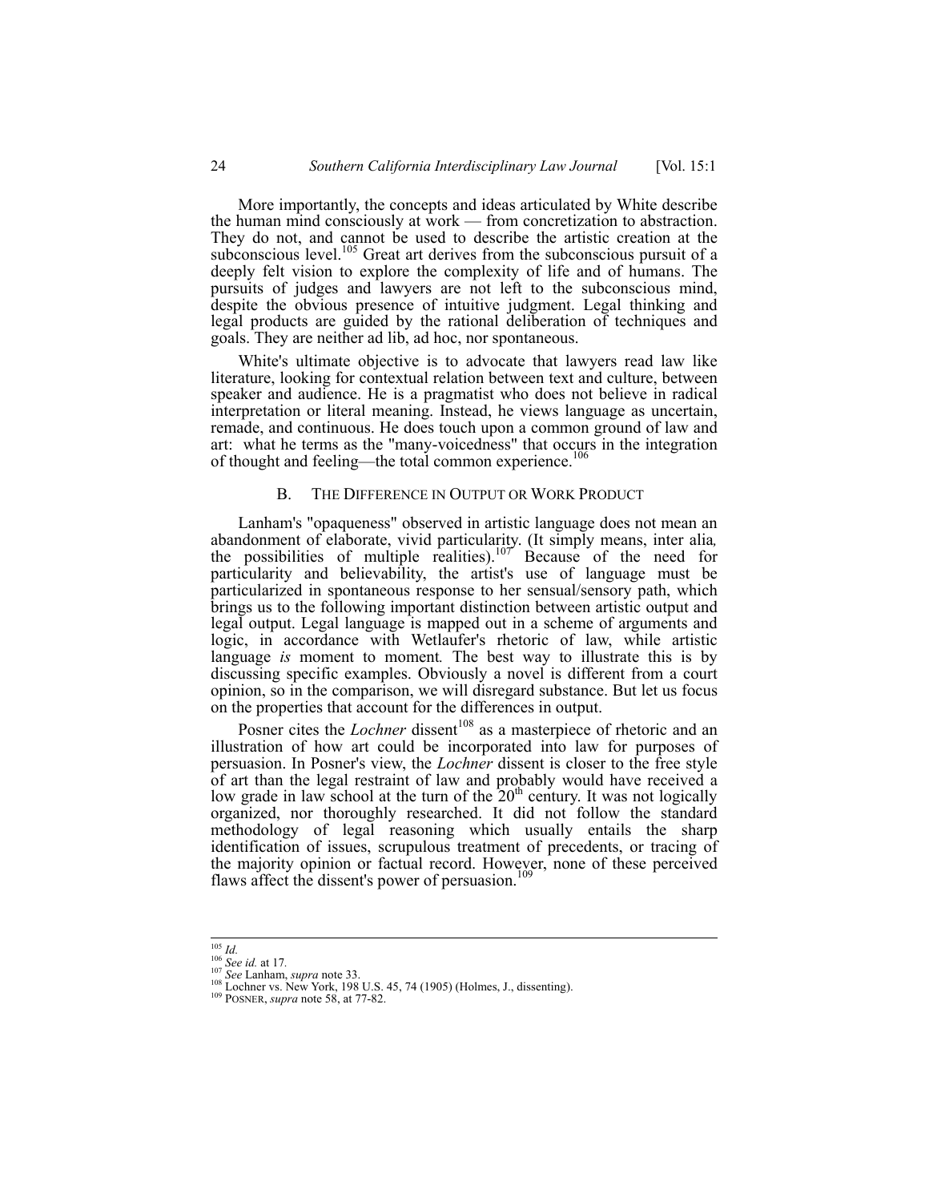More importantly, the concepts and ideas articulated by White describe the human mind consciously at work — from concretization to abstraction. They do not, and cannot be used to describe the artistic creation at the subconscious level.[105] Great art derives from the subconscious pursuit of a deeply felt vision to explore the complexity of life and of humans. The pursuits of judges and lawyers are not left to the subconscious mind, despite the obvious presence of intuitive judgment. Legal thinking and legal products are guided by the rational deliberation of techniques and goals. They are neither ad lib, ad hoc, nor spontaneous.

White's ultimate objective is to advocate that lawyers read law like literature, looking for contextual relation between text and culture, between speaker and audience. He is a pragmatist who does not believe in radical interpretation or literal meaning. Instead, he views language as uncertain, remade, and continuous. He does touch upon a common ground of law and art: what he terms as the "many-voicedness" that occurs in the integration of thought and feeling—the total common experience.[106]

### B. The Difference in Output or Work Product

Lanham's "opaqueness" observed in artistic language does not mean an abandonment of elaborate, vivid particularity. (It simply means, inter alia*,* the possibilities of multiple realities).[107] Because of the need for particularity and believability, the artist's use of language must be particularized in spontaneous response to her sensual/sensory path, which brings us to the following important distinction between artistic output and legal output. Legal language is mapped out in a scheme of arguments and logic, in accordance with Wetlaufer's rhetoric of law, while artistic language *is* moment to moment*.* The best way to illustrate this is by discussing specific examples. Obviously a novel is different from a court opinion, so in the comparison, we will disregard substance. But let us focus on the properties that account for the differences in output.

Posner cites the *Lochner* dissent[108] as a masterpiece of rhetoric and an illustration of how art could be incorporated into law for purposes of persuasion. In Posner's view, the *Lochner* dissent is closer to the free style of art than the legal restraint of law and probably would have received a low grade in law school at the turn of the 20th century. It was not logically organized, nor thoroughly researched. It did not follow the standard methodology of legal reasoning which usually entails the sharp identification of issues, scrupulous treatment of precedents, or tracing of the majority opinion or factual record. However, none of these perceived flaws affect the dissent's power of persuasion.[109]

---

[105] *Id.*
[106] *See id.* at 17.
[107] *See* Lanham, *supra* note 33.
[108] Lochner vs. New York, 198 U.S. 45, 74 (1905) (Holmes, J., dissenting).
[109] Posner, *supra* note 58, at 77-82.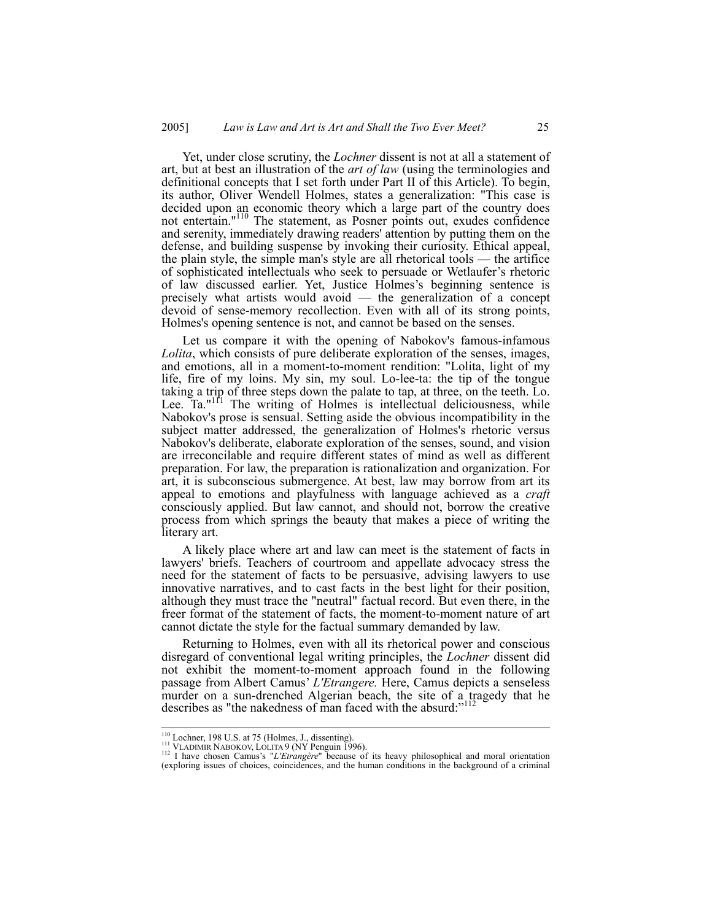Yet, under close scrutiny, the *Lochner* dissent is not at all a statement of art, but at best an illustration of the *art of law* (using the terminologies and definitional concepts that I set forth under Part II of this Article). To begin, its author, Oliver Wendell Holmes, states a generalization: "This case is decided upon an economic theory which a large part of the country does not entertain."[110] The statement, as Posner points out, exudes confidence and serenity, immediately drawing readers' attention by putting them on the defense, and building suspense by invoking their curiosity. Ethical appeal, the plain style, the simple man's style are all rhetorical tools — the artifice of sophisticated intellectuals who seek to persuade or Wetlaufer's rhetoric of law discussed earlier. Yet, Justice Holmes's beginning sentence is precisely what artists would avoid — the generalization of a concept devoid of sense-memory recollection. Even with all of its strong points, Holmes's opening sentence is not, and cannot be based on the senses.

Let us compare it with the opening of Nabokov's famous-infamous *Lolita*, which consists of pure deliberate exploration of the senses, images, and emotions, all in a moment-to-moment rendition: "Lolita, light of my life, fire of my loins. My sin, my soul. Lo-lee-ta: the tip of the tongue taking a trip of three steps down the palate to tap, at three, on the teeth. Lo. Lee. Ta."[111] The writing of Holmes is intellectual deliciousness, while Nabokov's prose is sensual. Setting aside the obvious incompatibility in the subject matter addressed, the generalization of Holmes's rhetoric versus Nabokov's deliberate, elaborate exploration of the senses, sound, and vision are irreconcilable and require different states of mind as well as different preparation. For law, the preparation is rationalization and organization. For art, it is subconscious submergence. At best, law may borrow from art its appeal to emotions and playfulness with language achieved as a *craft* consciously applied. But law cannot, and should not, borrow the creative process from which springs the beauty that makes a piece of writing the literary art.

A likely place where art and law can meet is the statement of facts in lawyers' briefs. Teachers of courtroom and appellate advocacy stress the need for the statement of facts to be persuasive, advising lawyers to use innovative narratives, and to cast facts in the best light for their position, although they must trace the "neutral" factual record. But even there, in the freer format of the statement of facts, the moment-to-moment nature of art cannot dictate the style for the factual summary demanded by law.

Returning to Holmes, even with all its rhetorical power and conscious disregard of conventional legal writing principles, the *Lochner* dissent did not exhibit the moment-to-moment approach found in the following passage from Albert Camus' *L'Etrangere.* Here, Camus depicts a senseless murder on a sun-drenched Algerian beach, the site of a tragedy that he describes as "the nakedness of man faced with the absurd:"[112]

---

[110] Lochner, 198 U.S. at 75 (Holmes, J., dissenting).

[111] VLADIMIR NABOKOV, LOLITA 9 (NY Penguin 1996).

[112] I have chosen Camus's "*L'Etrangère*" because of its heavy philosophical and moral orientation (exploring issues of choices, coincidences, and the human conditions in the background of a criminal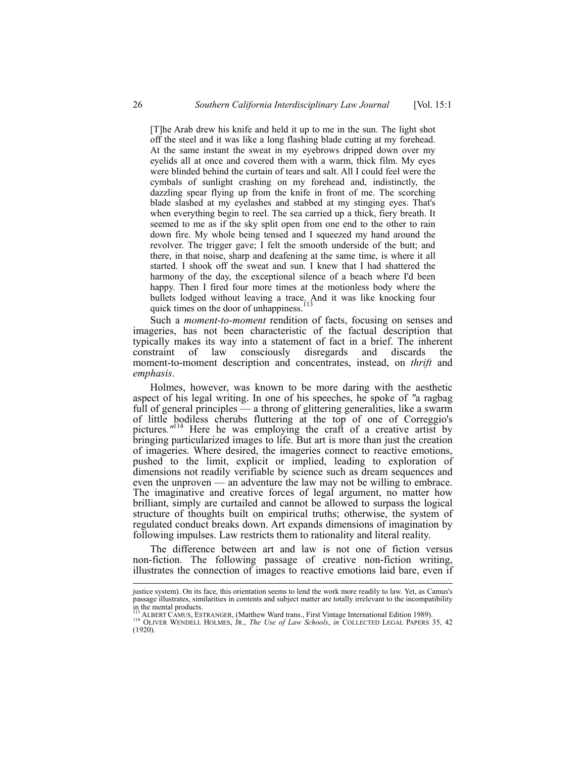> [T]he Arab drew his knife and held it up to me in the sun. The light shot off the steel and it was like a long flashing blade cutting at my forehead. At the same instant the sweat in my eyebrows dripped down over my eyelids all at once and covered them with a warm, thick film. My eyes were blinded behind the curtain of tears and salt. All I could feel were the cymbals of sunlight crashing on my forehead and, indistinctly, the dazzling spear flying up from the knife in front of me. The scorching blade slashed at my eyelashes and stabbed at my stinging eyes. That's when everything begin to reel. The sea carried up a thick, fiery breath. It seemed to me as if the sky split open from one end to the other to rain down fire. My whole being tensed and I squeezed my hand around the revolver. The trigger gave; I felt the smooth underside of the butt; and there, in that noise, sharp and deafening at the same time, is where it all started. I shook off the sweat and sun. I knew that I had shattered the harmony of the day, the exceptional silence of a beach where I'd been happy. Then I fired four more times at the motionless body where the bullets lodged without leaving a trace. And it was like knocking four quick times on the door of unhappiness.[113]

Such a *moment-to-moment* rendition of facts, focusing on senses and imageries, has not been characteristic of the factual description that typically makes its way into a statement of fact in a brief. The inherent constraint of law consciously disregards and discards the moment-to-moment description and concentrates, instead, on *thrift* and *emphasis*.

Holmes, however, was known to be more daring with the aesthetic aspect of his legal writing. In one of his speeches, he spoke of "a ragbag full of general principles — a throng of glittering generalities, like a swarm of little bodiless cherubs fluttering at the top of one of Correggio's pictures."[114] Here he was employing the craft of a creative artist by bringing particularized images to life. But art is more than just the creation of imageries. Where desired, the imageries connect to reactive emotions, pushed to the limit, explicit or implied, leading to exploration of dimensions not readily verifiable by science such as dream sequences and even the unproven — an adventure the law may not be willing to embrace. The imaginative and creative forces of legal argument, no matter how brilliant, simply are curtailed and cannot be allowed to surpass the logical structure of thoughts built on empirical truths; otherwise, the system of regulated conduct breaks down. Art expands dimensions of imagination by following impulses. Law restricts them to rationality and literal reality.

The difference between art and law is not one of fiction versus non-fiction. The following passage of creative non-fiction writing, illustrates the connection of images to reactive emotions laid bare, even if

---

justice system). On its face, this orientation seems to lend the work more readily to law. Yet, as Camus's passage illustrates, similarities in contents and subject matter are totally irrelevant to the incompatibility in the mental products.

[113] ALBERT CAMUS, ESTRANGER, (Matthew Ward trans., First Vintage International Edition 1989).

[114] OLIVER WENDELL HOLMES, JR., *The Use of Law Schools*, *in* COLLECTED LEGAL PAPERS 35, 42 (1920).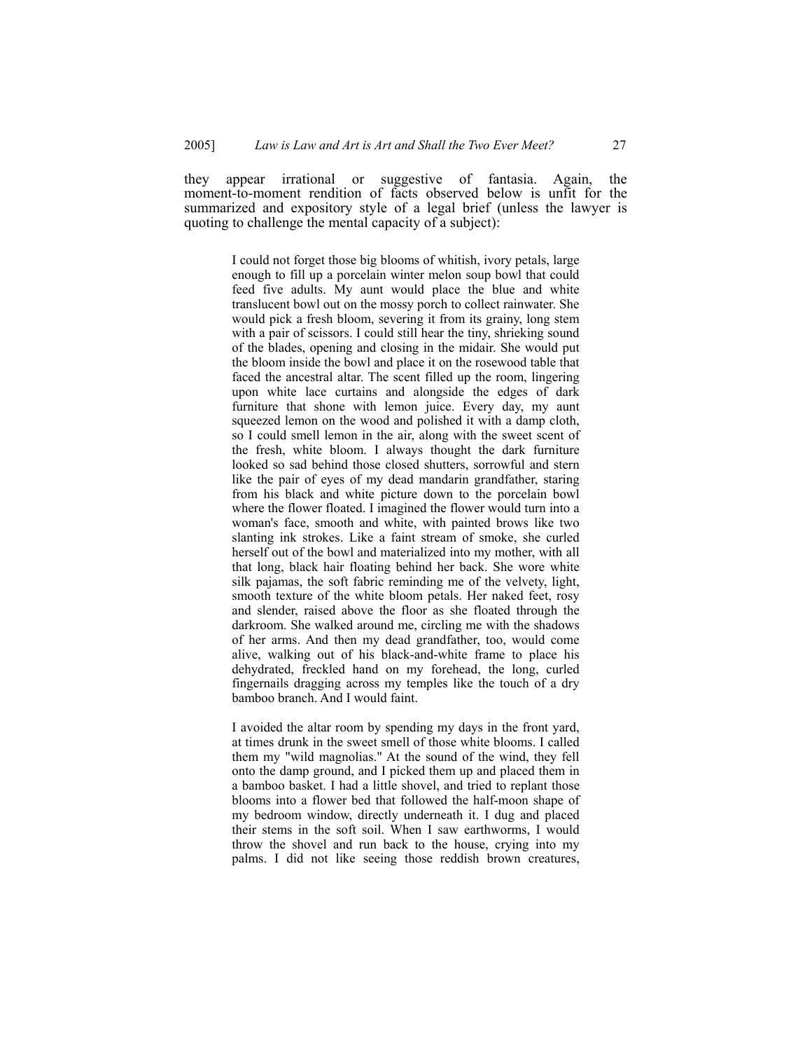they appear irrational or suggestive of fantasia. Again, the moment-to-moment rendition of facts observed below is unfit for the summarized and expository style of a legal brief (unless the lawyer is quoting to challenge the mental capacity of a subject):

> I could not forget those big blooms of whitish, ivory petals, large enough to fill up a porcelain winter melon soup bowl that could feed five adults. My aunt would place the blue and white translucent bowl out on the mossy porch to collect rainwater. She would pick a fresh bloom, severing it from its grainy, long stem with a pair of scissors. I could still hear the tiny, shrieking sound of the blades, opening and closing in the midair. She would put the bloom inside the bowl and place it on the rosewood table that faced the ancestral altar. The scent filled up the room, lingering upon white lace curtains and alongside the edges of dark furniture that shone with lemon juice. Every day, my aunt squeezed lemon on the wood and polished it with a damp cloth, so I could smell lemon in the air, along with the sweet scent of the fresh, white bloom. I always thought the dark furniture looked so sad behind those closed shutters, sorrowful and stern like the pair of eyes of my dead mandarin grandfather, staring from his black and white picture down to the porcelain bowl where the flower floated. I imagined the flower would turn into a woman's face, smooth and white, with painted brows like two slanting ink strokes. Like a faint stream of smoke, she curled herself out of the bowl and materialized into my mother, with all that long, black hair floating behind her back. She wore white silk pajamas, the soft fabric reminding me of the velvety, light, smooth texture of the white bloom petals. Her naked feet, rosy and slender, raised above the floor as she floated through the darkroom. She walked around me, circling me with the shadows of her arms. And then my dead grandfather, too, would come alive, walking out of his black-and-white frame to place his dehydrated, freckled hand on my forehead, the long, curled fingernails dragging across my temples like the touch of a dry bamboo branch. And I would faint.
>
> I avoided the altar room by spending my days in the front yard, at times drunk in the sweet smell of those white blooms. I called them my "wild magnolias." At the sound of the wind, they fell onto the damp ground, and I picked them up and placed them in a bamboo basket. I had a little shovel, and tried to replant those blooms into a flower bed that followed the half-moon shape of my bedroom window, directly underneath it. I dug and placed their stems in the soft soil. When I saw earthworms, I would throw the shovel and run back to the house, crying into my palms. I did not like seeing those reddish brown creatures,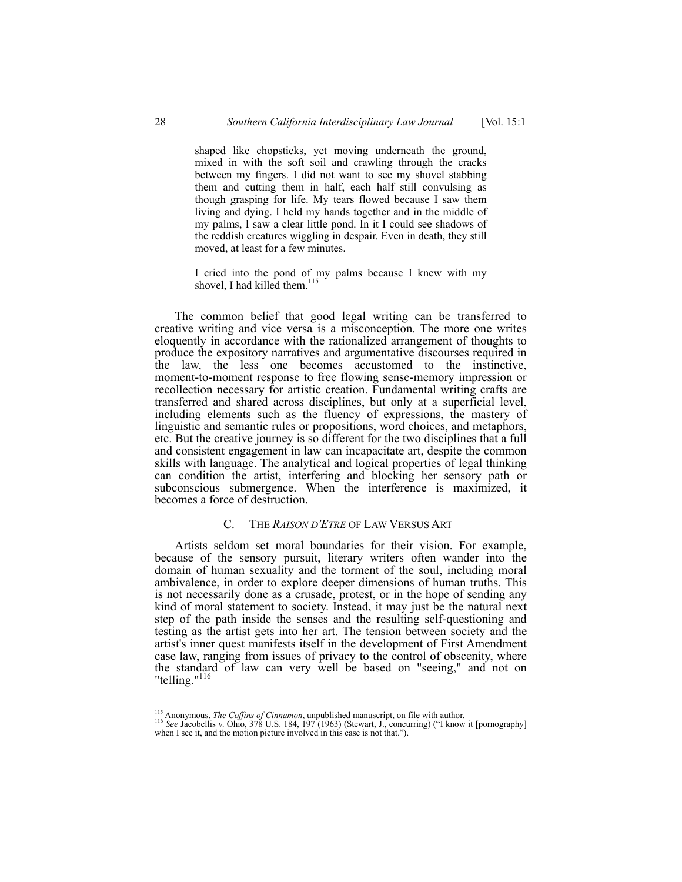> shaped like chopsticks, yet moving underneath the ground, mixed in with the soft soil and crawling through the cracks between my fingers. I did not want to see my shovel stabbing them and cutting them in half, each half still convulsing as though grasping for life. My tears flowed because I saw them living and dying. I held my hands together and in the middle of my palms, I saw a clear little pond. In it I could see shadows of the reddish creatures wiggling in despair. Even in death, they still moved, at least for a few minutes.
>
> I cried into the pond of my palms because I knew with my shovel, I had killed them.[115]

The common belief that good legal writing can be transferred to creative writing and vice versa is a misconception. The more one writes eloquently in accordance with the rationalized arrangement of thoughts to produce the expository narratives and argumentative discourses required in the law, the less one becomes accustomed to the instinctive, moment-to-moment response to free flowing sense-memory impression or recollection necessary for artistic creation. Fundamental writing crafts are transferred and shared across disciplines, but only at a superficial level, including elements such as the fluency of expressions, the mastery of linguistic and semantic rules or propositions, word choices, and metaphors, etc. But the creative journey is so different for the two disciplines that a full and consistent engagement in law can incapacitate art, despite the common skills with language. The analytical and logical properties of legal thinking can condition the artist, interfering and blocking her sensory path or subconscious submergence. When the interference is maximized, it becomes a force of destruction.

### C. THE *RAISON D'ETRE* OF LAW VERSUS ART

Artists seldom set moral boundaries for their vision. For example, because of the sensory pursuit, literary writers often wander into the domain of human sexuality and the torment of the soul, including moral ambivalence, in order to explore deeper dimensions of human truths. This is not necessarily done as a crusade, protest, or in the hope of sending any kind of moral statement to society. Instead, it may just be the natural next step of the path inside the senses and the resulting self-questioning and testing as the artist gets into her art. The tension between society and the artist's inner quest manifests itself in the development of First Amendment case law, ranging from issues of privacy to the control of obscenity, where the standard of law can very well be based on "seeing," and not on "telling."[116]

---

[115] Anonymous, *The Coffins of Cinnamon*, unpublished manuscript, on file with author.

[116] *See* Jacobellis v. Ohio, 378 U.S. 184, 197 (1963) (Stewart, J., concurring) ("I know it [pornography] when I see it, and the motion picture involved in this case is not that.").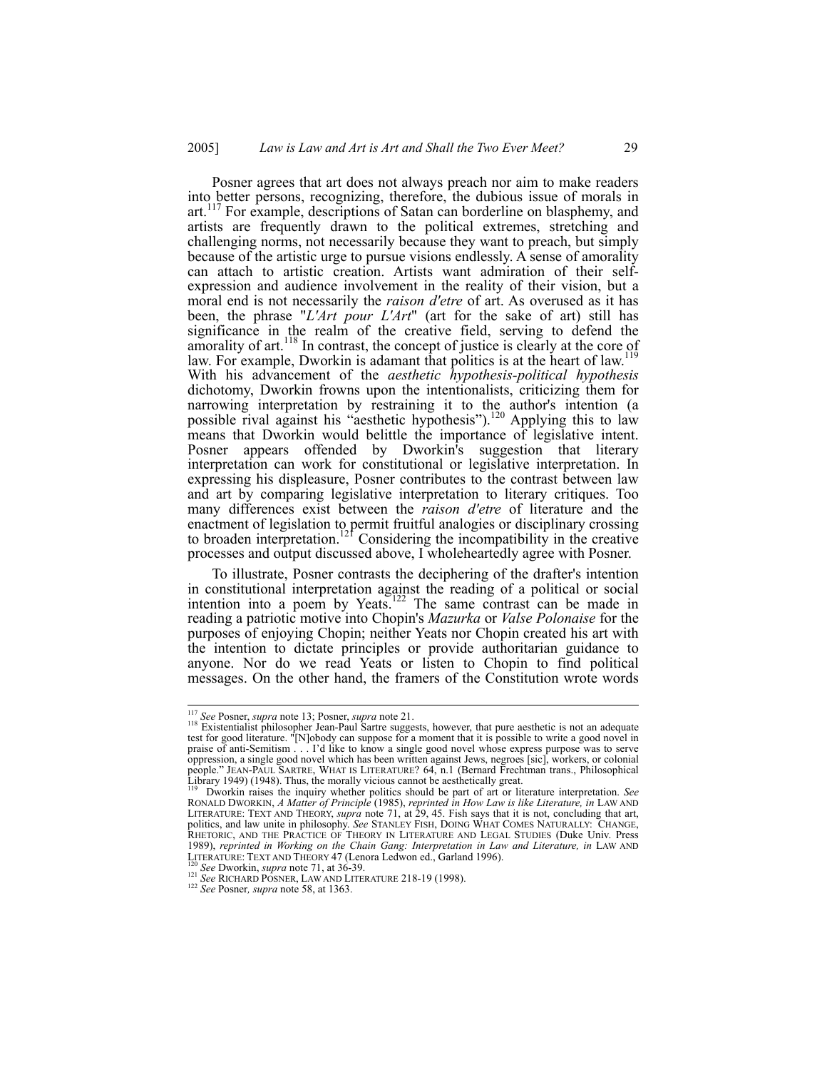Posner agrees that art does not always preach nor aim to make readers into better persons, recognizing, therefore, the dubious issue of morals in art.[117] For example, descriptions of Satan can borderline on blasphemy, and artists are frequently drawn to the political extremes, stretching and challenging norms, not necessarily because they want to preach, but simply because of the artistic urge to pursue visions endlessly. A sense of amorality can attach to artistic creation. Artists want admiration of their self-expression and audience involvement in the reality of their vision, but a moral end is not necessarily the *raison d'etre* of art. As overused as it has been, the phrase "*L'Art pour L'Art*" (art for the sake of art) still has significance in the realm of the creative field, serving to defend the amorality of art.[118] In contrast, the concept of justice is clearly at the core of law. For example, Dworkin is adamant that politics is at the heart of law.[119] With his advancement of the *aesthetic hypothesis-political hypothesis* dichotomy, Dworkin frowns upon the intentionalists, criticizing them for narrowing interpretation by restraining it to the author's intention (a possible rival against his "aesthetic hypothesis").[120] Applying this to law means that Dworkin would belittle the importance of legislative intent. Posner appears offended by Dworkin's suggestion that literary interpretation can work for constitutional or legislative interpretation. In expressing his displeasure, Posner contributes to the contrast between law and art by comparing legislative interpretation to literary critiques. Too many differences exist between the *raison d'etre* of literature and the enactment of legislation to permit fruitful analogies or disciplinary crossing to broaden interpretation.[121] Considering the incompatibility in the creative processes and output discussed above, I wholeheartedly agree with Posner.

To illustrate, Posner contrasts the deciphering of the drafter's intention in constitutional interpretation against the reading of a political or social intention into a poem by Yeats.[122] The same contrast can be made in reading a patriotic motive into Chopin's *Mazurka* or *Valse Polonaise* for the purposes of enjoying Chopin; neither Yeats nor Chopin created his art with the intention to dictate principles or provide authoritarian guidance to anyone. Nor do we read Yeats or listen to Chopin to find political messages. On the other hand, the framers of the Constitution wrote words

---

[117] *See* Posner, *supra* note 13; Posner, *supra* note 21.

[118] Existentialist philosopher Jean-Paul Sartre suggests, however, that pure aesthetic is not an adequate test for good literature. "[N]obody can suppose for a moment that it is possible to write a good novel in praise of anti-Semitism . . . I'd like to know a single good novel whose express purpose was to serve oppression, a single good novel which has been written against Jews, negroes [sic], workers, or colonial people." JEAN-PAUL SARTRE, WHAT IS LITERATURE? 64, n.1 (Bernard Frechtman trans., Philosophical Library 1949) (1948). Thus, the morally vicious cannot be aesthetically great.

[119] Dworkin raises the inquiry whether politics should be part of art or literature interpretation. *See* RONALD DWORKIN, *A Matter of Principle* (1985), *reprinted in How Law is like Literature, in* LAW AND LITERATURE: TEXT AND THEORY, *supra* note 71, at 29, 45. Fish says that it is not, concluding that art, politics, and law unite in philosophy. *See* STANLEY FISH, DOING WHAT COMES NATURALLY: CHANGE, RHETORIC, AND THE PRACTICE OF THEORY IN LITERATURE AND LEGAL STUDIES (Duke Univ. Press 1989), *reprinted in Working on the Chain Gang: Interpretation in Law and Literature, in* LAW AND LITERATURE: TEXT AND THEORY 47 (Lenora Ledwon ed., Garland 1996).

[120] *See* Dworkin, *supra* note 71, at 36-39.

[121] *See* RICHARD POSNER, LAW AND LITERATURE 218-19 (1998).

[122] *See* Posner*, supra* note 58, at 1363.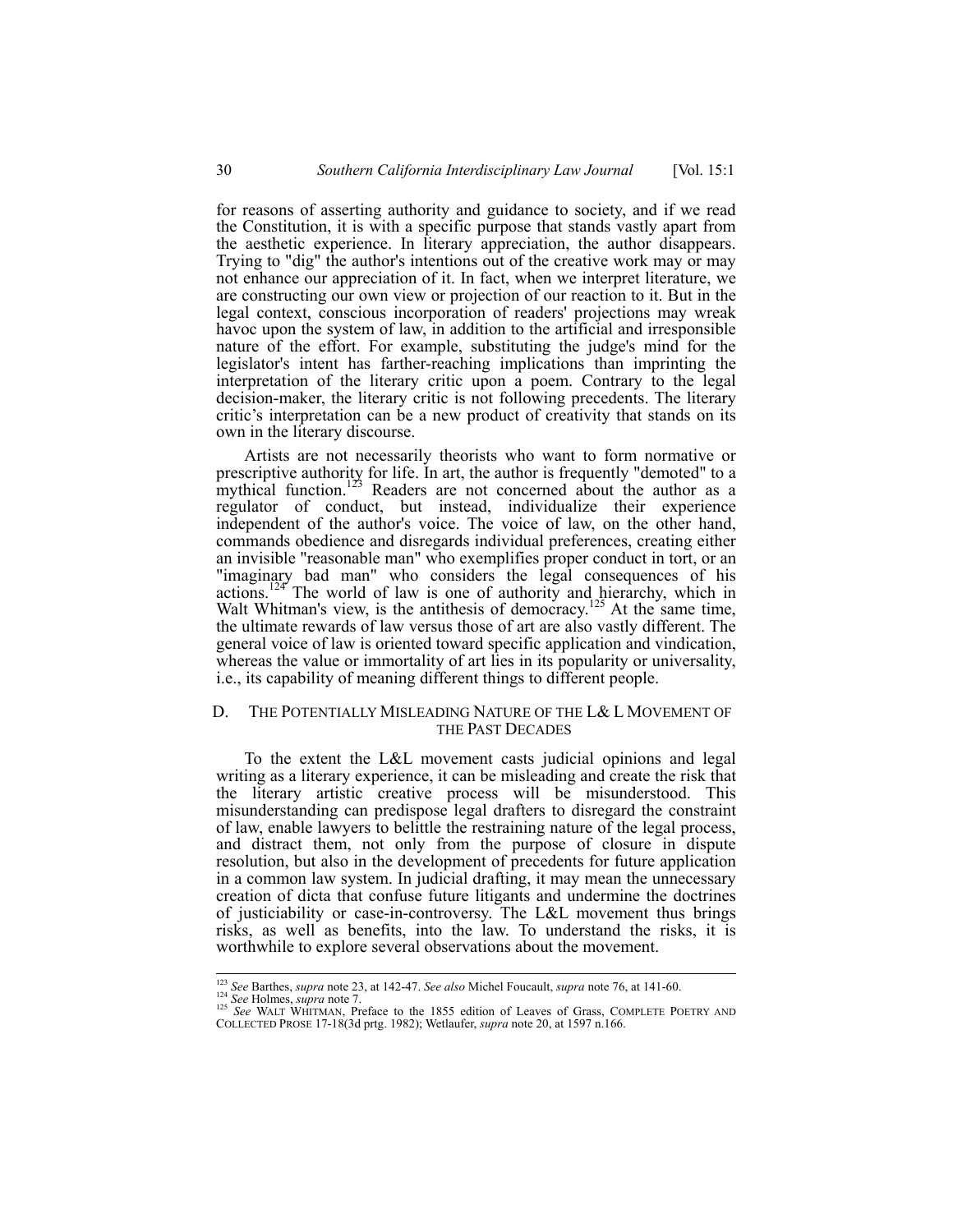for reasons of asserting authority and guidance to society, and if we read the Constitution, it is with a specific purpose that stands vastly apart from the aesthetic experience. In literary appreciation, the author disappears. Trying to "dig" the author's intentions out of the creative work may or may not enhance our appreciation of it. In fact, when we interpret literature, we are constructing our own view or projection of our reaction to it. But in the legal context, conscious incorporation of readers' projections may wreak havoc upon the system of law, in addition to the artificial and irresponsible nature of the effort. For example, substituting the judge's mind for the legislator's intent has farther-reaching implications than imprinting the interpretation of the literary critic upon a poem. Contrary to the legal decision-maker, the literary critic is not following precedents. The literary critic's interpretation can be a new product of creativity that stands on its own in the literary discourse.

Artists are not necessarily theorists who want to form normative or prescriptive authority for life. In art, the author is frequently "demoted" to a mythical function.[123] Readers are not concerned about the author as a regulator of conduct, but instead, individualize their experience independent of the author's voice. The voice of law, on the other hand, commands obedience and disregards individual preferences, creating either an invisible "reasonable man" who exemplifies proper conduct in tort, or an "imaginary bad man" who considers the legal consequences of his actions.[124] The world of law is one of authority and hierarchy, which in Walt Whitman's view, is the antithesis of democracy.[125] At the same time, the ultimate rewards of law versus those of art are also vastly different. The general voice of law is oriented toward specific application and vindication, whereas the value or immortality of art lies in its popularity or universality, i.e., its capability of meaning different things to different people.

### D. THE POTENTIALLY MISLEADING NATURE OF THE L& L MOVEMENT OF THE PAST DECADES

To the extent the L&L movement casts judicial opinions and legal writing as a literary experience, it can be misleading and create the risk that the literary artistic creative process will be misunderstood. This misunderstanding can predispose legal drafters to disregard the constraint of law, enable lawyers to belittle the restraining nature of the legal process, and distract them, not only from the purpose of closure in dispute resolution, but also in the development of precedents for future application in a common law system. In judicial drafting, it may mean the unnecessary creation of dicta that confuse future litigants and undermine the doctrines of justiciability or case-in-controversy. The L&L movement thus brings risks, as well as benefits, into the law. To understand the risks, it is worthwhile to explore several observations about the movement.

---

[123] *See* Barthes, *supra* note 23, at 142-47. *See also* Michel Foucault, *supra* note 76, at 141-60.

[124] *See* Holmes, *supra* note 7.

[125] *See* WALT WHITMAN, Preface to the 1855 edition of Leaves of Grass, COMPLETE POETRY AND COLLECTED PROSE 17-18(3d prtg. 1982); Wetlaufer, *supra* note 20, at 1597 n.166.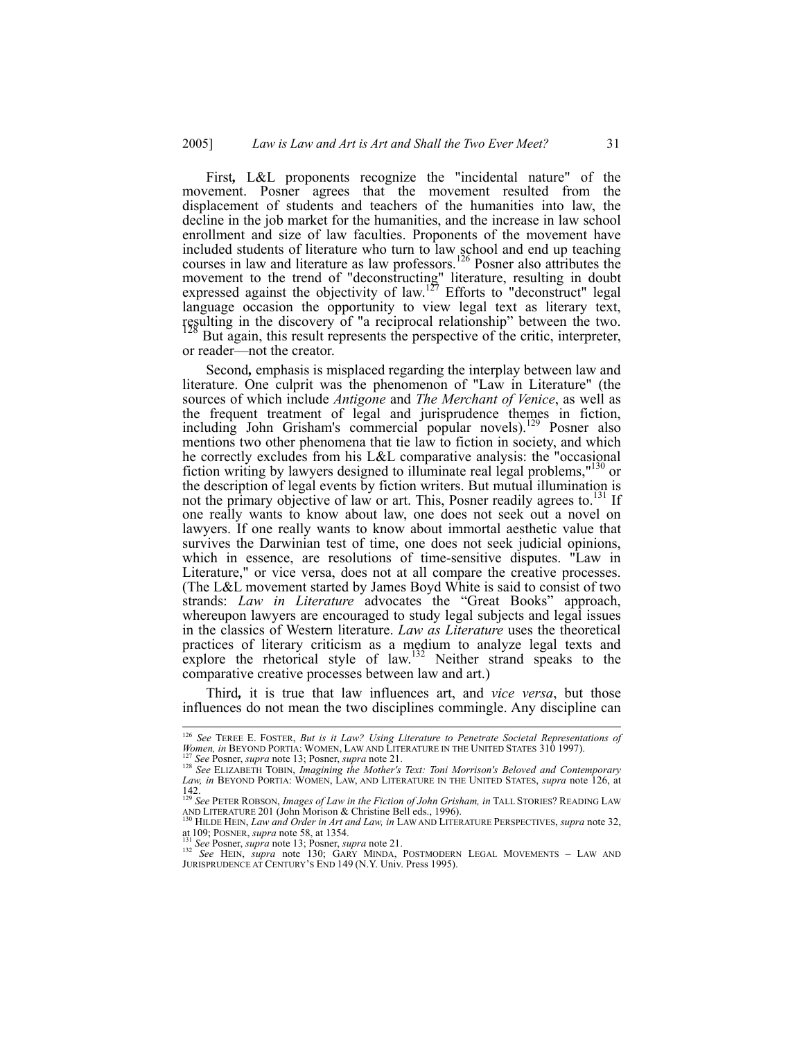First**,** L&L proponents recognize the "incidental nature" of the movement. Posner agrees that the movement resulted from the displacement of students and teachers of the humanities into law, the decline in the job market for the humanities, and the increase in law school enrollment and size of law faculties. Proponents of the movement have included students of literature who turn to law school and end up teaching courses in law and literature as law professors.[126] Posner also attributes the movement to the trend of "deconstructing" literature, resulting in doubt expressed against the objectivity of law.[127] Efforts to "deconstruct" legal language occasion the opportunity to view legal text as literary text, resulting in the discovery of "a reciprocal relationship" between the two.[128] But again, this result represents the perspective of the critic, interpreter, or reader—not the creator.

Second**,** emphasis is misplaced regarding the interplay between law and literature. One culprit was the phenomenon of "Law in Literature" (the sources of which include *Antigone* and *The Merchant of Venice*, as well as the frequent treatment of legal and jurisprudence themes in fiction, including John Grisham's commercial popular novels).[129] Posner also mentions two other phenomena that tie law to fiction in society, and which he correctly excludes from his L&L comparative analysis: the "occasional fiction writing by lawyers designed to illuminate real legal problems,"[130] or the description of legal events by fiction writers. But mutual illumination is not the primary objective of law or art. This, Posner readily agrees to.[131] If one really wants to know about law, one does not seek out a novel on lawyers. If one really wants to know about immortal aesthetic value that survives the Darwinian test of time, one does not seek judicial opinions, which in essence, are resolutions of time-sensitive disputes. "Law in Literature," or vice versa, does not at all compare the creative processes. (The L&L movement started by James Boyd White is said to consist of two strands: *Law in Literature* advocates the "Great Books" approach, whereupon lawyers are encouraged to study legal subjects and legal issues in the classics of Western literature. *Law as Literature* uses the theoretical practices of literary criticism as a medium to analyze legal texts and explore the rhetorical style of law.[132] Neither strand speaks to the comparative creative processes between law and art.)

Third**,** it is true that law influences art, and *vice versa*, but those influences do not mean the two disciplines commingle. Any discipline can

---

[126] *See* TEREE E. FOSTER, *But is it Law? Using Literature to Penetrate Societal Representations of Women, in* BEYOND PORTIA: WOMEN, LAW AND LITERATURE IN THE UNITED STATES 310 1997).

[127] *See* Posner, *supra* note 13; Posner, *supra* note 21.

[128] *See* ELIZABETH TOBIN, *Imagining the Mother's Text: Toni Morrison's Beloved and Contemporary Law, in* BEYOND PORTIA: WOMEN, LAW, AND LITERATURE IN THE UNITED STATES, *supra* note 126, at 142.

[129] *See* PETER ROBSON, *Images of Law in the Fiction of John Grisham, in* TALL STORIES? READING LAW AND LITERATURE 201 (John Morison & Christine Bell eds., 1996).

[130] HILDE HEIN, *Law and Order in Art and Law, in* LAW AND LITERATURE PERSPECTIVES, *supra* note 32, at 109; POSNER, *supra* note 58, at 1354.

[131] *See* Posner, *supra* note 13; Posner, *supra* note 21.

[132] *See* HEIN, *supra* note 130; GARY MINDA, POSTMODERN LEGAL MOVEMENTS – LAW AND JURISPRUDENCE AT CENTURY'S END 149 (N.Y. Univ. Press 1995).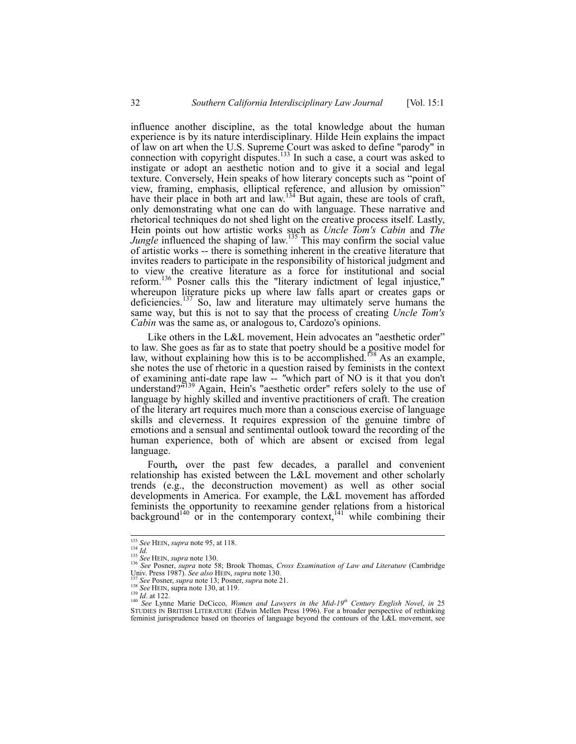influence another discipline, as the total knowledge about the human experience is by its nature interdisciplinary. Hilde Hein explains the impact of law on art when the U.S. Supreme Court was asked to define "parody" in connection with copyright disputes.[133] In such a case, a court was asked to instigate or adopt an aesthetic notion and to give it a social and legal texture. Conversely, Hein speaks of how literary concepts such as "point of view, framing, emphasis, elliptical reference, and allusion by omission" have their place in both art and law.[134] But again, these are tools of craft, only demonstrating what one can do with language. These narrative and rhetorical techniques do not shed light on the creative process itself. Lastly, Hein points out how artistic works such as *Uncle Tom's Cabin* and *The Jungle* influenced the shaping of law.[135] This may confirm the social value of artistic works -- there is something inherent in the creative literature that invites readers to participate in the responsibility of historical judgment and to view the creative literature as a force for institutional and social reform.[136] Posner calls this the "literary indictment of legal injustice," whereupon literature picks up where law falls apart or creates gaps or deficiencies.[137] So, law and literature may ultimately serve humans the same way, but this is not to say that the process of creating *Uncle Tom's Cabin* was the same as, or analogous to, Cardozo's opinions.

Like others in the L&L movement, Hein advocates an "aesthetic order" to law. She goes as far as to state that poetry should be a positive model for law, without explaining how this is to be accomplished.[138] As an example, she notes the use of rhetoric in a question raised by feminists in the context of examining anti-date rape law -- "which part of NO is it that you don't understand?"[139] Again, Hein's "aesthetic order" refers solely to the use of language by highly skilled and inventive practitioners of craft. The creation of the literary art requires much more than a conscious exercise of language skills and cleverness. It requires expression of the genuine timbre of emotions and a sensual and sentimental outlook toward the recording of the human experience, both of which are absent or excised from legal language.

Fourth**,** over the past few decades, a parallel and convenient relationship has existed between the L&L movement and other scholarly trends (e.g., the deconstruction movement) as well as other social developments in America. For example, the L&L movement has afforded feminists the opportunity to reexamine gender relations from a historical background[140] or in the contemporary context,[141] while combining their

---

[133] *See* HEIN, *supra* note 95, at 118.

[134] *Id.*

[135] *See* HEIN, *supra* note 130.

[136] *See* Posner, *supra* note 58; Brook Thomas, *Cross Examination of Law and Literature* (Cambridge Univ. Press 1987). *See also* HEIN, *supra* note 130.

[137] *See* Posner, *supra* note 13; Posner, *supra* note 21.

[138] *See* HEIN, supra note 130, at 119.

[139] *Id*. at 122.

[140] *See* Lynne Marie DeCicco, *Women and Lawyers in the Mid-19th Century English Novel*, *in* 25 STUDIES IN BRITISH LITERATURE (Edwin Mellen Press 1996). For a broader perspective of rethinking feminist jurisprudence based on theories of language beyond the contours of the L&L movement, see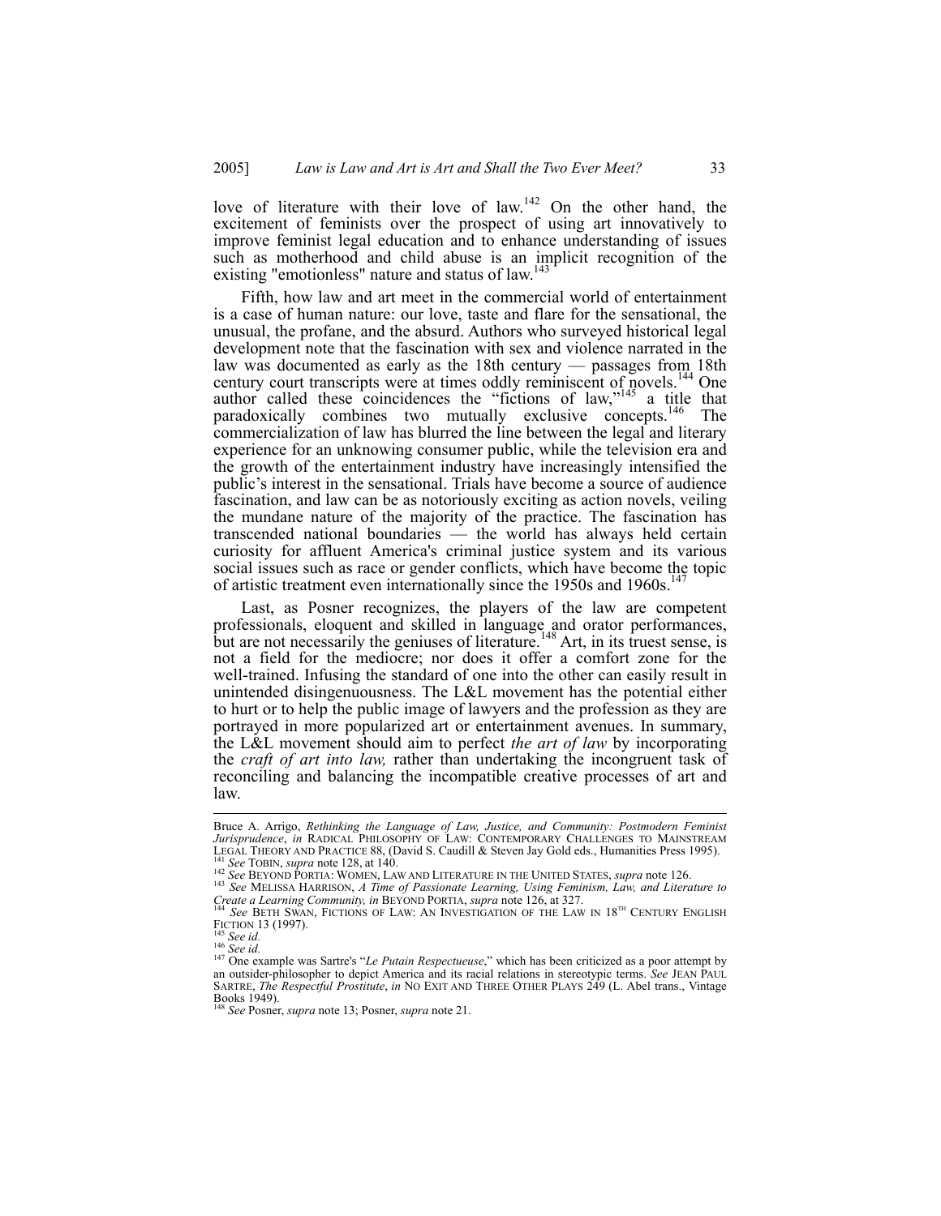love of literature with their love of law.[142] On the other hand, the excitement of feminists over the prospect of using art innovatively to improve feminist legal education and to enhance understanding of issues such as motherhood and child abuse is an implicit recognition of the existing "emotionless" nature and status of law.[143]

Fifth, how law and art meet in the commercial world of entertainment is a case of human nature: our love, taste and flare for the sensational, the unusual, the profane, and the absurd. Authors who surveyed historical legal development note that the fascination with sex and violence narrated in the law was documented as early as the 18th century — passages from 18th century court transcripts were at times oddly reminiscent of novels.[144] One author called these coincidences the "fictions of law,"[145] a title that paradoxically combines two mutually exclusive concepts.[146] The commercialization of law has blurred the line between the legal and literary experience for an unknowing consumer public, while the television era and the growth of the entertainment industry have increasingly intensified the public's interest in the sensational. Trials have become a source of audience fascination, and law can be as notoriously exciting as action novels, veiling the mundane nature of the majority of the practice. The fascination has transcended national boundaries — the world has always held certain curiosity for affluent America's criminal justice system and its various social issues such as race or gender conflicts, which have become the topic of artistic treatment even internationally since the 1950s and 1960s.[147]

Last, as Posner recognizes, the players of the law are competent professionals, eloquent and skilled in language and orator performances, but are not necessarily the geniuses of literature.[148] Art, in its truest sense, is not a field for the mediocre; nor does it offer a comfort zone for the well-trained. Infusing the standard of one into the other can easily result in unintended disingenuousness. The L&L movement has the potential either to hurt or to help the public image of lawyers and the profession as they are portrayed in more popularized art or entertainment avenues. In summary, the L&L movement should aim to perfect *the art of law* by incorporating the *craft of art into law,* rather than undertaking the incongruent task of reconciling and balancing the incompatible creative processes of art and law.

---

Bruce A. Arrigo, *Rethinking the Language of Law, Justice, and Community: Postmodern Feminist Jurisprudence*, *in* RADICAL PHILOSOPHY OF LAW: CONTEMPORARY CHALLENGES TO MAINSTREAM LEGAL THEORY AND PRACTICE 88, (David S. Caudill & Steven Jay Gold eds., Humanities Press 1995).

[141] *See* TOBIN, *supra* note 128, at 140.

[142] *See* BEYOND PORTIA: WOMEN, LAW AND LITERATURE IN THE UNITED STATES, *supra* note 126.

[143] *See* MELISSA HARRISON, *A Time of Passionate Learning, Using Feminism, Law, and Literature to Create a Learning Community, in* BEYOND PORTIA, *supra* note 126, at 327.

[144] *See* BETH SWAN, FICTIONS OF LAW: AN INVESTIGATION OF THE LAW IN 18TH CENTURY ENGLISH FICTION 13 (1997).

[145] *See id.*

[146] *See id.*

[147] One example was Sartre's "*Le Putain Respectueuse*," which has been criticized as a poor attempt by an outsider-philosopher to depict America and its racial relations in stereotypic terms. *See* JEAN PAUL SARTRE, *The Respectful Prostitute*, *in* NO EXIT AND THREE OTHER PLAYS 249 (L. Abel trans., Vintage Books 1949).

[148] *See* Posner, *supra* note 13; Posner, *supra* note 21.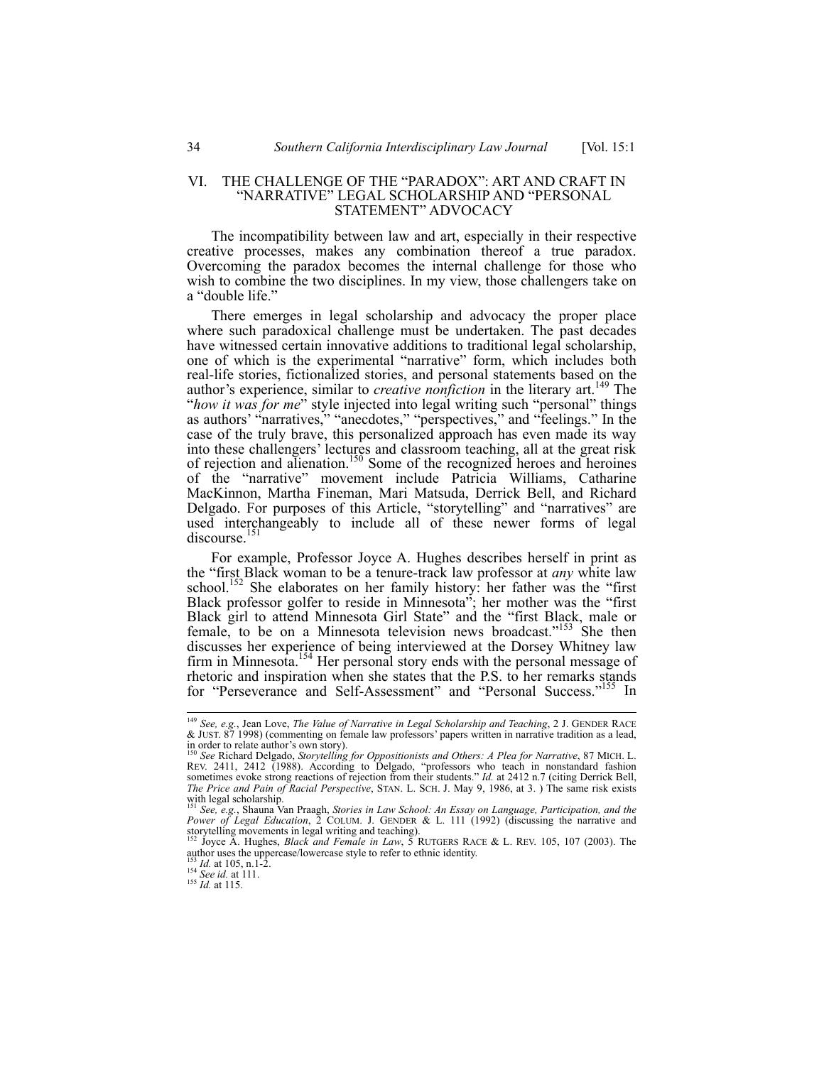## VI. THE CHALLENGE OF THE "PARADOX": ART AND CRAFT IN "NARRATIVE" LEGAL SCHOLARSHIP AND "PERSONAL STATEMENT" ADVOCACY

The incompatibility between law and art, especially in their respective creative processes, makes any combination thereof a true paradox. Overcoming the paradox becomes the internal challenge for those who wish to combine the two disciplines. In my view, those challengers take on a "double life."

There emerges in legal scholarship and advocacy the proper place where such paradoxical challenge must be undertaken. The past decades have witnessed certain innovative additions to traditional legal scholarship, one of which is the experimental "narrative" form, which includes both real-life stories, fictionalized stories, and personal statements based on the author's experience, similar to *creative nonfiction* in the literary art.[149] The "*how it was for me*" style injected into legal writing such "personal" things as authors' "narratives," "anecdotes," "perspectives," and "feelings." In the case of the truly brave, this personalized approach has even made its way into these challengers' lectures and classroom teaching, all at the great risk of rejection and alienation.[150] Some of the recognized heroes and heroines of the "narrative" movement include Patricia Williams, Catharine MacKinnon, Martha Fineman, Mari Matsuda, Derrick Bell, and Richard Delgado. For purposes of this Article, "storytelling" and "narratives" are used interchangeably to include all of these newer forms of legal discourse.[151]

For example, Professor Joyce A. Hughes describes herself in print as the "first Black woman to be a tenure-track law professor at *any* white law school.[152] She elaborates on her family history: her father was the "first Black professor golfer to reside in Minnesota"; her mother was the "first Black girl to attend Minnesota Girl State" and the "first Black, male or female, to be on a Minnesota television news broadcast."[153] She then discusses her experience of being interviewed at the Dorsey Whitney law firm in Minnesota.[154] Her personal story ends with the personal message of rhetoric and inspiration when she states that the P.S. to her remarks stands for "Perseverance and Self-Assessment" and "Personal Success."[155] In

---

[149] *See, e.g.*, Jean Love, *The Value of Narrative in Legal Scholarship and Teaching*, 2 J. GENDER RACE & JUST. 87 1998) (commenting on female law professors' papers written in narrative tradition as a lead, in order to relate author's own story).

[150] *See* Richard Delgado, *Storytelling for Oppositionists and Others: A Plea for Narrative*, 87 MICH. L. REV. 2411, 2412 (1988). According to Delgado, "professors who teach in nonstandard fashion sometimes evoke strong reactions of rejection from their students." *Id.* at 2412 n.7 (citing Derrick Bell, *The Price and Pain of Racial Perspective*, STAN. L. SCH. J. May 9, 1986, at 3. ) The same risk exists with legal scholarship.

[151] *See, e.g.*, Shauna Van Praagh, *Stories in Law School: An Essay on Language, Participation, and the Power of Legal Education*, 2 COLUM. J. GENDER & L. 111 (1992) (discussing the narrative and storytelling movements in legal writing and teaching).

[152] Joyce A. Hughes, *Black and Female in Law*, 5 RUTGERS RACE & L. REV. 105, 107 (2003). The author uses the uppercase/lowercase style to refer to ethnic identity.

[153] *Id.* at 105, n.1-2.

[154] *See id.* at 111.

[155] *Id.* at 115.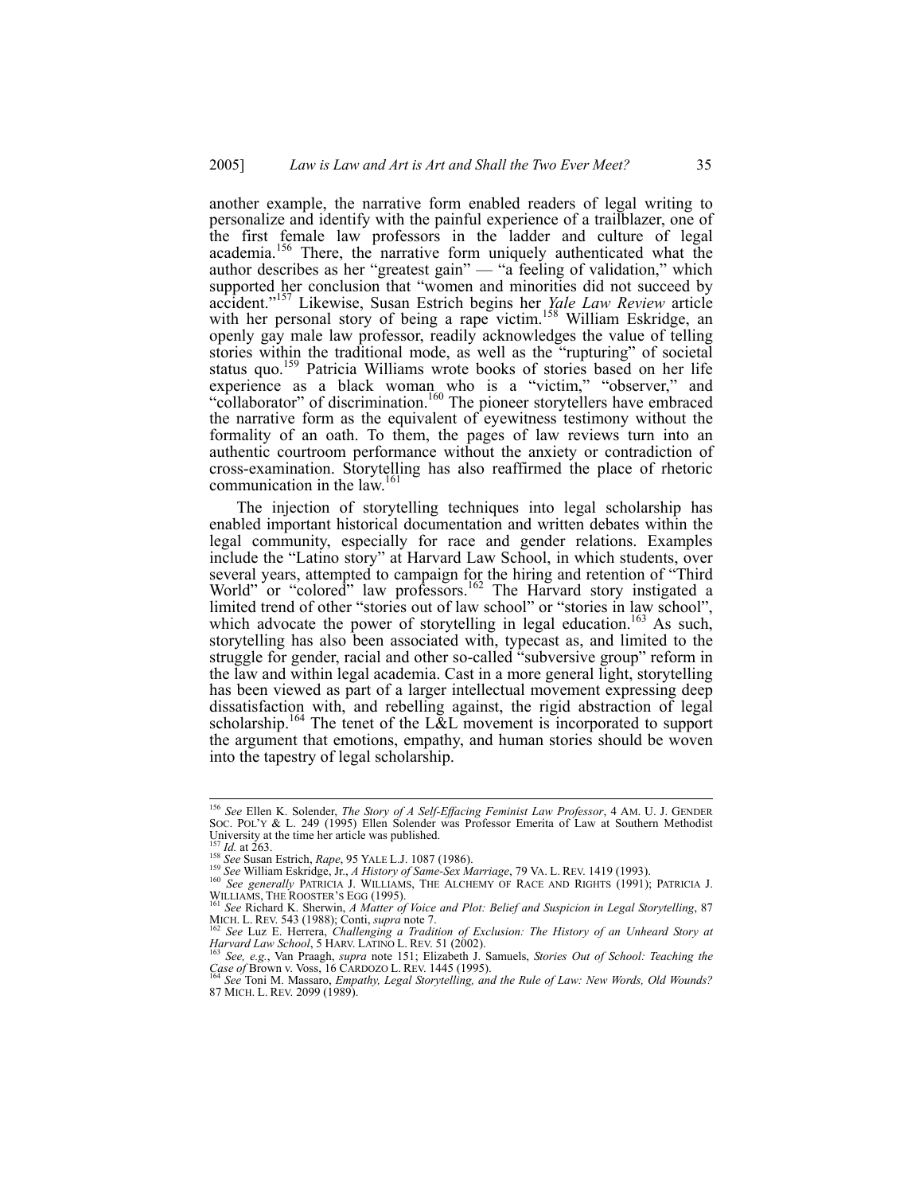another example, the narrative form enabled readers of legal writing to personalize and identify with the painful experience of a trailblazer, one of the first female law professors in the ladder and culture of legal academia.[156] There, the narrative form uniquely authenticated what the author describes as her "greatest gain" — "a feeling of validation," which supported her conclusion that "women and minorities did not succeed by accident."[157] Likewise, Susan Estrich begins her *Yale Law Review* article with her personal story of being a rape victim.[158] William Eskridge, an openly gay male law professor, readily acknowledges the value of telling stories within the traditional mode, as well as the "rupturing" of societal status quo.[159] Patricia Williams wrote books of stories based on her life experience as a black woman who is a "victim," "observer," and "collaborator" of discrimination.[160] The pioneer storytellers have embraced the narrative form as the equivalent of eyewitness testimony without the formality of an oath. To them, the pages of law reviews turn into an authentic courtroom performance without the anxiety or contradiction of cross-examination. Storytelling has also reaffirmed the place of rhetoric communication in the law.[161]

The injection of storytelling techniques into legal scholarship has enabled important historical documentation and written debates within the legal community, especially for race and gender relations. Examples include the "Latino story" at Harvard Law School, in which students, over several years, attempted to campaign for the hiring and retention of "Third World" or "colored" law professors.[162] The Harvard story instigated a limited trend of other "stories out of law school" or "stories in law school", which advocate the power of storytelling in legal education.[163] As such, storytelling has also been associated with, typecast as, and limited to the struggle for gender, racial and other so-called "subversive group" reform in the law and within legal academia. Cast in a more general light, storytelling has been viewed as part of a larger intellectual movement expressing deep dissatisfaction with, and rebelling against, the rigid abstraction of legal scholarship.[164] The tenet of the L&L movement is incorporated to support the argument that emotions, empathy, and human stories should be woven into the tapestry of legal scholarship.

---

[156] *See* Ellen K. Solender, *The Story of A Self-Effacing Feminist Law Professor*, 4 AM. U. J. GENDER SOC. POL'Y & L. 249 (1995) Ellen Solender was Professor Emerita of Law at Southern Methodist University at the time her article was published.

[157] *Id.* at 263.

[158] *See* Susan Estrich, *Rape*, 95 YALE L.J. 1087 (1986).

[159] *See* William Eskridge, Jr., *A History of Same-Sex Marriage*, 79 VA. L. REV. 1419 (1993).

[160] *See generally* PATRICIA J. WILLIAMS, THE ALCHEMY OF RACE AND RIGHTS (1991); PATRICIA J. WILLIAMS, THE ROOSTER'S EGG (1995).

[161] *See* Richard K. Sherwin, *A Matter of Voice and Plot: Belief and Suspicion in Legal Storytelling*, 87 MICH. L. REV. 543 (1988); Conti, *supra* note 7.

[162] *See* Luz E. Herrera, *Challenging a Tradition of Exclusion: The History of an Unheard Story at Harvard Law School*, 5 HARV. LATINO L. REV. 51 (2002).

[163] *See, e.g.*, Van Praagh, *supra* note 151; Elizabeth J. Samuels, *Stories Out of School: Teaching the Case of* Brown v. Voss, 16 CARDOZO L. REV. 1445 (1995).

[164] *See* Toni M. Massaro, *Empathy, Legal Storytelling, and the Rule of Law: New Words, Old Wounds?* 87 MICH. L. REV. 2099 (1989).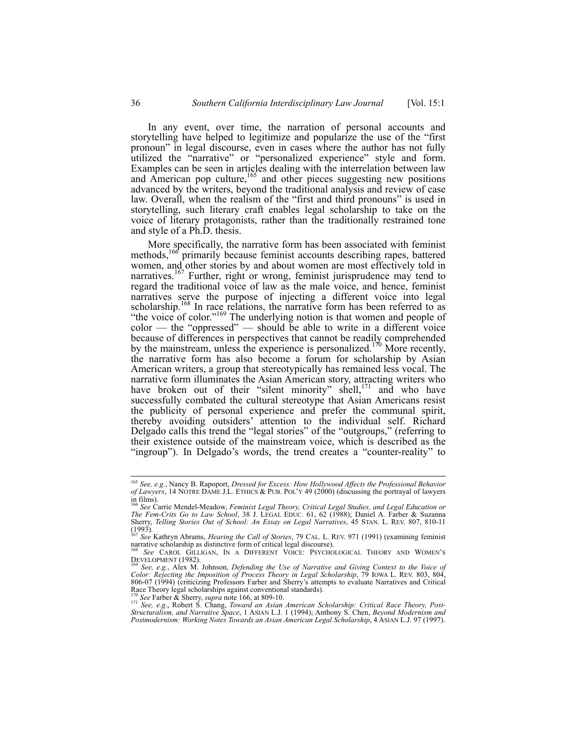In any event, over time, the narration of personal accounts and storytelling have helped to legitimize and popularize the use of the "first pronoun" in legal discourse, even in cases where the author has not fully utilized the "narrative" or "personalized experience" style and form. Examples can be seen in articles dealing with the interrelation between law and American pop culture,[165] and other pieces suggesting new positions advanced by the writers, beyond the traditional analysis and review of case law. Overall, when the realism of the "first and third pronouns" is used in storytelling, such literary craft enables legal scholarship to take on the voice of literary protagonists, rather than the traditionally restrained tone and style of a Ph.D. thesis.

More specifically, the narrative form has been associated with feminist methods,[166] primarily because feminist accounts describing rapes, battered women, and other stories by and about women are most effectively told in narratives.[167] Further, right or wrong, feminist jurisprudence may tend to regard the traditional voice of law as the male voice, and hence, feminist narratives serve the purpose of injecting a different voice into legal scholarship.[168] In race relations, the narrative form has been referred to as "the voice of color."[169] The underlying notion is that women and people of color — the "oppressed" — should be able to write in a different voice because of differences in perspectives that cannot be readily comprehended by the mainstream, unless the experience is personalized.[170] More recently, the narrative form has also become a forum for scholarship by Asian American writers, a group that stereotypically has remained less vocal. The narrative form illuminates the Asian American story, attracting writers who have broken out of their "silent minority" shell,[171] and who have successfully combated the cultural stereotype that Asian Americans resist the publicity of personal experience and prefer the communal spirit, thereby avoiding outsiders' attention to the individual self. Richard Delgado calls this trend the "legal stories" of the "outgroups," (referring to their existence outside of the mainstream voice, which is described as the "ingroup"). In Delgado's words, the trend creates a "counter-reality" to

---

[165] *See, e.g.*, Nancy B. Rapoport, *Dressed for Excess: How Hollywood Affects the Professional Behavior of Lawyers*, 14 NOTRE DAME J.L. ETHICS & PUB. POL'Y 49 (2000) (discussing the portrayal of lawyers in films).

[166] *See* Carrie Mendel-Meadow, *Feminist Legal Theory, Critical Legal Studies, and Legal Education or The Fem-Crits Go to Law School*, 38 J. LEGAL EDUC. 61, 62 (1988); Daniel A. Farber & Suzanna Sherry, *Telling Stories Out of School: An Essay on Legal Narratives*, 45 STAN. L. REV. 807, 810-11 (1993).

[167] *See* Kathryn Abrams, *Hearing the Call of Stories*, 79 CAL. L. REV. 971 (1991) (examining feminist narrative scholarship as distinctive form of critical legal discourse).

[168] *See* CAROL GILLIGAN, IN A DIFFERENT VOICE: PSYCHOLOGICAL THEORY AND WOMEN'S DEVELOPMENT (1982).

[169] *See, e.g.*, Alex M. Johnson, *Defending the Use of Narrative and Giving Context to the Voice of Color: Rejecting the Imposition of Process Theory in Legal Scholarship*, 79 IOWA L. REV. 803, 804, 806-07 (1994) (criticizing Professors Farber and Sherry's attempts to evaluate Narratives and Critical Race Theory legal scholarships against conventional standards).

[170] *See* Farber & Sherry, *supra* note 166, at 809-10.

[171] *See, e.g.*, Robert S. Chang, *Toward an Asian American Scholarship: Critical Race Theory, Post-Structuralism, and Narrative Space*, 1 ASIAN L.J. 1 (1994); Anthony S. Chen, *Beyond Modernism and Postmodernism: Working Notes Towards an Asian American Legal Scholarship*, 4 ASIAN L.J. 97 (1997).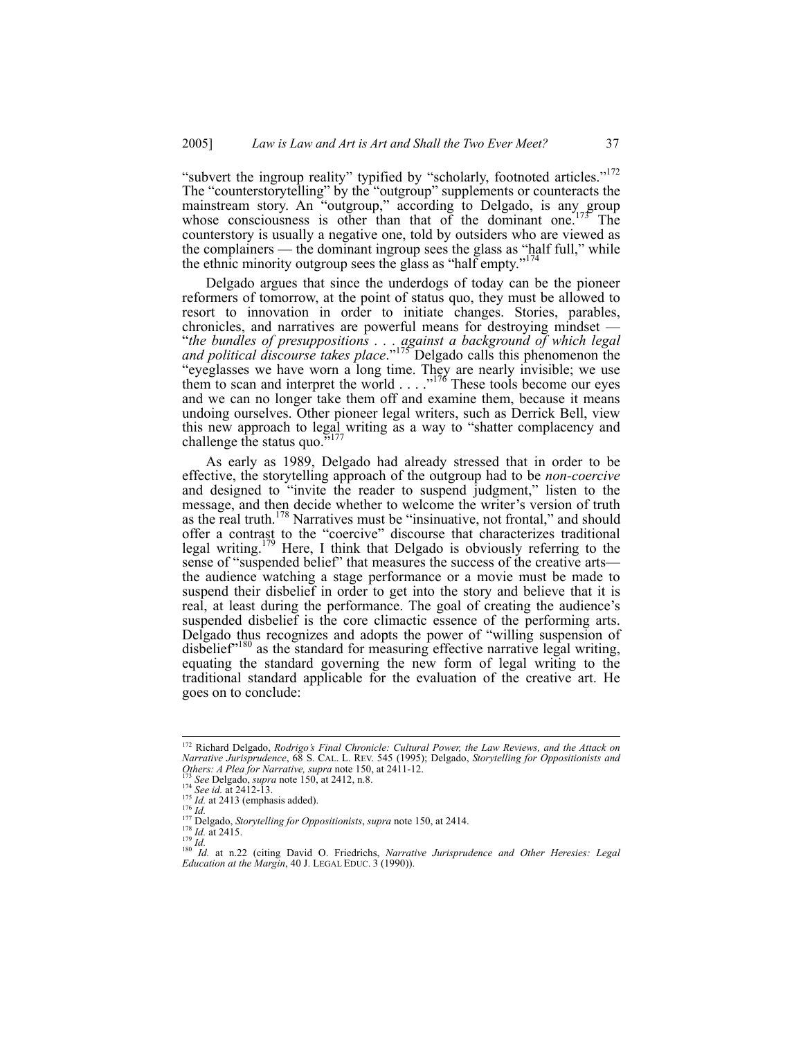"subvert the ingroup reality" typified by "scholarly, footnoted articles."[172] The "counterstorytelling" by the "outgroup" supplements or counteracts the mainstream story. An "outgroup," according to Delgado, is any group whose consciousness is other than that of the dominant one.[173] The counterstory is usually a negative one, told by outsiders who are viewed as the complainers — the dominant ingroup sees the glass as "half full," while the ethnic minority outgroup sees the glass as "half empty."[174]

Delgado argues that since the underdogs of today can be the pioneer reformers of tomorrow, at the point of status quo, they must be allowed to resort to innovation in order to initiate changes. Stories, parables, chronicles, and narratives are powerful means for destroying mindset — "*the bundles of presuppositions . . . against a background of which legal and political discourse takes place*."[175] Delgado calls this phenomenon the "eyeglasses we have worn a long time. They are nearly invisible; we use them to scan and interpret the world . . . ."[176] These tools become our eyes and we can no longer take them off and examine them, because it means undoing ourselves. Other pioneer legal writers, such as Derrick Bell, view this new approach to legal writing as a way to "shatter complacency and challenge the status quo."[177]

As early as 1989, Delgado had already stressed that in order to be effective, the storytelling approach of the outgroup had to be *non-coercive* and designed to "invite the reader to suspend judgment," listen to the message, and then decide whether to welcome the writer's version of truth as the real truth.[178] Narratives must be "insinuative, not frontal," and should offer a contrast to the "coercive" discourse that characterizes traditional legal writing.[179] Here, I think that Delgado is obviously referring to the sense of "suspended belief" that measures the success of the creative arts— the audience watching a stage performance or a movie must be made to suspend their disbelief in order to get into the story and believe that it is real, at least during the performance. The goal of creating the audience's suspended disbelief is the core climactic essence of the performing arts. Delgado thus recognizes and adopts the power of "willing suspension of disbelief"[180] as the standard for measuring effective narrative legal writing, equating the standard governing the new form of legal writing to the traditional standard applicable for the evaluation of the creative art. He goes on to conclude:

---

[172] Richard Delgado, *Rodrigo's Final Chronicle: Cultural Power, the Law Reviews, and the Attack on Narrative Jurisprudence*, 68 S. CAL. L. REV. 545 (1995); Delgado, *Storytelling for Oppositionists and Others: A Plea for Narrative, supra* note 150, at 2411-12.

[173] *See* Delgado, *supra* note 150, at 2412, n.8.

[174] *See id.* at 2412-13.

[175] *Id.* at 2413 (emphasis added).

[176] *Id.*

[177] Delgado, *Storytelling for Oppositionists*, *supra* note 150, at 2414.

[178] *Id.* at 2415.

[179] *Id.*

[180] *Id.* at n.22 (citing David O. Friedrichs, *Narrative Jurisprudence and Other Heresies: Legal Education at the Margin*, 40 J. LEGAL EDUC. 3 (1990)).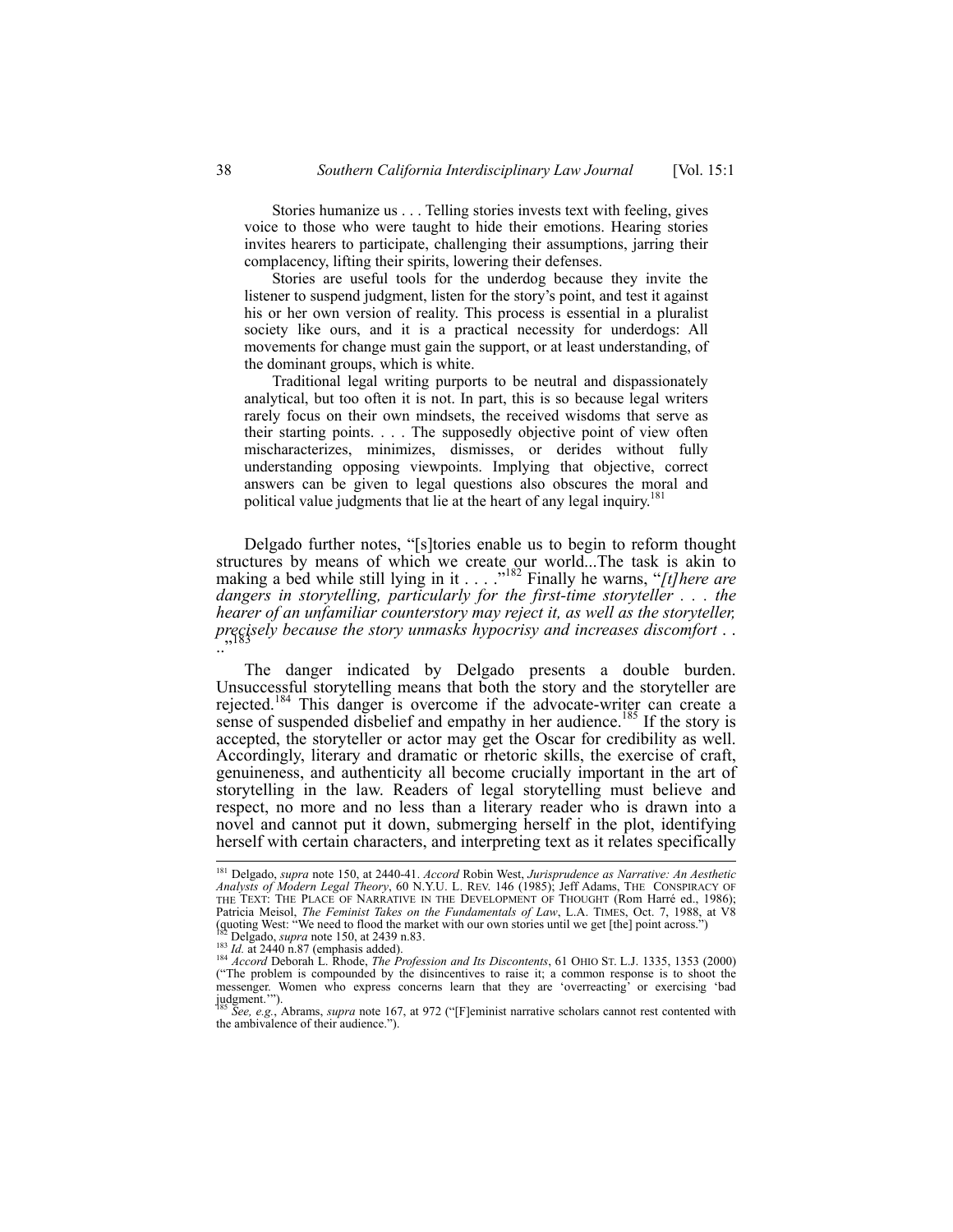> Stories humanize us . . . Telling stories invests text with feeling, gives voice to those who were taught to hide their emotions. Hearing stories invites hearers to participate, challenging their assumptions, jarring their complacency, lifting their spirits, lowering their defenses.
>
> Stories are useful tools for the underdog because they invite the listener to suspend judgment, listen for the story's point, and test it against his or her own version of reality. This process is essential in a pluralist society like ours, and it is a practical necessity for underdogs: All movements for change must gain the support, or at least understanding, of the dominant groups, which is white.
>
> Traditional legal writing purports to be neutral and dispassionately analytical, but too often it is not. In part, this is so because legal writers rarely focus on their own mindsets, the received wisdoms that serve as their starting points. . . . The supposedly objective point of view often mischaracterizes, minimizes, dismisses, or derides without fully understanding opposing viewpoints. Implying that objective, correct answers can be given to legal questions also obscures the moral and political value judgments that lie at the heart of any legal inquiry.[181]

Delgado further notes, "[s]tories enable us to begin to reform thought structures by means of which we create our world...The task is akin to making a bed while still lying in it . . . ."[182] Finally he warns, "*[t]here are dangers in storytelling, particularly for the first-time storyteller . . . the hearer of an unfamiliar counterstory may reject it, as well as the storyteller, precisely because the story unmasks hypocrisy and increases discomfort . . . .*"[183]

The danger indicated by Delgado presents a double burden. Unsuccessful storytelling means that both the story and the storyteller are rejected.[184] This danger is overcome if the advocate-writer can create a sense of suspended disbelief and empathy in her audience.[185] If the story is accepted, the storyteller or actor may get the Oscar for credibility as well. Accordingly, literary and dramatic or rhetoric skills, the exercise of craft, genuineness, and authenticity all become crucially important in the art of storytelling in the law. Readers of legal storytelling must believe and respect, no more and no less than a literary reader who is drawn into a novel and cannot put it down, submerging herself in the plot, identifying herself with certain characters, and interpreting text as it relates specifically

---

[181] Delgado, *supra* note 150, at 2440-41. *Accord* Robin West, *Jurisprudence as Narrative: An Aesthetic Analysts of Modern Legal Theory*, 60 N.Y.U. L. REV. 146 (1985); Jeff Adams, THE CONSPIRACY OF THE TEXT: THE PLACE OF NARRATIVE IN THE DEVELOPMENT OF THOUGHT (Rom Harré ed., 1986); Patricia Meisol, *The Feminist Takes on the Fundamentals of Law*, L.A. TIMES, Oct. 7, 1988, at V8 (quoting West: "We need to flood the market with our own stories until we get [the] point across.")

[182] Delgado, *supra* note 150, at 2439 n.83.

[183] *Id.* at 2440 n.87 (emphasis added).

[184] *Accord* Deborah L. Rhode, *The Profession and Its Discontents*, 61 OHIO ST. L.J. 1335, 1353 (2000) ("The problem is compounded by the disincentives to raise it; a common response is to shoot the messenger. Women who express concerns learn that they are 'overreacting' or exercising 'bad judgment.'").

[185] *See, e.g.*, Abrams, *supra* note 167, at 972 ("[F]eminist narrative scholars cannot rest contented with the ambivalence of their audience.").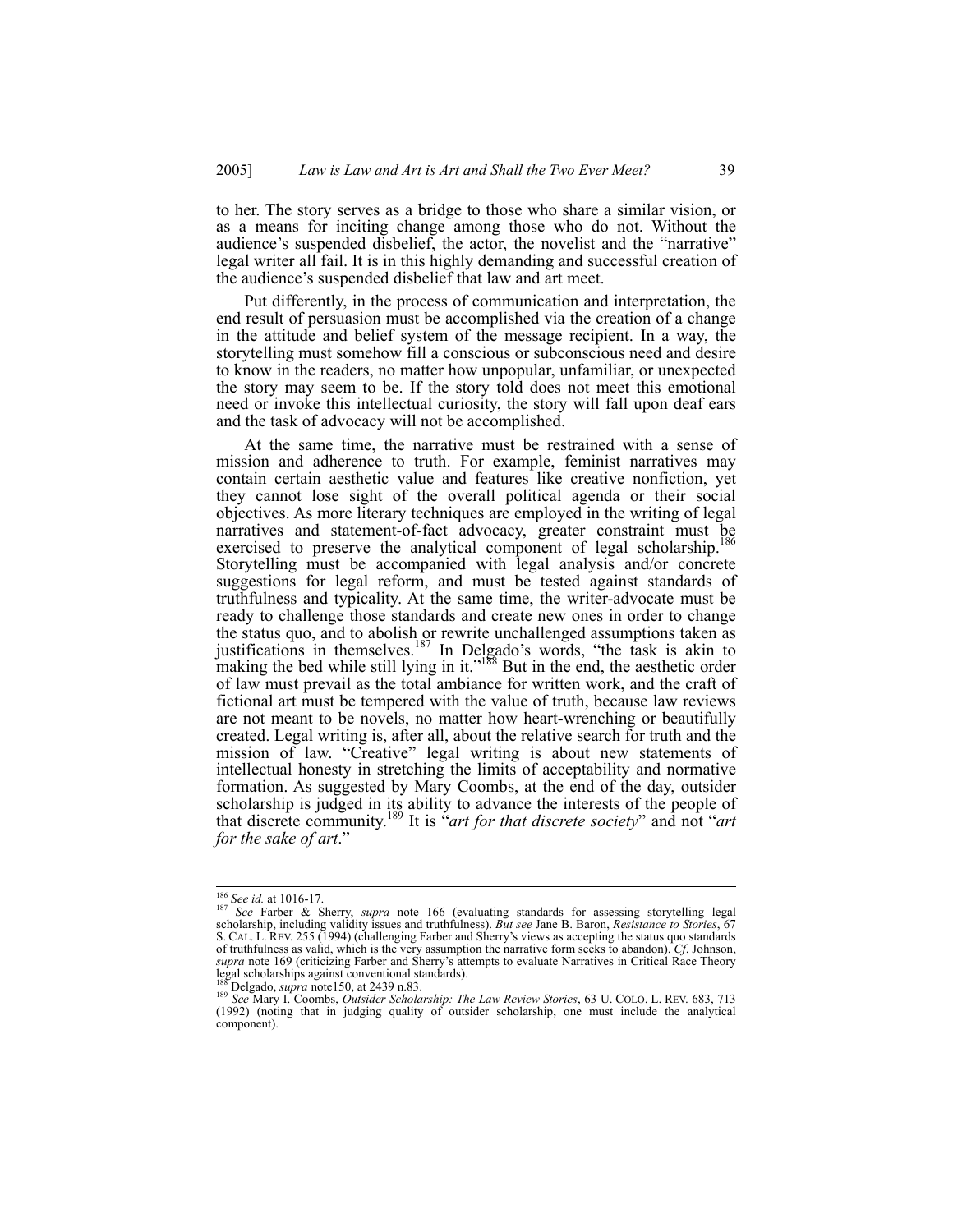to her. The story serves as a bridge to those who share a similar vision, or as a means for inciting change among those who do not. Without the audience's suspended disbelief, the actor, the novelist and the "narrative" legal writer all fail. It is in this highly demanding and successful creation of the audience's suspended disbelief that law and art meet.

Put differently, in the process of communication and interpretation, the end result of persuasion must be accomplished via the creation of a change in the attitude and belief system of the message recipient. In a way, the storytelling must somehow fill a conscious or subconscious need and desire to know in the readers, no matter how unpopular, unfamiliar, or unexpected the story may seem to be. If the story told does not meet this emotional need or invoke this intellectual curiosity, the story will fall upon deaf ears and the task of advocacy will not be accomplished.

At the same time, the narrative must be restrained with a sense of mission and adherence to truth. For example, feminist narratives may contain certain aesthetic value and features like creative nonfiction, yet they cannot lose sight of the overall political agenda or their social objectives. As more literary techniques are employed in the writing of legal narratives and statement-of-fact advocacy, greater constraint must be exercised to preserve the analytical component of legal scholarship.[186] Storytelling must be accompanied with legal analysis and/or concrete suggestions for legal reform, and must be tested against standards of truthfulness and typicality. At the same time, the writer-advocate must be ready to challenge those standards and create new ones in order to change the status quo, and to abolish or rewrite unchallenged assumptions taken as justifications in themselves.[187] In Delgado's words, "the task is akin to making the bed while still lying in it."[188] But in the end, the aesthetic order of law must prevail as the total ambiance for written work, and the craft of fictional art must be tempered with the value of truth, because law reviews are not meant to be novels, no matter how heart-wrenching or beautifully created. Legal writing is, after all, about the relative search for truth and the mission of law. "Creative" legal writing is about new statements of intellectual honesty in stretching the limits of acceptability and normative formation. As suggested by Mary Coombs, at the end of the day, outsider scholarship is judged in its ability to advance the interests of the people of that discrete community.[189] It is "*art for that discrete society*" and not "*art for the sake of art*."

---

[186] *See id.* at 1016-17.

[187] *See* Farber & Sherry, *supra* note 166 (evaluating standards for assessing storytelling legal scholarship, including validity issues and truthfulness). *But see* Jane B. Baron, *Resistance to Stories*, 67 S. CAL. L. REV. 255 (1994) (challenging Farber and Sherry's views as accepting the status quo standards of truthfulness as valid, which is the very assumption the narrative form seeks to abandon). *Cf*. Johnson, *supra* note 169 (criticizing Farber and Sherry's attempts to evaluate Narratives in Critical Race Theory legal scholarships against conventional standards).

[188] Delgado, *supra* note150, at 2439 n.83.

[189] *See* Mary I. Coombs, *Outsider Scholarship: The Law Review Stories*, 63 U. COLO. L. REV. 683, 713 (1992) (noting that in judging quality of outsider scholarship, one must include the analytical component).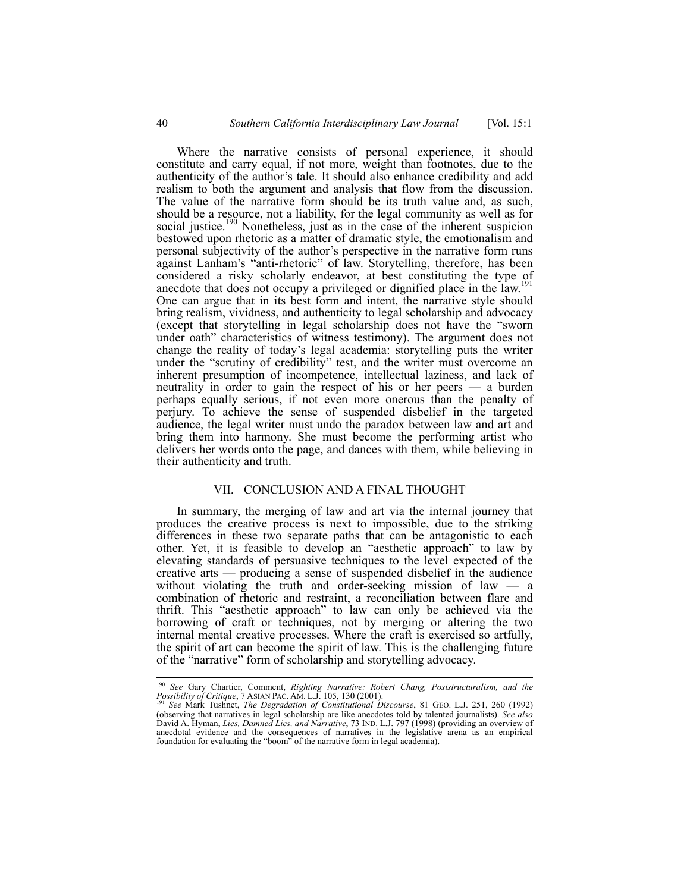Where the narrative consists of personal experience, it should constitute and carry equal, if not more, weight than footnotes, due to the authenticity of the author's tale. It should also enhance credibility and add realism to both the argument and analysis that flow from the discussion. The value of the narrative form should be its truth value and, as such, should be a resource, not a liability, for the legal community as well as for social justice.[190] Nonetheless, just as in the case of the inherent suspicion bestowed upon rhetoric as a matter of dramatic style, the emotionalism and personal subjectivity of the author's perspective in the narrative form runs against Lanham's "anti-rhetoric" of law. Storytelling, therefore, has been considered a risky scholarly endeavor, at best constituting the type of anecdote that does not occupy a privileged or dignified place in the law.[191] One can argue that in its best form and intent, the narrative style should bring realism, vividness, and authenticity to legal scholarship and advocacy (except that storytelling in legal scholarship does not have the "sworn under oath" characteristics of witness testimony). The argument does not change the reality of today's legal academia: storytelling puts the writer under the "scrutiny of credibility" test, and the writer must overcome an inherent presumption of incompetence, intellectual laziness, and lack of neutrality in order to gain the respect of his or her peers — a burden perhaps equally serious, if not even more onerous than the penalty of perjury. To achieve the sense of suspended disbelief in the targeted audience, the legal writer must undo the paradox between law and art and bring them into harmony. She must become the performing artist who delivers her words onto the page, and dances with them, while believing in their authenticity and truth.

## VII. CONCLUSION AND A FINAL THOUGHT

In summary, the merging of law and art via the internal journey that produces the creative process is next to impossible, due to the striking differences in these two separate paths that can be antagonistic to each other. Yet, it is feasible to develop an "aesthetic approach" to law by elevating standards of persuasive techniques to the level expected of the creative arts — producing a sense of suspended disbelief in the audience without violating the truth and order-seeking mission of law — a combination of rhetoric and restraint, a reconciliation between flare and thrift. This "aesthetic approach" to law can only be achieved via the borrowing of craft or techniques, not by merging or altering the two internal mental creative processes. Where the craft is exercised so artfully, the spirit of art can become the spirit of law. This is the challenging future of the "narrative" form of scholarship and storytelling advocacy.

---

[190] *See* Gary Chartier, Comment, *Righting Narrative: Robert Chang, Poststructuralism, and the Possibility of Critique*, 7 ASIAN PAC. AM. L.J. 105, 130 (2001).

[191] *See* Mark Tushnet, *The Degradation of Constitutional Discourse*, 81 GEO. L.J. 251, 260 (1992) (observing that narratives in legal scholarship are like anecdotes told by talented journalists). *See also* David A. Hyman, *Lies, Damned Lies, and Narrative*, 73 IND. L.J. 797 (1998) (providing an overview of anecdotal evidence and the consequences of narratives in the legislative arena as an empirical foundation for evaluating the "boom" of the narrative form in legal academia).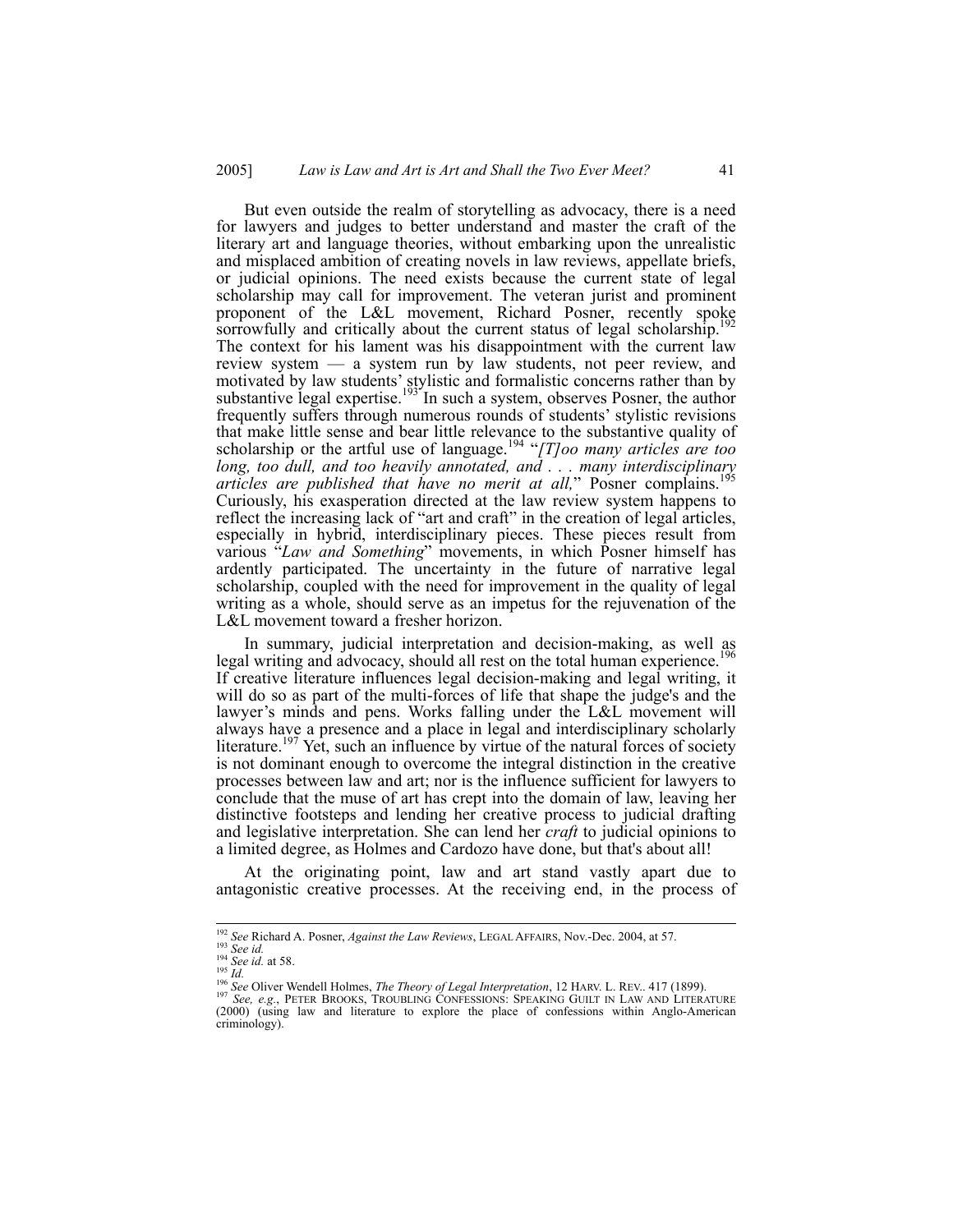But even outside the realm of storytelling as advocacy, there is a need for lawyers and judges to better understand and master the craft of the literary art and language theories, without embarking upon the unrealistic and misplaced ambition of creating novels in law reviews, appellate briefs, or judicial opinions. The need exists because the current state of legal scholarship may call for improvement. The veteran jurist and prominent proponent of the L&L movement, Richard Posner, recently spoke sorrowfully and critically about the current status of legal scholarship.[192] The context for his lament was his disappointment with the current law review system — a system run by law students, not peer review, and motivated by law students' stylistic and formalistic concerns rather than by substantive legal expertise.[193] In such a system, observes Posner, the author frequently suffers through numerous rounds of students' stylistic revisions that make little sense and bear little relevance to the substantive quality of scholarship or the artful use of language.[194] "*[T]oo many articles are too long, too dull, and too heavily annotated, and . . . many interdisciplinary articles are published that have no merit at all,*" Posner complains.[195] Curiously, his exasperation directed at the law review system happens to reflect the increasing lack of "art and craft" in the creation of legal articles, especially in hybrid, interdisciplinary pieces. These pieces result from various "*Law and Something*" movements, in which Posner himself has ardently participated. The uncertainty in the future of narrative legal scholarship, coupled with the need for improvement in the quality of legal writing as a whole, should serve as an impetus for the rejuvenation of the L&L movement toward a fresher horizon.

In summary, judicial interpretation and decision-making, as well as legal writing and advocacy, should all rest on the total human experience.[196] If creative literature influences legal decision-making and legal writing, it will do so as part of the multi-forces of life that shape the judge's and the lawyer's minds and pens. Works falling under the L&L movement will always have a presence and a place in legal and interdisciplinary scholarly literature.[197] Yet, such an influence by virtue of the natural forces of society is not dominant enough to overcome the integral distinction in the creative processes between law and art; nor is the influence sufficient for lawyers to conclude that the muse of art has crept into the domain of law, leaving her distinctive footsteps and lending her creative process to judicial drafting and legislative interpretation. She can lend her *craft* to judicial opinions to a limited degree, as Holmes and Cardozo have done, but that's about all!

At the originating point, law and art stand vastly apart due to antagonistic creative processes. At the receiving end, in the process of

---

[192] *See* Richard A. Posner, *Against the Law Reviews*, LEGAL AFFAIRS, Nov.-Dec. 2004, at 57.

[193] *See id.*

[194] *See id.* at 58.

[195] *Id.*

[196] *See* Oliver Wendell Holmes, *The Theory of Legal Interpretation*, 12 HARV. L. REV.. 417 (1899).

[197] *See, e.g.*, PETER BROOKS, TROUBLING CONFESSIONS: SPEAKING GUILT IN LAW AND LITERATURE (2000) (using law and literature to explore the place of confessions within Anglo-American criminology).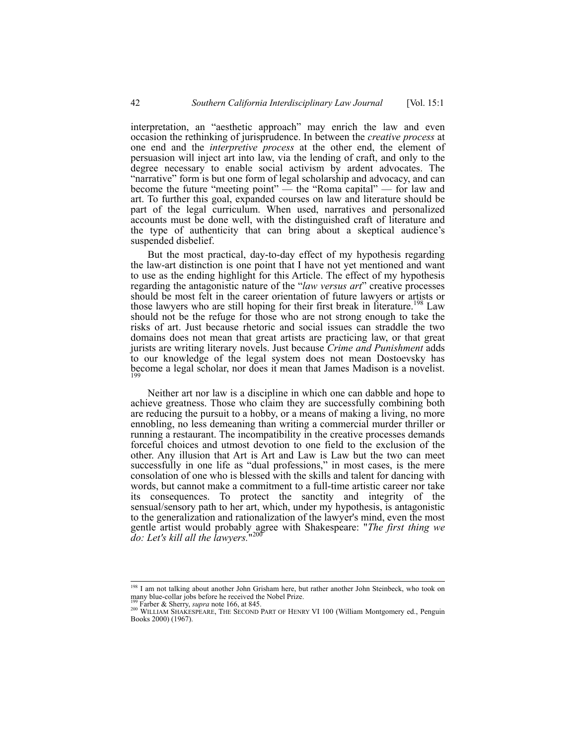interpretation, an "aesthetic approach" may enrich the law and even occasion the rethinking of jurisprudence. In between the *creative process* at one end and the *interpretive process* at the other end, the element of persuasion will inject art into law, via the lending of craft, and only to the degree necessary to enable social activism by ardent advocates. The "narrative" form is but one form of legal scholarship and advocacy, and can become the future "meeting point" — the "Roma capital" — for law and art. To further this goal, expanded courses on law and literature should be part of the legal curriculum. When used, narratives and personalized accounts must be done well, with the distinguished craft of literature and the type of authenticity that can bring about a skeptical audience's suspended disbelief.

But the most practical, day-to-day effect of my hypothesis regarding the law-art distinction is one point that I have not yet mentioned and want to use as the ending highlight for this Article. The effect of my hypothesis regarding the antagonistic nature of the "*law versus art*" creative processes should be most felt in the career orientation of future lawyers or artists or those lawyers who are still hoping for their first break in literature.[198] Law should not be the refuge for those who are not strong enough to take the risks of art. Just because rhetoric and social issues can straddle the two domains does not mean that great artists are practicing law, or that great jurists are writing literary novels. Just because *Crime and Punishment* adds to our knowledge of the legal system does not mean Dostoevsky has become a legal scholar, nor does it mean that James Madison is a novelist.[199]

Neither art nor law is a discipline in which one can dabble and hope to achieve greatness. Those who claim they are successfully combining both are reducing the pursuit to a hobby, or a means of making a living, no more ennobling, no less demeaning than writing a commercial murder thriller or running a restaurant. The incompatibility in the creative processes demands forceful choices and utmost devotion to one field to the exclusion of the other. Any illusion that Art is Art and Law is Law but the two can meet successfully in one life as "dual professions," in most cases, is the mere consolation of one who is blessed with the skills and talent for dancing with words, but cannot make a commitment to a full-time artistic career nor take its consequences. To protect the sanctity and integrity of the sensual/sensory path to her art, which, under my hypothesis, is antagonistic to the generalization and rationalization of the lawyer's mind, even the most gentle artist would probably agree with Shakespeare: "*The first thing we do: Let's kill all the lawyers.*"[200]

---

[198] I am not talking about another John Grisham here, but rather another John Steinbeck, who took on many blue-collar jobs before he received the Nobel Prize.

[199] Farber & Sherry, *supra* note 166, at 845.

[200] WILLIAM SHAKESPEARE, THE SECOND PART OF HENRY VI 100 (William Montgomery ed., Penguin Books 2000) (1967).